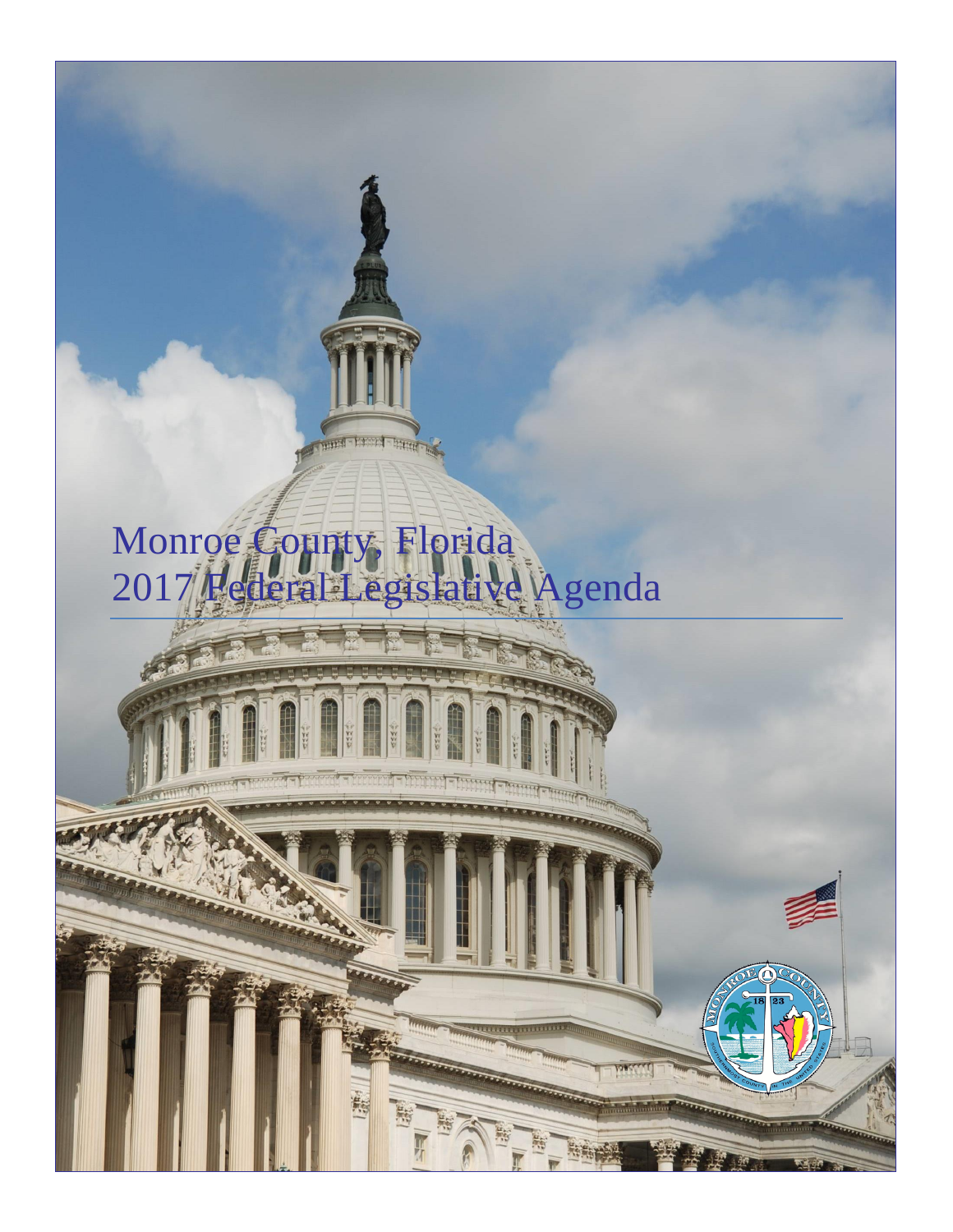# Monroe County, Florida
# 2017 Federal Legislative Agenda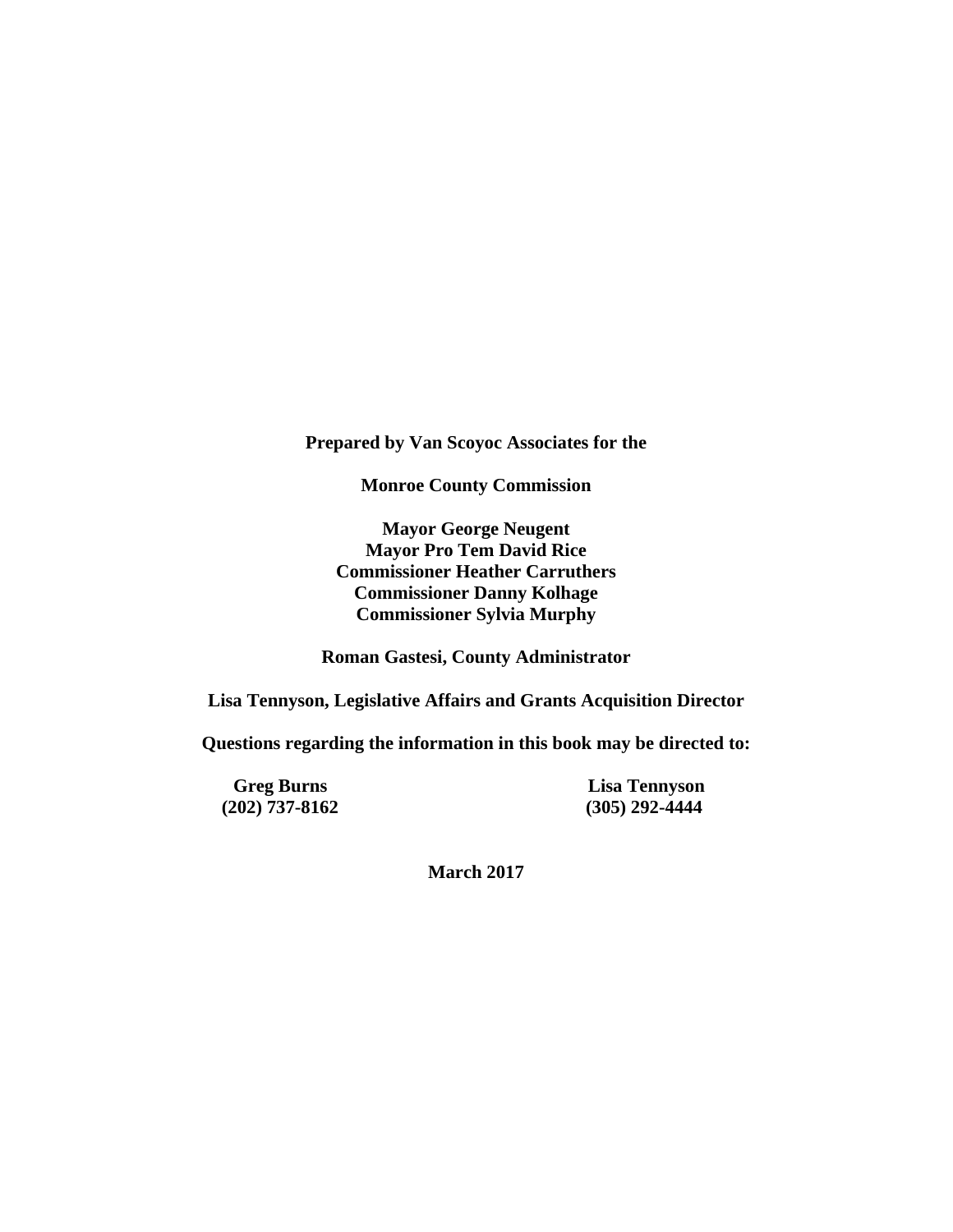**Prepared by Van Scoyoc Associates for the**

**Monroe County Commission**

**Mayor George Neugent**
**Mayor Pro Tem David Rice**
**Commissioner Heather Carruthers**
**Commissioner Danny Kolhage**
**Commissioner Sylvia Murphy**

**Roman Gastesi, County Administrator**

**Lisa Tennyson, Legislative Affairs and Grants Acquisition Director**

**Questions regarding the information in this book may be directed to:**

**Greg Burns**
**(202) 737-8162**

**Lisa Tennyson**
**(305) 292-4444**

**March 2017**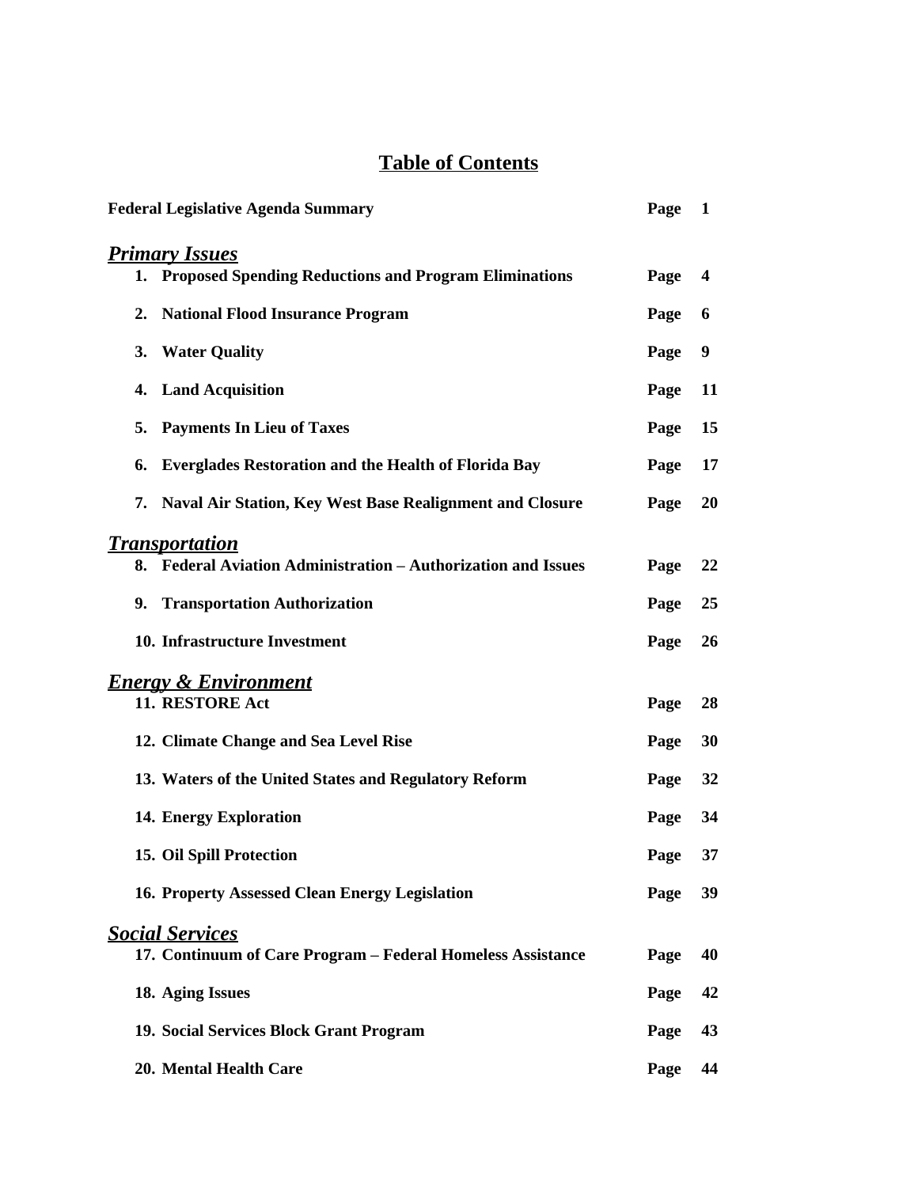# Table of Contents

| | |
|---|---|
| **Federal Legislative Agenda Summary** | **Page 1** |
| ***Primary Issues*** | |
| **1. Proposed Spending Reductions and Program Eliminations** | **Page 4** |
| **2. National Flood Insurance Program** | **Page 6** |
| **3. Water Quality** | **Page 9** |
| **4. Land Acquisition** | **Page 11** |
| **5. Payments In Lieu of Taxes** | **Page 15** |
| **6. Everglades Restoration and the Health of Florida Bay** | **Page 17** |
| **7. Naval Air Station, Key West Base Realignment and Closure** | **Page 20** |
| ***Transportation*** | |
| **8. Federal Aviation Administration – Authorization and Issues** | **Page 22** |
| **9. Transportation Authorization** | **Page 25** |
| **10. Infrastructure Investment** | **Page 26** |
| ***Energy & Environment*** | |
| **11. RESTORE Act** | **Page 28** |
| **12. Climate Change and Sea Level Rise** | **Page 30** |
| **13. Waters of the United States and Regulatory Reform** | **Page 32** |
| **14. Energy Exploration** | **Page 34** |
| **15. Oil Spill Protection** | **Page 37** |
| **16. Property Assessed Clean Energy Legislation** | **Page 39** |
| ***Social Services*** | |
| **17. Continuum of Care Program – Federal Homeless Assistance** | **Page 40** |
| **18. Aging Issues** | **Page 42** |
| **19. Social Services Block Grant Program** | **Page 43** |
| **20. Mental Health Care** | **Page 44** |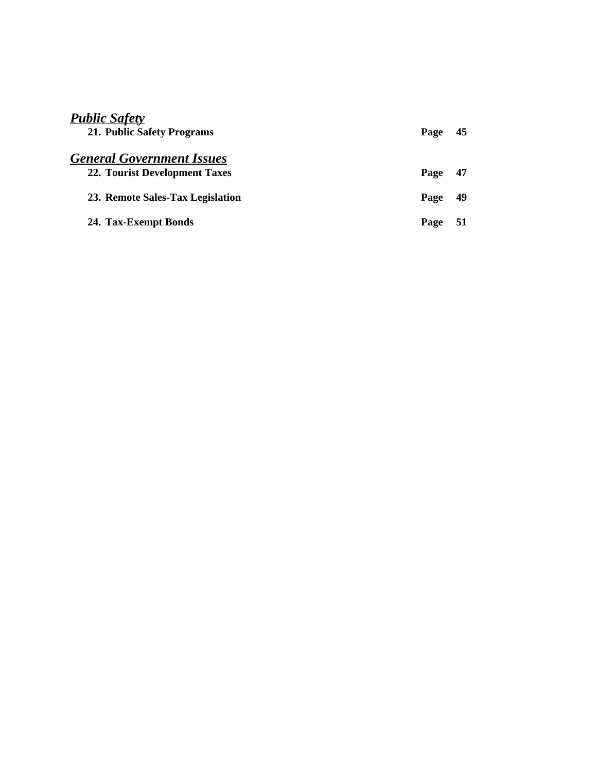***Public Safety***

**21. Public Safety Programs** **Page 45**

***General Government Issues***

**22. Tourist Development Taxes** **Page 47**

**23. Remote Sales-Tax Legislation** **Page 49**

**24. Tax-Exempt Bonds** **Page 51**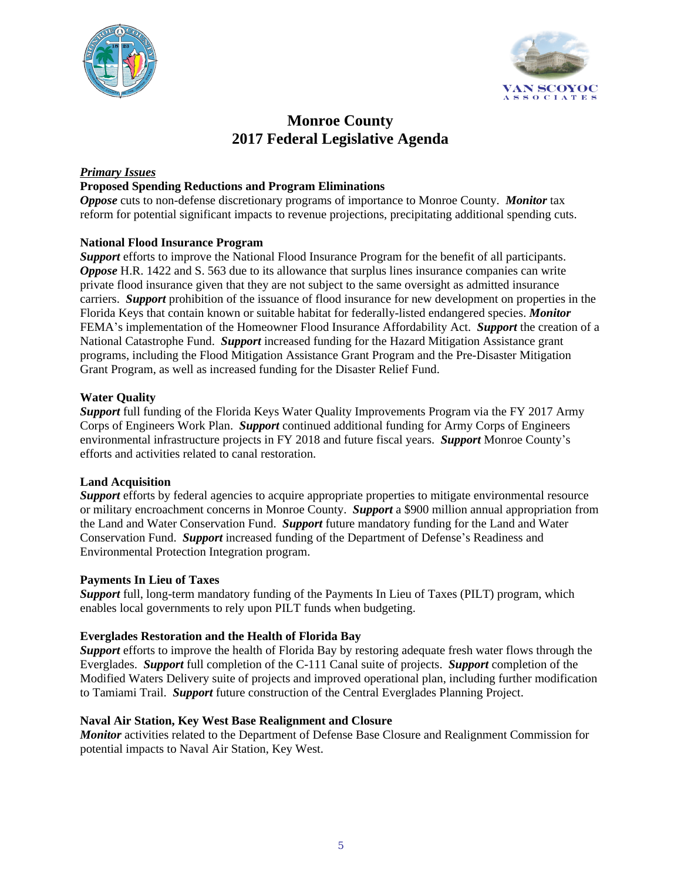# Monroe County
# 2017 Federal Legislative Agenda

***Primary Issues***

**Proposed Spending Reductions and Program Eliminations**

***Oppose*** cuts to non-defense discretionary programs of importance to Monroe County. ***Monitor*** tax reform for potential significant impacts to revenue projections, precipitating additional spending cuts.

**National Flood Insurance Program**

***Support*** efforts to improve the National Flood Insurance Program for the benefit of all participants. ***Oppose*** H.R. 1422 and S. 563 due to its allowance that surplus lines insurance companies can write private flood insurance given that they are not subject to the same oversight as admitted insurance carriers. ***Support*** prohibition of the issuance of flood insurance for new development on properties in the Florida Keys that contain known or suitable habitat for federally-listed endangered species. ***Monitor*** FEMA's implementation of the Homeowner Flood Insurance Affordability Act. ***Support*** the creation of a National Catastrophe Fund. ***Support*** increased funding for the Hazard Mitigation Assistance grant programs, including the Flood Mitigation Assistance Grant Program and the Pre-Disaster Mitigation Grant Program, as well as increased funding for the Disaster Relief Fund.

**Water Quality**

***Support*** full funding of the Florida Keys Water Quality Improvements Program via the FY 2017 Army Corps of Engineers Work Plan. ***Support*** continued additional funding for Army Corps of Engineers environmental infrastructure projects in FY 2018 and future fiscal years. ***Support*** Monroe County's efforts and activities related to canal restoration.

**Land Acquisition**

***Support*** efforts by federal agencies to acquire appropriate properties to mitigate environmental resource or military encroachment concerns in Monroe County. ***Support*** a $900 million annual appropriation from the Land and Water Conservation Fund. ***Support*** future mandatory funding for the Land and Water Conservation Fund. ***Support*** increased funding of the Department of Defense's Readiness and Environmental Protection Integration program.

**Payments In Lieu of Taxes**

***Support*** full, long-term mandatory funding of the Payments In Lieu of Taxes (PILT) program, which enables local governments to rely upon PILT funds when budgeting.

**Everglades Restoration and the Health of Florida Bay**

***Support*** efforts to improve the health of Florida Bay by restoring adequate fresh water flows through the Everglades. ***Support*** full completion of the C-111 Canal suite of projects. ***Support*** completion of the Modified Waters Delivery suite of projects and improved operational plan, including further modification to Tamiami Trail. ***Support*** future construction of the Central Everglades Planning Project.

**Naval Air Station, Key West Base Realignment and Closure**

***Monitor*** activities related to the Department of Defense Base Closure and Realignment Commission for potential impacts to Naval Air Station, Key West.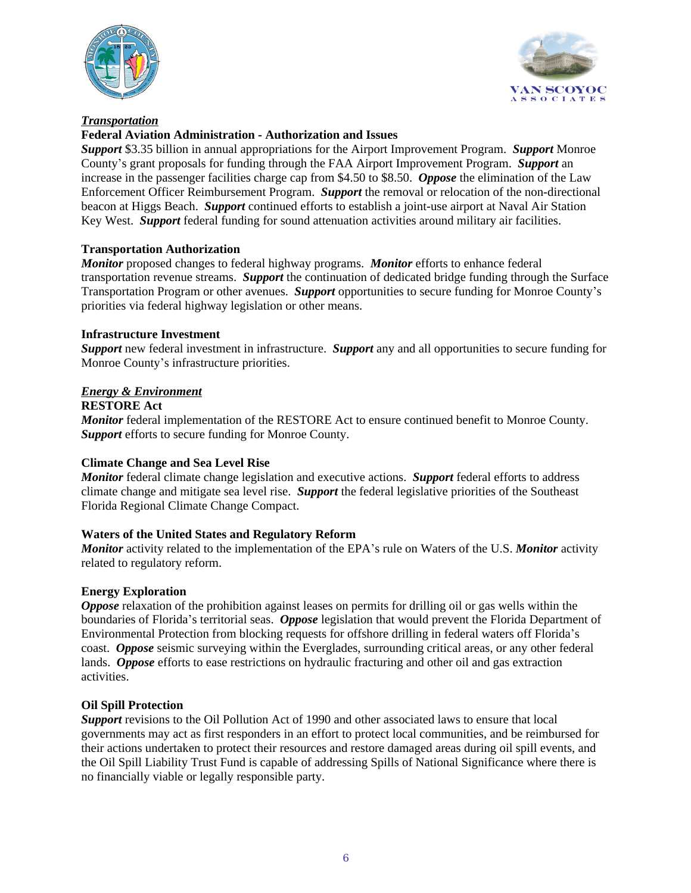***Transportation***

**Federal Aviation Administration - Authorization and Issues**

***Support*** $3.35 billion in annual appropriations for the Airport Improvement Program. ***Support*** Monroe County's grant proposals for funding through the FAA Airport Improvement Program. ***Support*** an increase in the passenger facilities charge cap from $4.50 to $8.50. ***Oppose*** the elimination of the Law Enforcement Officer Reimbursement Program. ***Support*** the removal or relocation of the non-directional beacon at Higgs Beach. ***Support*** continued efforts to establish a joint-use airport at Naval Air Station Key West. ***Support*** federal funding for sound attenuation activities around military air facilities.

**Transportation Authorization**

***Monitor*** proposed changes to federal highway programs. ***Monitor*** efforts to enhance federal transportation revenue streams. ***Support*** the continuation of dedicated bridge funding through the Surface Transportation Program or other avenues. ***Support*** opportunities to secure funding for Monroe County's priorities via federal highway legislation or other means.

**Infrastructure Investment**

***Support*** new federal investment in infrastructure. ***Support*** any and all opportunities to secure funding for Monroe County's infrastructure priorities.

***Energy & Environment***

**RESTORE Act**

***Monitor*** federal implementation of the RESTORE Act to ensure continued benefit to Monroe County. ***Support*** efforts to secure funding for Monroe County.

**Climate Change and Sea Level Rise**

***Monitor*** federal climate change legislation and executive actions. ***Support*** federal efforts to address climate change and mitigate sea level rise. ***Support*** the federal legislative priorities of the Southeast Florida Regional Climate Change Compact.

**Waters of the United States and Regulatory Reform**

***Monitor*** activity related to the implementation of the EPA's rule on Waters of the U.S. ***Monitor*** activity related to regulatory reform.

**Energy Exploration**

***Oppose*** relaxation of the prohibition against leases on permits for drilling oil or gas wells within the boundaries of Florida's territorial seas. ***Oppose*** legislation that would prevent the Florida Department of Environmental Protection from blocking requests for offshore drilling in federal waters off Florida's coast. ***Oppose*** seismic surveying within the Everglades, surrounding critical areas, or any other federal lands. ***Oppose*** efforts to ease restrictions on hydraulic fracturing and other oil and gas extraction activities.

**Oil Spill Protection**

***Support*** revisions to the Oil Pollution Act of 1990 and other associated laws to ensure that local governments may act as first responders in an effort to protect local communities, and be reimbursed for their actions undertaken to protect their resources and restore damaged areas during oil spill events, and the Oil Spill Liability Trust Fund is capable of addressing Spills of National Significance where there is no financially viable or legally responsible party.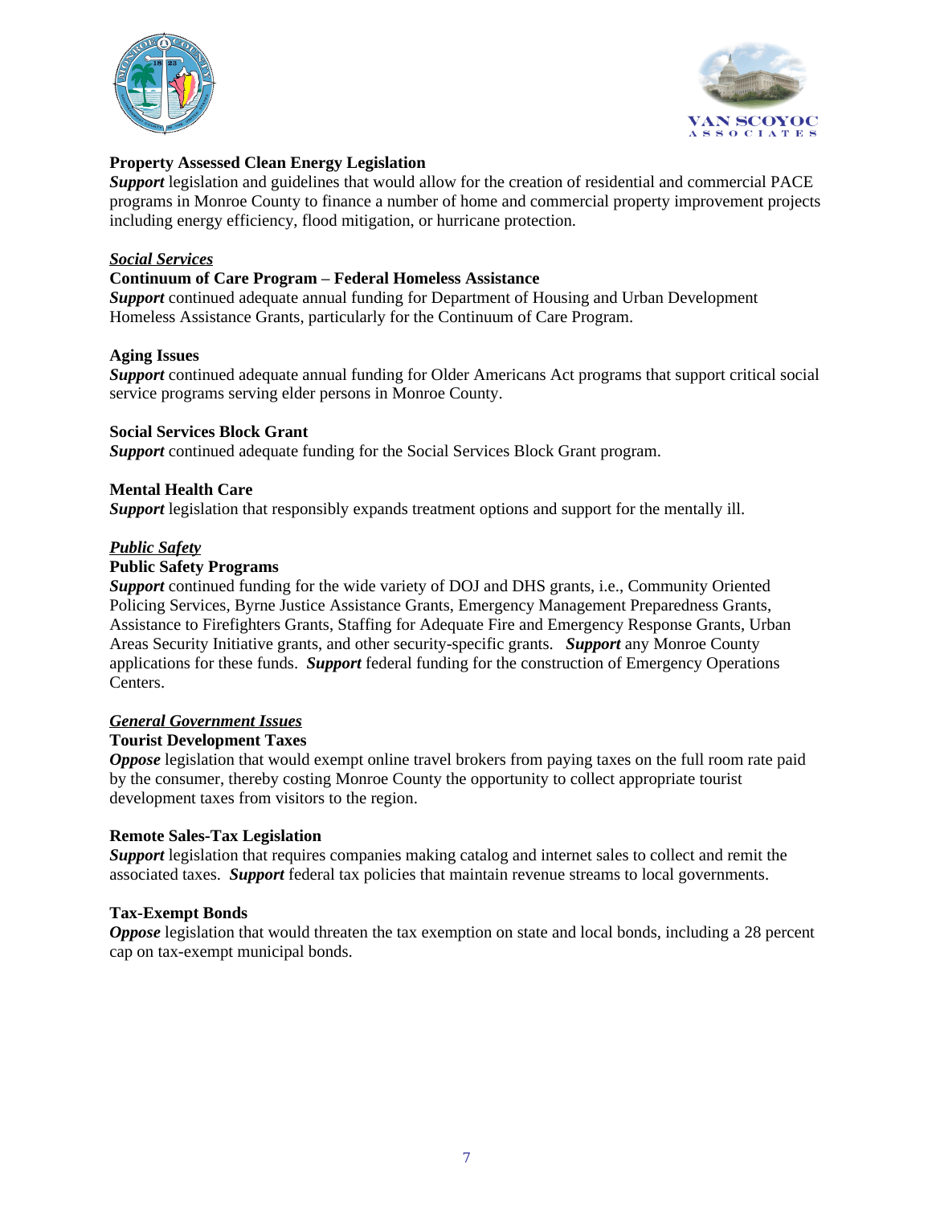**Property Assessed Clean Energy Legislation**
***Support*** legislation and guidelines that would allow for the creation of residential and commercial PACE programs in Monroe County to finance a number of home and commercial property improvement projects including energy efficiency, flood mitigation, or hurricane protection.

***Social Services***

**Continuum of Care Program – Federal Homeless Assistance**
***Support*** continued adequate annual funding for Department of Housing and Urban Development Homeless Assistance Grants, particularly for the Continuum of Care Program.

**Aging Issues**
***Support*** continued adequate annual funding for Older Americans Act programs that support critical social service programs serving elder persons in Monroe County.

**Social Services Block Grant**
***Support*** continued adequate funding for the Social Services Block Grant program.

**Mental Health Care**
***Support*** legislation that responsibly expands treatment options and support for the mentally ill.

***Public Safety***

**Public Safety Programs**
***Support*** continued funding for the wide variety of DOJ and DHS grants, i.e., Community Oriented Policing Services, Byrne Justice Assistance Grants, Emergency Management Preparedness Grants, Assistance to Firefighters Grants, Staffing for Adequate Fire and Emergency Response Grants, Urban Areas Security Initiative grants, and other security-specific grants. ***Support*** any Monroe County applications for these funds. ***Support*** federal funding for the construction of Emergency Operations Centers.

***General Government Issues***

**Tourist Development Taxes**
***Oppose*** legislation that would exempt online travel brokers from paying taxes on the full room rate paid by the consumer, thereby costing Monroe County the opportunity to collect appropriate tourist development taxes from visitors to the region.

**Remote Sales-Tax Legislation**
***Support*** legislation that requires companies making catalog and internet sales to collect and remit the associated taxes. ***Support*** federal tax policies that maintain revenue streams to local governments.

**Tax-Exempt Bonds**
***Oppose*** legislation that would threaten the tax exemption on state and local bonds, including a 28 percent cap on tax-exempt municipal bonds.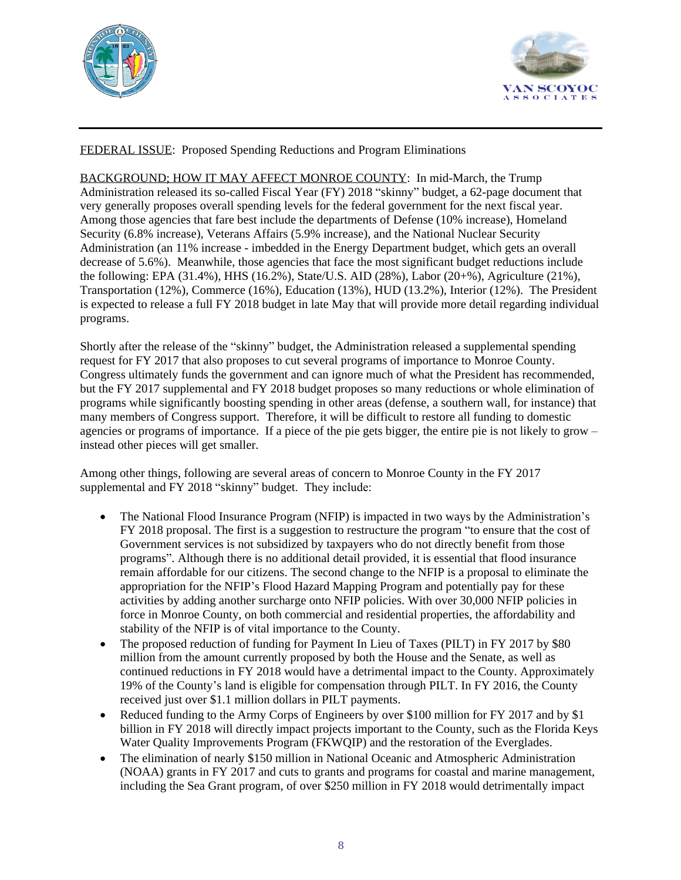FEDERAL ISSUE: Proposed Spending Reductions and Program Eliminations

BACKGROUND; HOW IT MAY AFFECT MONROE COUNTY: In mid-March, the Trump Administration released its so-called Fiscal Year (FY) 2018 "skinny" budget, a 62-page document that very generally proposes overall spending levels for the federal government for the next fiscal year. Among those agencies that fare best include the departments of Defense (10% increase), Homeland Security (6.8% increase), Veterans Affairs (5.9% increase), and the National Nuclear Security Administration (an 11% increase - imbedded in the Energy Department budget, which gets an overall decrease of 5.6%). Meanwhile, those agencies that face the most significant budget reductions include the following: EPA (31.4%), HHS (16.2%), State/U.S. AID (28%), Labor (20+%), Agriculture (21%), Transportation (12%), Commerce (16%), Education (13%), HUD (13.2%), Interior (12%). The President is expected to release a full FY 2018 budget in late May that will provide more detail regarding individual programs.

Shortly after the release of the "skinny" budget, the Administration released a supplemental spending request for FY 2017 that also proposes to cut several programs of importance to Monroe County. Congress ultimately funds the government and can ignore much of what the President has recommended, but the FY 2017 supplemental and FY 2018 budget proposes so many reductions or whole elimination of programs while significantly boosting spending in other areas (defense, a southern wall, for instance) that many members of Congress support. Therefore, it will be difficult to restore all funding to domestic agencies or programs of importance. If a piece of the pie gets bigger, the entire pie is not likely to grow – instead other pieces will get smaller.

Among other things, following are several areas of concern to Monroe County in the FY 2017 supplemental and FY 2018 "skinny" budget. They include:

- The National Flood Insurance Program (NFIP) is impacted in two ways by the Administration's FY 2018 proposal. The first is a suggestion to restructure the program "to ensure that the cost of Government services is not subsidized by taxpayers who do not directly benefit from those programs". Although there is no additional detail provided, it is essential that flood insurance remain affordable for our citizens. The second change to the NFIP is a proposal to eliminate the appropriation for the NFIP's Flood Hazard Mapping Program and potentially pay for these activities by adding another surcharge onto NFIP policies. With over 30,000 NFIP policies in force in Monroe County, on both commercial and residential properties, the affordability and stability of the NFIP is of vital importance to the County.
- The proposed reduction of funding for Payment In Lieu of Taxes (PILT) in FY 2017 by $80 million from the amount currently proposed by both the House and the Senate, as well as continued reductions in FY 2018 would have a detrimental impact to the County. Approximately 19% of the County's land is eligible for compensation through PILT. In FY 2016, the County received just over $1.1 million dollars in PILT payments.
- Reduced funding to the Army Corps of Engineers by over $100 million for FY 2017 and by $1 billion in FY 2018 will directly impact projects important to the County, such as the Florida Keys Water Quality Improvements Program (FKWQIP) and the restoration of the Everglades.
- The elimination of nearly $150 million in National Oceanic and Atmospheric Administration (NOAA) grants in FY 2017 and cuts to grants and programs for coastal and marine management, including the Sea Grant program, of over $250 million in FY 2018 would detrimentally impact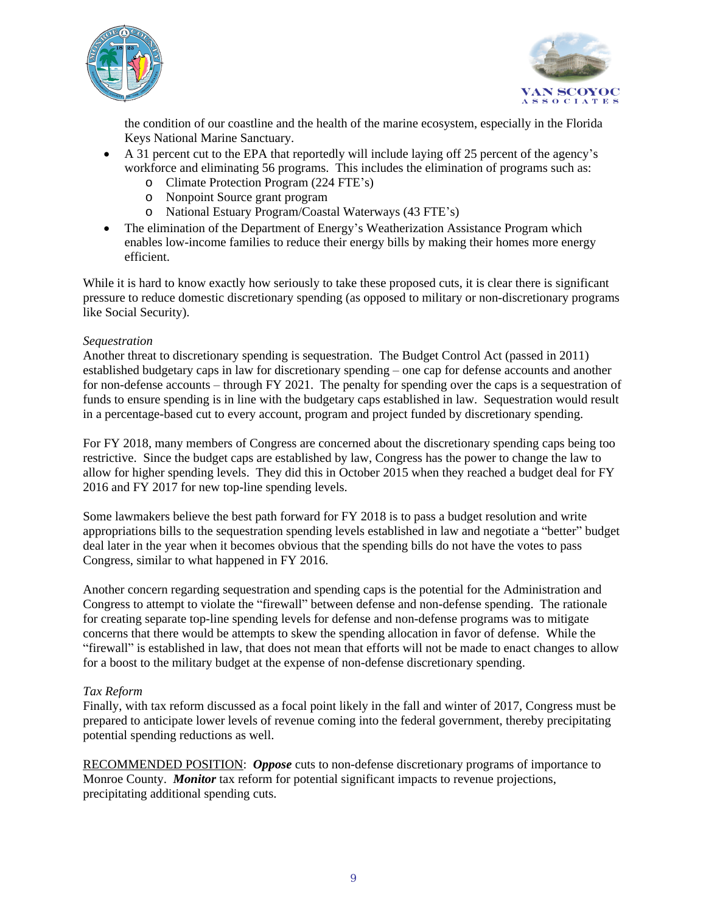the condition of our coastline and the health of the marine ecosystem, especially in the Florida Keys National Marine Sanctuary.

- A 31 percent cut to the EPA that reportedly will include laying off 25 percent of the agency's workforce and eliminating 56 programs. This includes the elimination of programs such as:
  - Climate Protection Program (224 FTE's)
  - Nonpoint Source grant program
  - National Estuary Program/Coastal Waterways (43 FTE's)
- The elimination of the Department of Energy's Weatherization Assistance Program which enables low-income families to reduce their energy bills by making their homes more energy efficient.

While it is hard to know exactly how seriously to take these proposed cuts, it is clear there is significant pressure to reduce domestic discretionary spending (as opposed to military or non-discretionary programs like Social Security).

*Sequestration*

Another threat to discretionary spending is sequestration. The Budget Control Act (passed in 2011) established budgetary caps in law for discretionary spending – one cap for defense accounts and another for non-defense accounts – through FY 2021. The penalty for spending over the caps is a sequestration of funds to ensure spending is in line with the budgetary caps established in law. Sequestration would result in a percentage-based cut to every account, program and project funded by discretionary spending.

For FY 2018, many members of Congress are concerned about the discretionary spending caps being too restrictive. Since the budget caps are established by law, Congress has the power to change the law to allow for higher spending levels. They did this in October 2015 when they reached a budget deal for FY 2016 and FY 2017 for new top-line spending levels.

Some lawmakers believe the best path forward for FY 2018 is to pass a budget resolution and write appropriations bills to the sequestration spending levels established in law and negotiate a "better" budget deal later in the year when it becomes obvious that the spending bills do not have the votes to pass Congress, similar to what happened in FY 2016.

Another concern regarding sequestration and spending caps is the potential for the Administration and Congress to attempt to violate the "firewall" between defense and non-defense spending. The rationale for creating separate top-line spending levels for defense and non-defense programs was to mitigate concerns that there would be attempts to skew the spending allocation in favor of defense. While the "firewall" is established in law, that does not mean that efforts will not be made to enact changes to allow for a boost to the military budget at the expense of non-defense discretionary spending.

*Tax Reform*

Finally, with tax reform discussed as a focal point likely in the fall and winter of 2017, Congress must be prepared to anticipate lower levels of revenue coming into the federal government, thereby precipitating potential spending reductions as well.

<u>RECOMMENDED POSITION</u>: ***Oppose*** cuts to non-defense discretionary programs of importance to Monroe County. ***Monitor*** tax reform for potential significant impacts to revenue projections, precipitating additional spending cuts.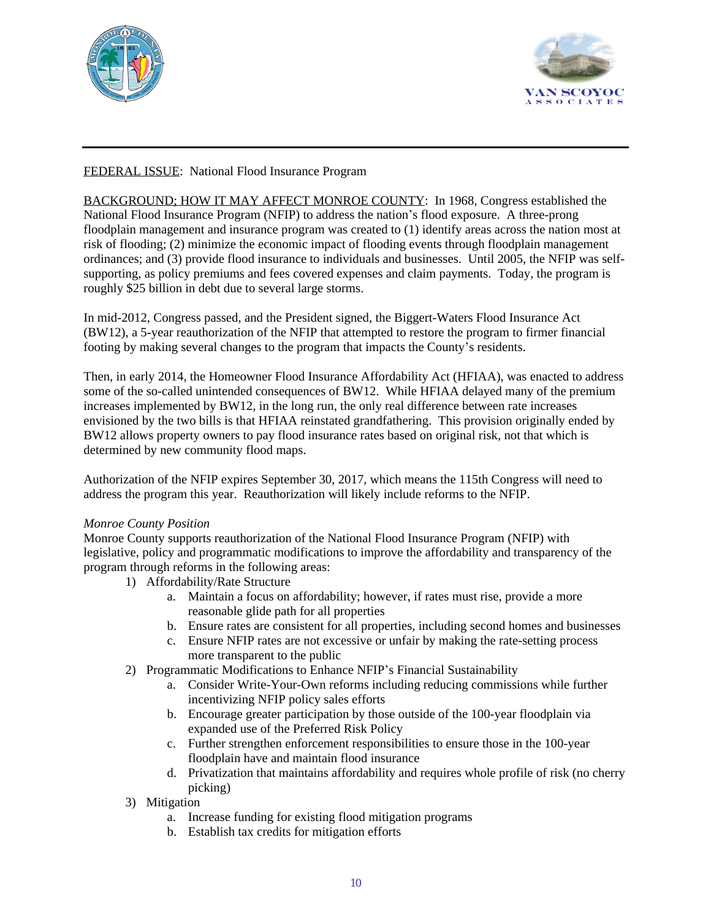FEDERAL ISSUE: National Flood Insurance Program

BACKGROUND; HOW IT MAY AFFECT MONROE COUNTY: In 1968, Congress established the National Flood Insurance Program (NFIP) to address the nation's flood exposure. A three-prong floodplain management and insurance program was created to (1) identify areas across the nation most at risk of flooding; (2) minimize the economic impact of flooding events through floodplain management ordinances; and (3) provide flood insurance to individuals and businesses. Until 2005, the NFIP was self-supporting, as policy premiums and fees covered expenses and claim payments. Today, the program is roughly $25 billion in debt due to several large storms.

In mid-2012, Congress passed, and the President signed, the Biggert-Waters Flood Insurance Act (BW12), a 5-year reauthorization of the NFIP that attempted to restore the program to firmer financial footing by making several changes to the program that impacts the County's residents.

Then, in early 2014, the Homeowner Flood Insurance Affordability Act (HFIAA), was enacted to address some of the so-called unintended consequences of BW12. While HFIAA delayed many of the premium increases implemented by BW12, in the long run, the only real difference between rate increases envisioned by the two bills is that HFIAA reinstated grandfathering. This provision originally ended by BW12 allows property owners to pay flood insurance rates based on original risk, not that which is determined by new community flood maps.

Authorization of the NFIP expires September 30, 2017, which means the 115th Congress will need to address the program this year. Reauthorization will likely include reforms to the NFIP.

*Monroe County Position*

Monroe County supports reauthorization of the National Flood Insurance Program (NFIP) with legislative, policy and programmatic modifications to improve the affordability and transparency of the program through reforms in the following areas:

1) Affordability/Rate Structure
    a. Maintain a focus on affordability; however, if rates must rise, provide a more reasonable glide path for all properties
    b. Ensure rates are consistent for all properties, including second homes and businesses
    c. Ensure NFIP rates are not excessive or unfair by making the rate-setting process more transparent to the public
2) Programmatic Modifications to Enhance NFIP's Financial Sustainability
    a. Consider Write-Your-Own reforms including reducing commissions while further incentivizing NFIP policy sales efforts
    b. Encourage greater participation by those outside of the 100-year floodplain via expanded use of the Preferred Risk Policy
    c. Further strengthen enforcement responsibilities to ensure those in the 100-year floodplain have and maintain flood insurance
    d. Privatization that maintains affordability and requires whole profile of risk (no cherry picking)
3) Mitigation
    a. Increase funding for existing flood mitigation programs
    b. Establish tax credits for mitigation efforts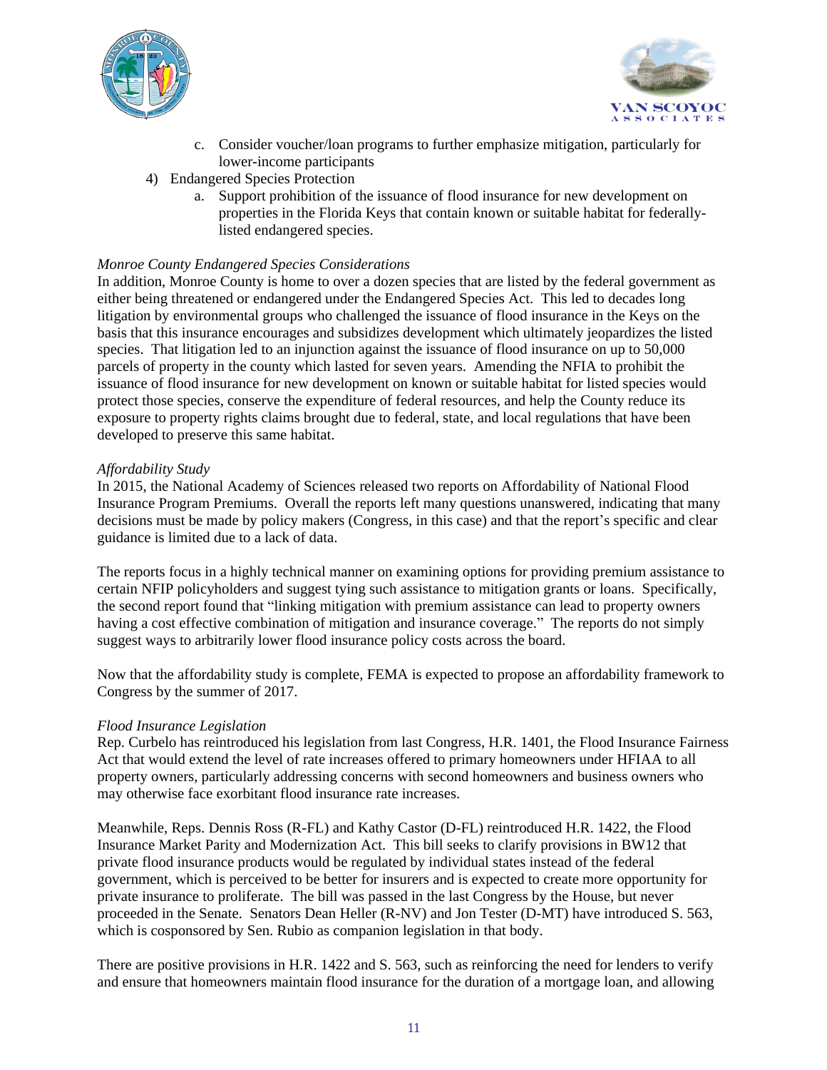c. Consider voucher/loan programs to further emphasize mitigation, particularly for lower-income participants

4) Endangered Species Protection
   a. Support prohibition of the issuance of flood insurance for new development on properties in the Florida Keys that contain known or suitable habitat for federally-listed endangered species.

*Monroe County Endangered Species Considerations*

In addition, Monroe County is home to over a dozen species that are listed by the federal government as either being threatened or endangered under the Endangered Species Act. This led to decades long litigation by environmental groups who challenged the issuance of flood insurance in the Keys on the basis that this insurance encourages and subsidizes development which ultimately jeopardizes the listed species. That litigation led to an injunction against the issuance of flood insurance on up to 50,000 parcels of property in the county which lasted for seven years. Amending the NFIA to prohibit the issuance of flood insurance for new development on known or suitable habitat for listed species would protect those species, conserve the expenditure of federal resources, and help the County reduce its exposure to property rights claims brought due to federal, state, and local regulations that have been developed to preserve this same habitat.

*Affordability Study*

In 2015, the National Academy of Sciences released two reports on Affordability of National Flood Insurance Program Premiums. Overall the reports left many questions unanswered, indicating that many decisions must be made by policy makers (Congress, in this case) and that the report's specific and clear guidance is limited due to a lack of data.

The reports focus in a highly technical manner on examining options for providing premium assistance to certain NFIP policyholders and suggest tying such assistance to mitigation grants or loans. Specifically, the second report found that "linking mitigation with premium assistance can lead to property owners having a cost effective combination of mitigation and insurance coverage." The reports do not simply suggest ways to arbitrarily lower flood insurance policy costs across the board.

Now that the affordability study is complete, FEMA is expected to propose an affordability framework to Congress by the summer of 2017.

*Flood Insurance Legislation*

Rep. Curbelo has reintroduced his legislation from last Congress, H.R. 1401, the Flood Insurance Fairness Act that would extend the level of rate increases offered to primary homeowners under HFIAA to all property owners, particularly addressing concerns with second homeowners and business owners who may otherwise face exorbitant flood insurance rate increases.

Meanwhile, Reps. Dennis Ross (R-FL) and Kathy Castor (D-FL) reintroduced H.R. 1422, the Flood Insurance Market Parity and Modernization Act. This bill seeks to clarify provisions in BW12 that private flood insurance products would be regulated by individual states instead of the federal government, which is perceived to be better for insurers and is expected to create more opportunity for private insurance to proliferate. The bill was passed in the last Congress by the House, but never proceeded in the Senate. Senators Dean Heller (R-NV) and Jon Tester (D-MT) have introduced S. 563, which is cosponsored by Sen. Rubio as companion legislation in that body.

There are positive provisions in H.R. 1422 and S. 563, such as reinforcing the need for lenders to verify and ensure that homeowners maintain flood insurance for the duration of a mortgage loan, and allowing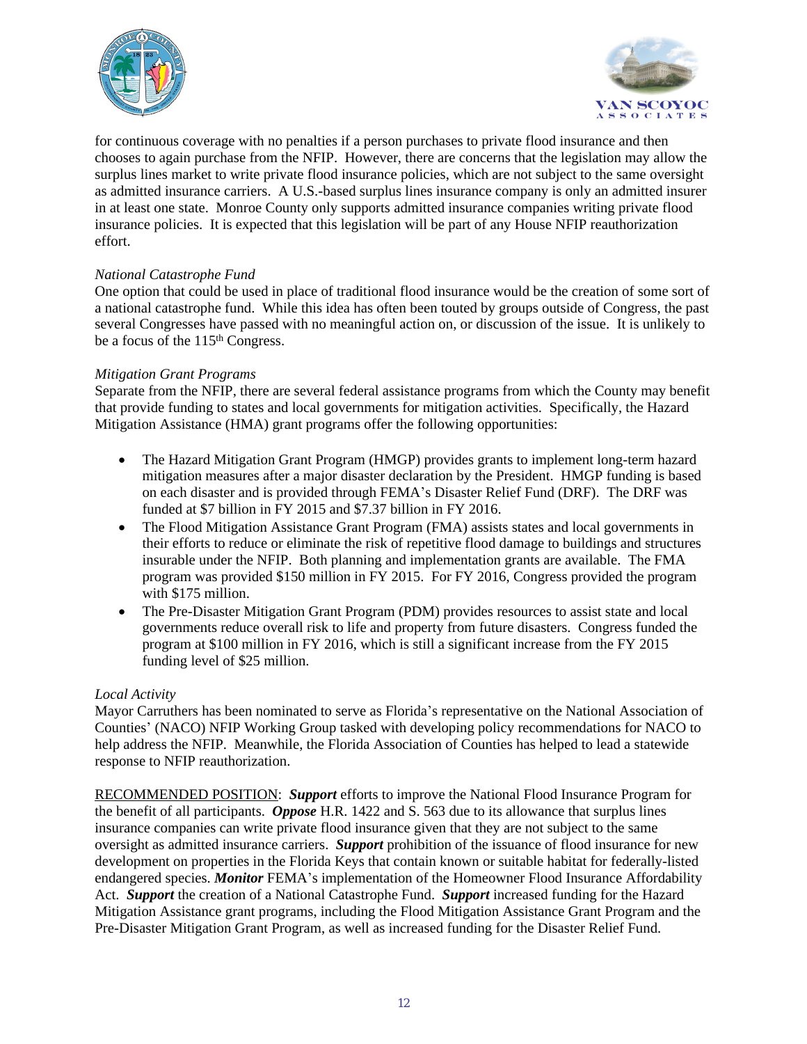for continuous coverage with no penalties if a person purchases to private flood insurance and then chooses to again purchase from the NFIP. However, there are concerns that the legislation may allow the surplus lines market to write private flood insurance policies, which are not subject to the same oversight as admitted insurance carriers. A U.S.-based surplus lines insurance company is only an admitted insurer in at least one state. Monroe County only supports admitted insurance companies writing private flood insurance policies. It is expected that this legislation will be part of any House NFIP reauthorization effort.

*National Catastrophe Fund*
One option that could be used in place of traditional flood insurance would be the creation of some sort of a national catastrophe fund. While this idea has often been touted by groups outside of Congress, the past several Congresses have passed with no meaningful action on, or discussion of the issue. It is unlikely to be a focus of the 115th Congress.

*Mitigation Grant Programs*
Separate from the NFIP, there are several federal assistance programs from which the County may benefit that provide funding to states and local governments for mitigation activities. Specifically, the Hazard Mitigation Assistance (HMA) grant programs offer the following opportunities:

- The Hazard Mitigation Grant Program (HMGP) provides grants to implement long-term hazard mitigation measures after a major disaster declaration by the President. HMGP funding is based on each disaster and is provided through FEMA's Disaster Relief Fund (DRF). The DRF was funded at $7 billion in FY 2015 and $7.37 billion in FY 2016.
- The Flood Mitigation Assistance Grant Program (FMA) assists states and local governments in their efforts to reduce or eliminate the risk of repetitive flood damage to buildings and structures insurable under the NFIP. Both planning and implementation grants are available. The FMA program was provided $150 million in FY 2015. For FY 2016, Congress provided the program with $175 million.
- The Pre-Disaster Mitigation Grant Program (PDM) provides resources to assist state and local governments reduce overall risk to life and property from future disasters. Congress funded the program at $100 million in FY 2016, which is still a significant increase from the FY 2015 funding level of $25 million.

*Local Activity*
Mayor Carruthers has been nominated to serve as Florida's representative on the National Association of Counties' (NACO) NFIP Working Group tasked with developing policy recommendations for NACO to help address the NFIP. Meanwhile, the Florida Association of Counties has helped to lead a statewide response to NFIP reauthorization.

<u>RECOMMENDED POSITION</u>: ***Support*** efforts to improve the National Flood Insurance Program for the benefit of all participants. ***Oppose*** H.R. 1422 and S. 563 due to its allowance that surplus lines insurance companies can write private flood insurance given that they are not subject to the same oversight as admitted insurance carriers. ***Support*** prohibition of the issuance of flood insurance for new development on properties in the Florida Keys that contain known or suitable habitat for federally-listed endangered species. ***Monitor*** FEMA's implementation of the Homeowner Flood Insurance Affordability Act. ***Support*** the creation of a National Catastrophe Fund. ***Support*** increased funding for the Hazard Mitigation Assistance grant programs, including the Flood Mitigation Assistance Grant Program and the Pre-Disaster Mitigation Grant Program, as well as increased funding for the Disaster Relief Fund.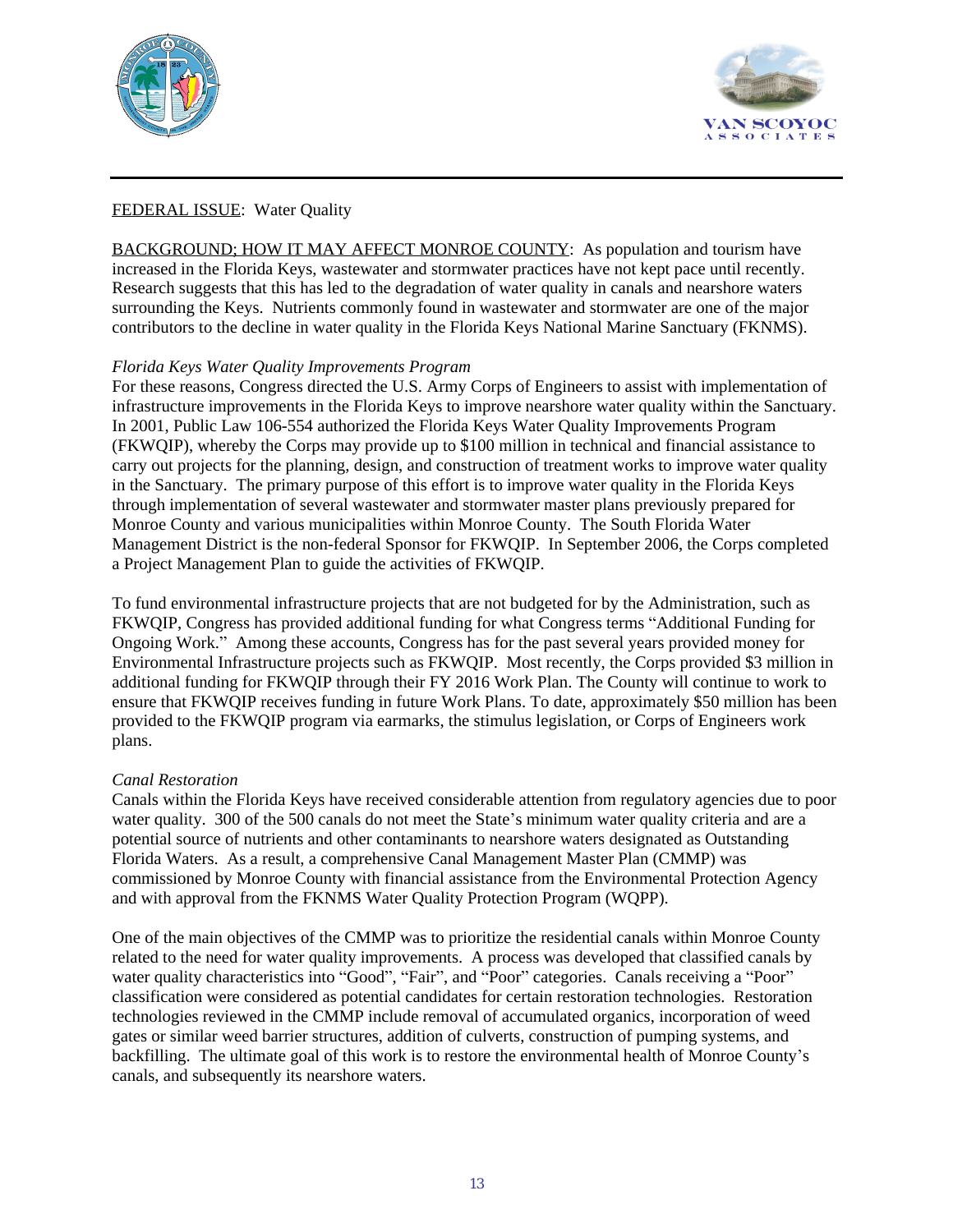FEDERAL ISSUE: Water Quality

BACKGROUND; HOW IT MAY AFFECT MONROE COUNTY: As population and tourism have increased in the Florida Keys, wastewater and stormwater practices have not kept pace until recently. Research suggests that this has led to the degradation of water quality in canals and nearshore waters surrounding the Keys. Nutrients commonly found in wastewater and stormwater are one of the major contributors to the decline in water quality in the Florida Keys National Marine Sanctuary (FKNMS).

*Florida Keys Water Quality Improvements Program*

For these reasons, Congress directed the U.S. Army Corps of Engineers to assist with implementation of infrastructure improvements in the Florida Keys to improve nearshore water quality within the Sanctuary. In 2001, Public Law 106-554 authorized the Florida Keys Water Quality Improvements Program (FKWQIP), whereby the Corps may provide up to $100 million in technical and financial assistance to carry out projects for the planning, design, and construction of treatment works to improve water quality in the Sanctuary. The primary purpose of this effort is to improve water quality in the Florida Keys through implementation of several wastewater and stormwater master plans previously prepared for Monroe County and various municipalities within Monroe County. The South Florida Water Management District is the non-federal Sponsor for FKWQIP. In September 2006, the Corps completed a Project Management Plan to guide the activities of FKWQIP.

To fund environmental infrastructure projects that are not budgeted for by the Administration, such as FKWQIP, Congress has provided additional funding for what Congress terms "Additional Funding for Ongoing Work." Among these accounts, Congress has for the past several years provided money for Environmental Infrastructure projects such as FKWQIP. Most recently, the Corps provided $3 million in additional funding for FKWQIP through their FY 2016 Work Plan. The County will continue to work to ensure that FKWQIP receives funding in future Work Plans. To date, approximately $50 million has been provided to the FKWQIP program via earmarks, the stimulus legislation, or Corps of Engineers work plans.

*Canal Restoration*

Canals within the Florida Keys have received considerable attention from regulatory agencies due to poor water quality. 300 of the 500 canals do not meet the State's minimum water quality criteria and are a potential source of nutrients and other contaminants to nearshore waters designated as Outstanding Florida Waters. As a result, a comprehensive Canal Management Master Plan (CMMP) was commissioned by Monroe County with financial assistance from the Environmental Protection Agency and with approval from the FKNMS Water Quality Protection Program (WQPP).

One of the main objectives of the CMMP was to prioritize the residential canals within Monroe County related to the need for water quality improvements. A process was developed that classified canals by water quality characteristics into "Good", "Fair", and "Poor" categories. Canals receiving a "Poor" classification were considered as potential candidates for certain restoration technologies. Restoration technologies reviewed in the CMMP include removal of accumulated organics, incorporation of weed gates or similar weed barrier structures, addition of culverts, construction of pumping systems, and backfilling. The ultimate goal of this work is to restore the environmental health of Monroe County's canals, and subsequently its nearshore waters.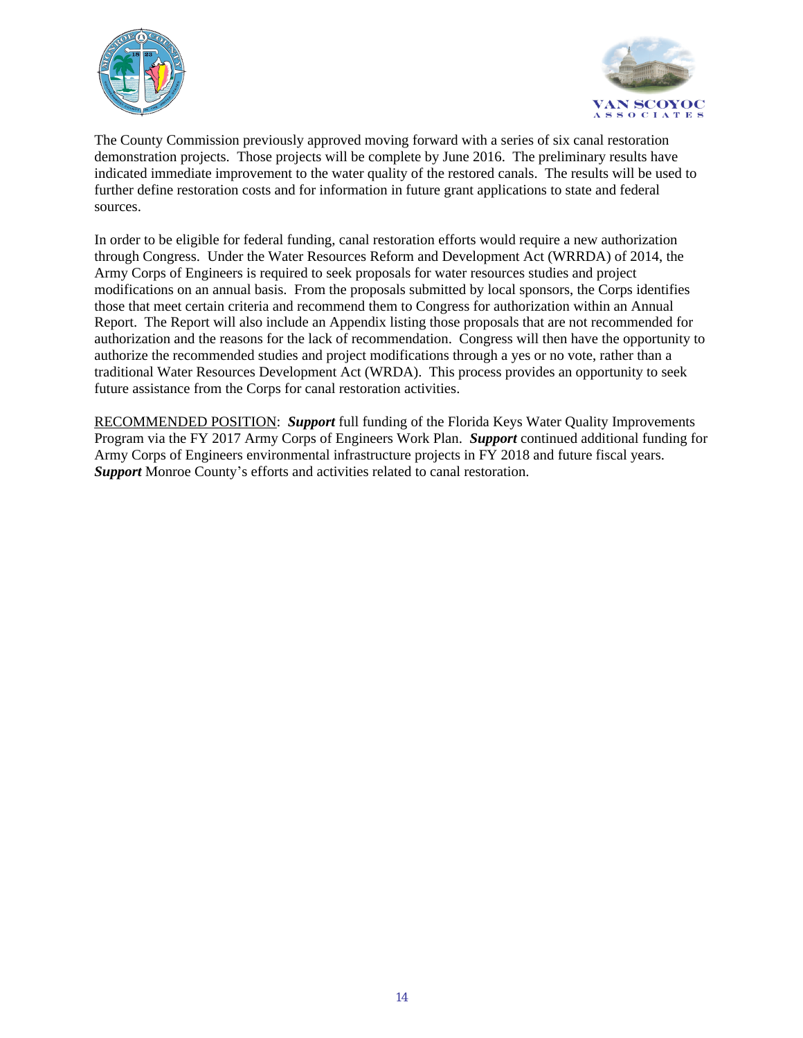The County Commission previously approved moving forward with a series of six canal restoration demonstration projects. Those projects will be complete by June 2016. The preliminary results have indicated immediate improvement to the water quality of the restored canals. The results will be used to further define restoration costs and for information in future grant applications to state and federal sources.

In order to be eligible for federal funding, canal restoration efforts would require a new authorization through Congress. Under the Water Resources Reform and Development Act (WRRDA) of 2014, the Army Corps of Engineers is required to seek proposals for water resources studies and project modifications on an annual basis. From the proposals submitted by local sponsors, the Corps identifies those that meet certain criteria and recommend them to Congress for authorization within an Annual Report. The Report will also include an Appendix listing those proposals that are not recommended for authorization and the reasons for the lack of recommendation. Congress will then have the opportunity to authorize the recommended studies and project modifications through a yes or no vote, rather than a traditional Water Resources Development Act (WRDA). This process provides an opportunity to seek future assistance from the Corps for canal restoration activities.

RECOMMENDED POSITION: ***Support*** full funding of the Florida Keys Water Quality Improvements Program via the FY 2017 Army Corps of Engineers Work Plan. ***Support*** continued additional funding for Army Corps of Engineers environmental infrastructure projects in FY 2018 and future fiscal years. ***Support*** Monroe County's efforts and activities related to canal restoration.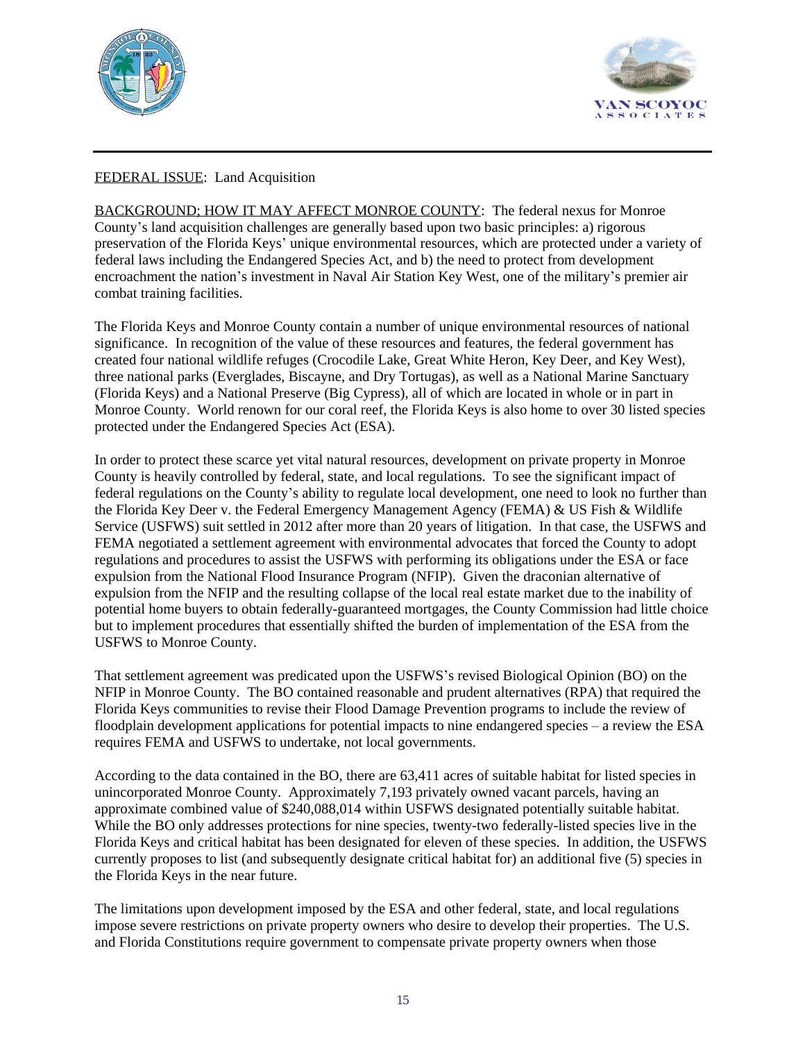FEDERAL ISSUE: Land Acquisition

BACKGROUND; HOW IT MAY AFFECT MONROE COUNTY: The federal nexus for Monroe County's land acquisition challenges are generally based upon two basic principles: a) rigorous preservation of the Florida Keys' unique environmental resources, which are protected under a variety of federal laws including the Endangered Species Act, and b) the need to protect from development encroachment the nation's investment in Naval Air Station Key West, one of the military's premier air combat training facilities.

The Florida Keys and Monroe County contain a number of unique environmental resources of national significance. In recognition of the value of these resources and features, the federal government has created four national wildlife refuges (Crocodile Lake, Great White Heron, Key Deer, and Key West), three national parks (Everglades, Biscayne, and Dry Tortugas), as well as a National Marine Sanctuary (Florida Keys) and a National Preserve (Big Cypress), all of which are located in whole or in part in Monroe County. World renown for our coral reef, the Florida Keys is also home to over 30 listed species protected under the Endangered Species Act (ESA).

In order to protect these scarce yet vital natural resources, development on private property in Monroe County is heavily controlled by federal, state, and local regulations. To see the significant impact of federal regulations on the County's ability to regulate local development, one need to look no further than the Florida Key Deer v. the Federal Emergency Management Agency (FEMA) & US Fish & Wildlife Service (USFWS) suit settled in 2012 after more than 20 years of litigation. In that case, the USFWS and FEMA negotiated a settlement agreement with environmental advocates that forced the County to adopt regulations and procedures to assist the USFWS with performing its obligations under the ESA or face expulsion from the National Flood Insurance Program (NFIP). Given the draconian alternative of expulsion from the NFIP and the resulting collapse of the local real estate market due to the inability of potential home buyers to obtain federally-guaranteed mortgages, the County Commission had little choice but to implement procedures that essentially shifted the burden of implementation of the ESA from the USFWS to Monroe County.

That settlement agreement was predicated upon the USFWS's revised Biological Opinion (BO) on the NFIP in Monroe County. The BO contained reasonable and prudent alternatives (RPA) that required the Florida Keys communities to revise their Flood Damage Prevention programs to include the review of floodplain development applications for potential impacts to nine endangered species – a review the ESA requires FEMA and USFWS to undertake, not local governments.

According to the data contained in the BO, there are 63,411 acres of suitable habitat for listed species in unincorporated Monroe County. Approximately 7,193 privately owned vacant parcels, having an approximate combined value of $240,088,014 within USFWS designated potentially suitable habitat. While the BO only addresses protections for nine species, twenty-two federally-listed species live in the Florida Keys and critical habitat has been designated for eleven of these species. In addition, the USFWS currently proposes to list (and subsequently designate critical habitat for) an additional five (5) species in the Florida Keys in the near future.

The limitations upon development imposed by the ESA and other federal, state, and local regulations impose severe restrictions on private property owners who desire to develop their properties. The U.S. and Florida Constitutions require government to compensate private property owners when those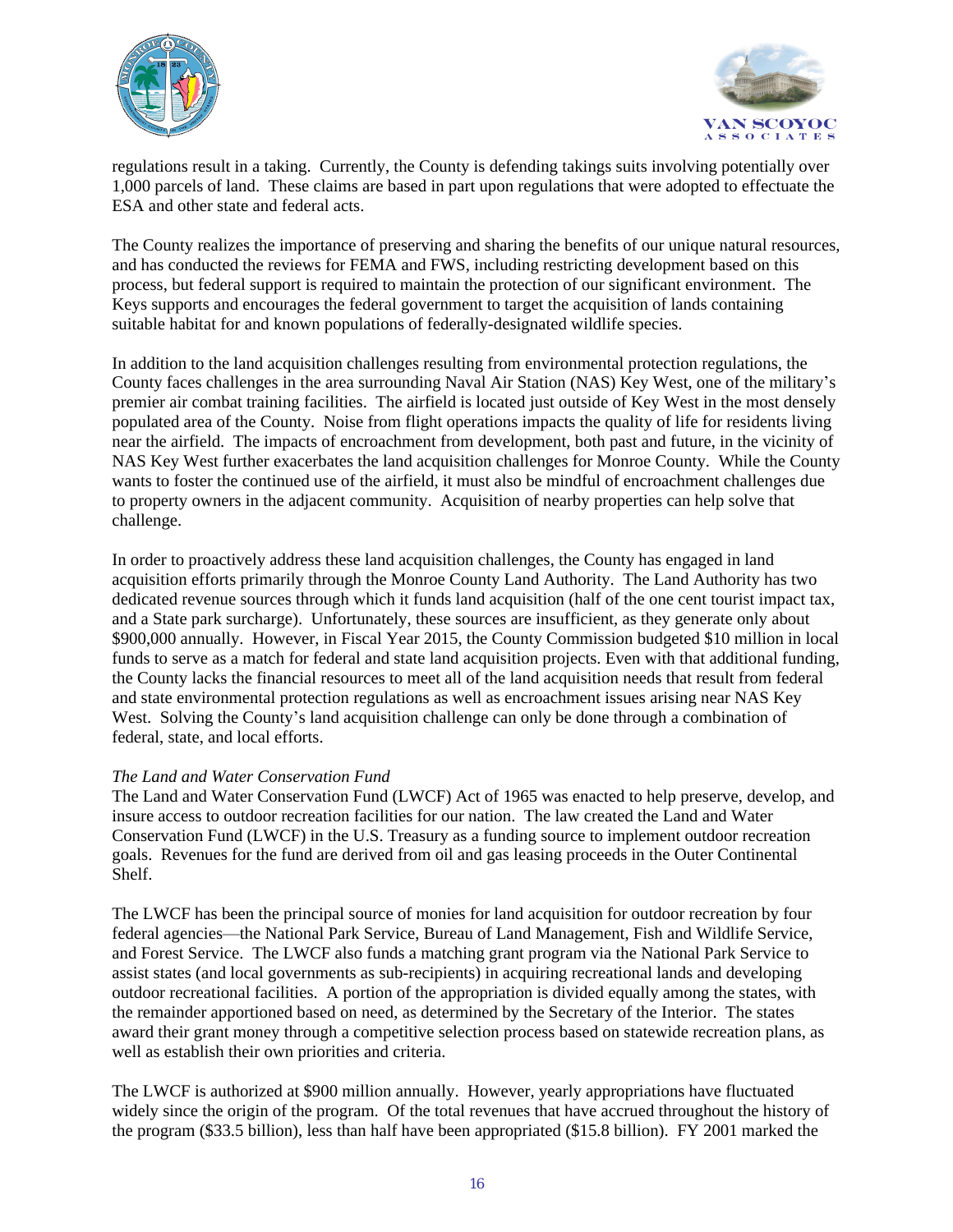regulations result in a taking. Currently, the County is defending takings suits involving potentially over 1,000 parcels of land. These claims are based in part upon regulations that were adopted to effectuate the ESA and other state and federal acts.

The County realizes the importance of preserving and sharing the benefits of our unique natural resources, and has conducted the reviews for FEMA and FWS, including restricting development based on this process, but federal support is required to maintain the protection of our significant environment. The Keys supports and encourages the federal government to target the acquisition of lands containing suitable habitat for and known populations of federally-designated wildlife species.

In addition to the land acquisition challenges resulting from environmental protection regulations, the County faces challenges in the area surrounding Naval Air Station (NAS) Key West, one of the military's premier air combat training facilities. The airfield is located just outside of Key West in the most densely populated area of the County. Noise from flight operations impacts the quality of life for residents living near the airfield. The impacts of encroachment from development, both past and future, in the vicinity of NAS Key West further exacerbates the land acquisition challenges for Monroe County. While the County wants to foster the continued use of the airfield, it must also be mindful of encroachment challenges due to property owners in the adjacent community. Acquisition of nearby properties can help solve that challenge.

In order to proactively address these land acquisition challenges, the County has engaged in land acquisition efforts primarily through the Monroe County Land Authority. The Land Authority has two dedicated revenue sources through which it funds land acquisition (half of the one cent tourist impact tax, and a State park surcharge). Unfortunately, these sources are insufficient, as they generate only about $900,000 annually. However, in Fiscal Year 2015, the County Commission budgeted $10 million in local funds to serve as a match for federal and state land acquisition projects. Even with that additional funding, the County lacks the financial resources to meet all of the land acquisition needs that result from federal and state environmental protection regulations as well as encroachment issues arising near NAS Key West. Solving the County's land acquisition challenge can only be done through a combination of federal, state, and local efforts.

*The Land and Water Conservation Fund*

The Land and Water Conservation Fund (LWCF) Act of 1965 was enacted to help preserve, develop, and insure access to outdoor recreation facilities for our nation. The law created the Land and Water Conservation Fund (LWCF) in the U.S. Treasury as a funding source to implement outdoor recreation goals. Revenues for the fund are derived from oil and gas leasing proceeds in the Outer Continental Shelf.

The LWCF has been the principal source of monies for land acquisition for outdoor recreation by four federal agencies—the National Park Service, Bureau of Land Management, Fish and Wildlife Service, and Forest Service. The LWCF also funds a matching grant program via the National Park Service to assist states (and local governments as sub-recipients) in acquiring recreational lands and developing outdoor recreational facilities. A portion of the appropriation is divided equally among the states, with the remainder apportioned based on need, as determined by the Secretary of the Interior. The states award their grant money through a competitive selection process based on statewide recreation plans, as well as establish their own priorities and criteria.

The LWCF is authorized at $900 million annually. However, yearly appropriations have fluctuated widely since the origin of the program. Of the total revenues that have accrued throughout the history of the program ($33.5 billion), less than half have been appropriated ($15.8 billion). FY 2001 marked the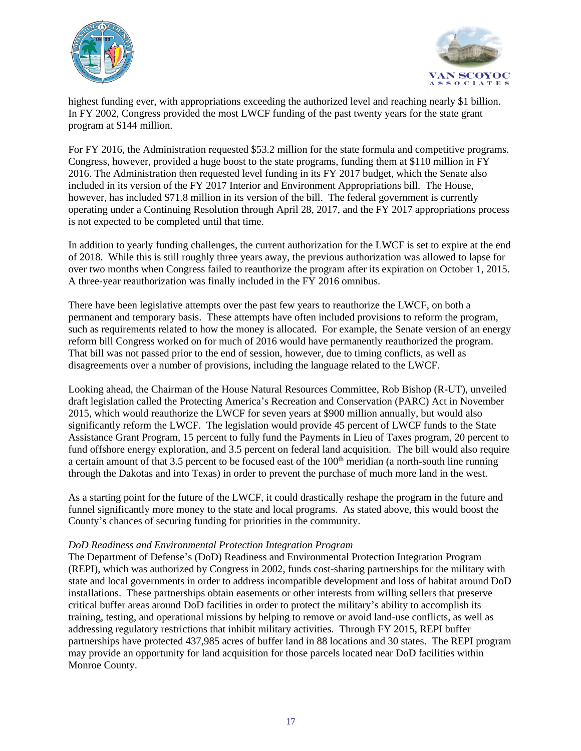highest funding ever, with appropriations exceeding the authorized level and reaching nearly $1 billion. In FY 2002, Congress provided the most LWCF funding of the past twenty years for the state grant program at $144 million.

For FY 2016, the Administration requested $53.2 million for the state formula and competitive programs. Congress, however, provided a huge boost to the state programs, funding them at $110 million in FY 2016. The Administration then requested level funding in its FY 2017 budget, which the Senate also included in its version of the FY 2017 Interior and Environment Appropriations bill. The House, however, has included $71.8 million in its version of the bill. The federal government is currently operating under a Continuing Resolution through April 28, 2017, and the FY 2017 appropriations process is not expected to be completed until that time.

In addition to yearly funding challenges, the current authorization for the LWCF is set to expire at the end of 2018. While this is still roughly three years away, the previous authorization was allowed to lapse for over two months when Congress failed to reauthorize the program after its expiration on October 1, 2015. A three-year reauthorization was finally included in the FY 2016 omnibus.

There have been legislative attempts over the past few years to reauthorize the LWCF, on both a permanent and temporary basis. These attempts have often included provisions to reform the program, such as requirements related to how the money is allocated. For example, the Senate version of an energy reform bill Congress worked on for much of 2016 would have permanently reauthorized the program. That bill was not passed prior to the end of session, however, due to timing conflicts, as well as disagreements over a number of provisions, including the language related to the LWCF.

Looking ahead, the Chairman of the House Natural Resources Committee, Rob Bishop (R-UT), unveiled draft legislation called the Protecting America's Recreation and Conservation (PARC) Act in November 2015, which would reauthorize the LWCF for seven years at $900 million annually, but would also significantly reform the LWCF. The legislation would provide 45 percent of LWCF funds to the State Assistance Grant Program, 15 percent to fully fund the Payments in Lieu of Taxes program, 20 percent to fund offshore energy exploration, and 3.5 percent on federal land acquisition. The bill would also require a certain amount of that 3.5 percent to be focused east of the 100th meridian (a north-south line running through the Dakotas and into Texas) in order to prevent the purchase of much more land in the west.

As a starting point for the future of the LWCF, it could drastically reshape the program in the future and funnel significantly more money to the state and local programs. As stated above, this would boost the County's chances of securing funding for priorities in the community.

*DoD Readiness and Environmental Protection Integration Program*

The Department of Defense's (DoD) Readiness and Environmental Protection Integration Program (REPI), which was authorized by Congress in 2002, funds cost-sharing partnerships for the military with state and local governments in order to address incompatible development and loss of habitat around DoD installations. These partnerships obtain easements or other interests from willing sellers that preserve critical buffer areas around DoD facilities in order to protect the military's ability to accomplish its training, testing, and operational missions by helping to remove or avoid land-use conflicts, as well as addressing regulatory restrictions that inhibit military activities. Through FY 2015, REPI buffer partnerships have protected 437,985 acres of buffer land in 88 locations and 30 states. The REPI program may provide an opportunity for land acquisition for those parcels located near DoD facilities within Monroe County.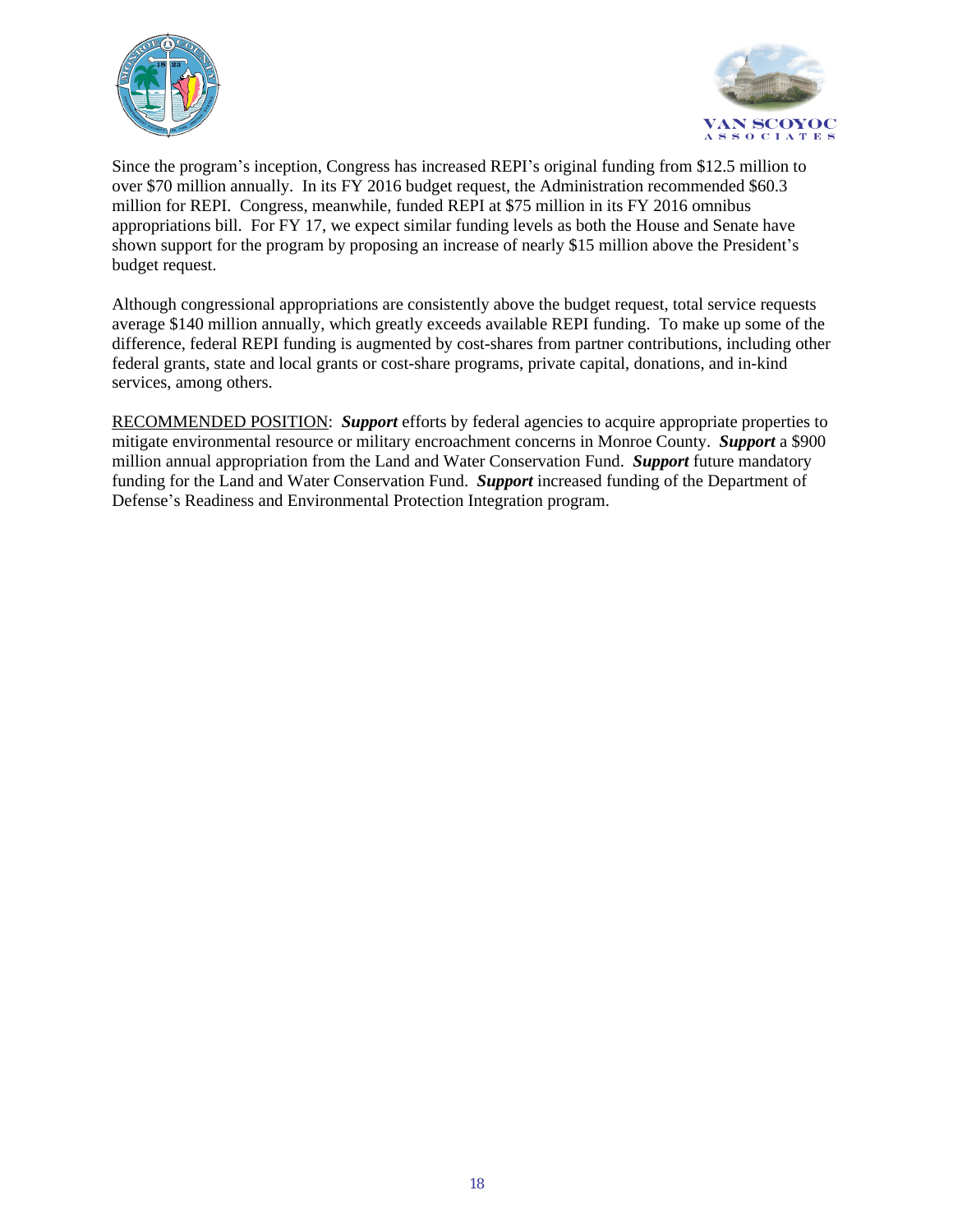Since the program's inception, Congress has increased REPI's original funding from $12.5 million to over $70 million annually. In its FY 2016 budget request, the Administration recommended $60.3 million for REPI. Congress, meanwhile, funded REPI at $75 million in its FY 2016 omnibus appropriations bill. For FY 17, we expect similar funding levels as both the House and Senate have shown support for the program by proposing an increase of nearly $15 million above the President's budget request.

Although congressional appropriations are consistently above the budget request, total service requests average $140 million annually, which greatly exceeds available REPI funding. To make up some of the difference, federal REPI funding is augmented by cost-shares from partner contributions, including other federal grants, state and local grants or cost-share programs, private capital, donations, and in-kind services, among others.

<u>RECOMMENDED POSITION</u>: ***Support*** efforts by federal agencies to acquire appropriate properties to mitigate environmental resource or military encroachment concerns in Monroe County. ***Support*** a $900 million annual appropriation from the Land and Water Conservation Fund. ***Support*** future mandatory funding for the Land and Water Conservation Fund. ***Support*** increased funding of the Department of Defense's Readiness and Environmental Protection Integration program.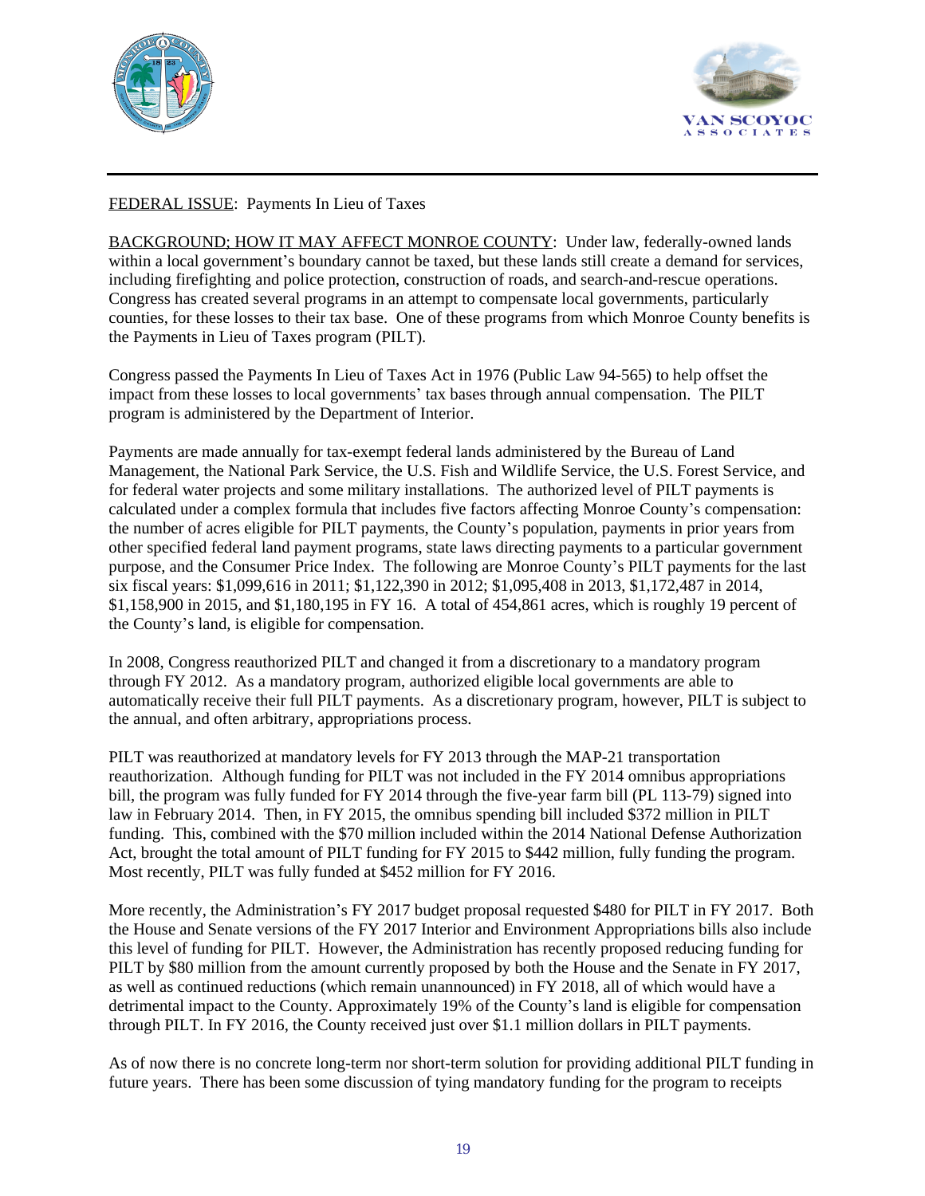FEDERAL ISSUE: Payments In Lieu of Taxes

BACKGROUND; HOW IT MAY AFFECT MONROE COUNTY: Under law, federally-owned lands within a local government's boundary cannot be taxed, but these lands still create a demand for services, including firefighting and police protection, construction of roads, and search-and-rescue operations. Congress has created several programs in an attempt to compensate local governments, particularly counties, for these losses to their tax base. One of these programs from which Monroe County benefits is the Payments in Lieu of Taxes program (PILT).

Congress passed the Payments In Lieu of Taxes Act in 1976 (Public Law 94-565) to help offset the impact from these losses to local governments' tax bases through annual compensation. The PILT program is administered by the Department of Interior.

Payments are made annually for tax-exempt federal lands administered by the Bureau of Land Management, the National Park Service, the U.S. Fish and Wildlife Service, the U.S. Forest Service, and for federal water projects and some military installations. The authorized level of PILT payments is calculated under a complex formula that includes five factors affecting Monroe County's compensation: the number of acres eligible for PILT payments, the County's population, payments in prior years from other specified federal land payment programs, state laws directing payments to a particular government purpose, and the Consumer Price Index. The following are Monroe County's PILT payments for the last six fiscal years: $1,099,616 in 2011; $1,122,390 in 2012; $1,095,408 in 2013, $1,172,487 in 2014, $1,158,900 in 2015, and $1,180,195 in FY 16. A total of 454,861 acres, which is roughly 19 percent of the County's land, is eligible for compensation.

In 2008, Congress reauthorized PILT and changed it from a discretionary to a mandatory program through FY 2012. As a mandatory program, authorized eligible local governments are able to automatically receive their full PILT payments. As a discretionary program, however, PILT is subject to the annual, and often arbitrary, appropriations process.

PILT was reauthorized at mandatory levels for FY 2013 through the MAP-21 transportation reauthorization. Although funding for PILT was not included in the FY 2014 omnibus appropriations bill, the program was fully funded for FY 2014 through the five-year farm bill (PL 113-79) signed into law in February 2014. Then, in FY 2015, the omnibus spending bill included $372 million in PILT funding. This, combined with the $70 million included within the 2014 National Defense Authorization Act, brought the total amount of PILT funding for FY 2015 to $442 million, fully funding the program. Most recently, PILT was fully funded at $452 million for FY 2016.

More recently, the Administration's FY 2017 budget proposal requested $480 for PILT in FY 2017. Both the House and Senate versions of the FY 2017 Interior and Environment Appropriations bills also include this level of funding for PILT. However, the Administration has recently proposed reducing funding for PILT by $80 million from the amount currently proposed by both the House and the Senate in FY 2017, as well as continued reductions (which remain unannounced) in FY 2018, all of which would have a detrimental impact to the County. Approximately 19% of the County's land is eligible for compensation through PILT. In FY 2016, the County received just over $1.1 million dollars in PILT payments.

As of now there is no concrete long-term nor short-term solution for providing additional PILT funding in future years. There has been some discussion of tying mandatory funding for the program to receipts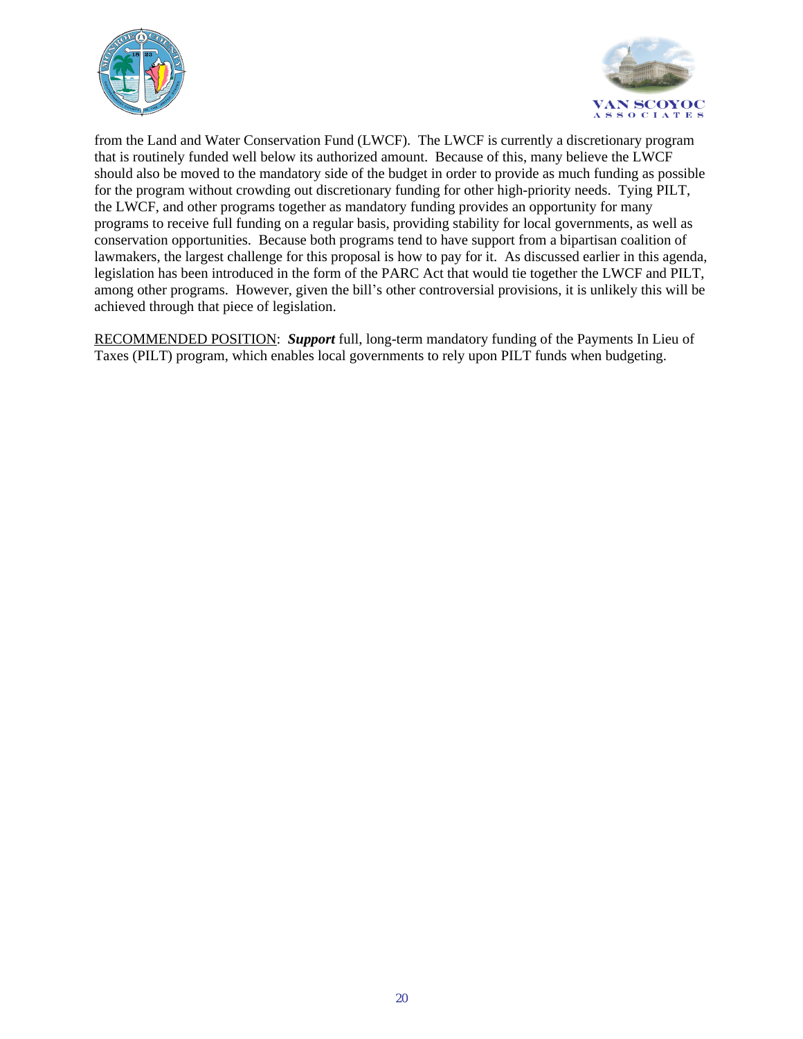from the Land and Water Conservation Fund (LWCF). The LWCF is currently a discretionary program that is routinely funded well below its authorized amount. Because of this, many believe the LWCF should also be moved to the mandatory side of the budget in order to provide as much funding as possible for the program without crowding out discretionary funding for other high-priority needs. Tying PILT, the LWCF, and other programs together as mandatory funding provides an opportunity for many programs to receive full funding on a regular basis, providing stability for local governments, as well as conservation opportunities. Because both programs tend to have support from a bipartisan coalition of lawmakers, the largest challenge for this proposal is how to pay for it. As discussed earlier in this agenda, legislation has been introduced in the form of the PARC Act that would tie together the LWCF and PILT, among other programs. However, given the bill's other controversial provisions, it is unlikely this will be achieved through that piece of legislation.

<u>RECOMMENDED POSITION</u>: ***Support*** full, long-term mandatory funding of the Payments In Lieu of Taxes (PILT) program, which enables local governments to rely upon PILT funds when budgeting.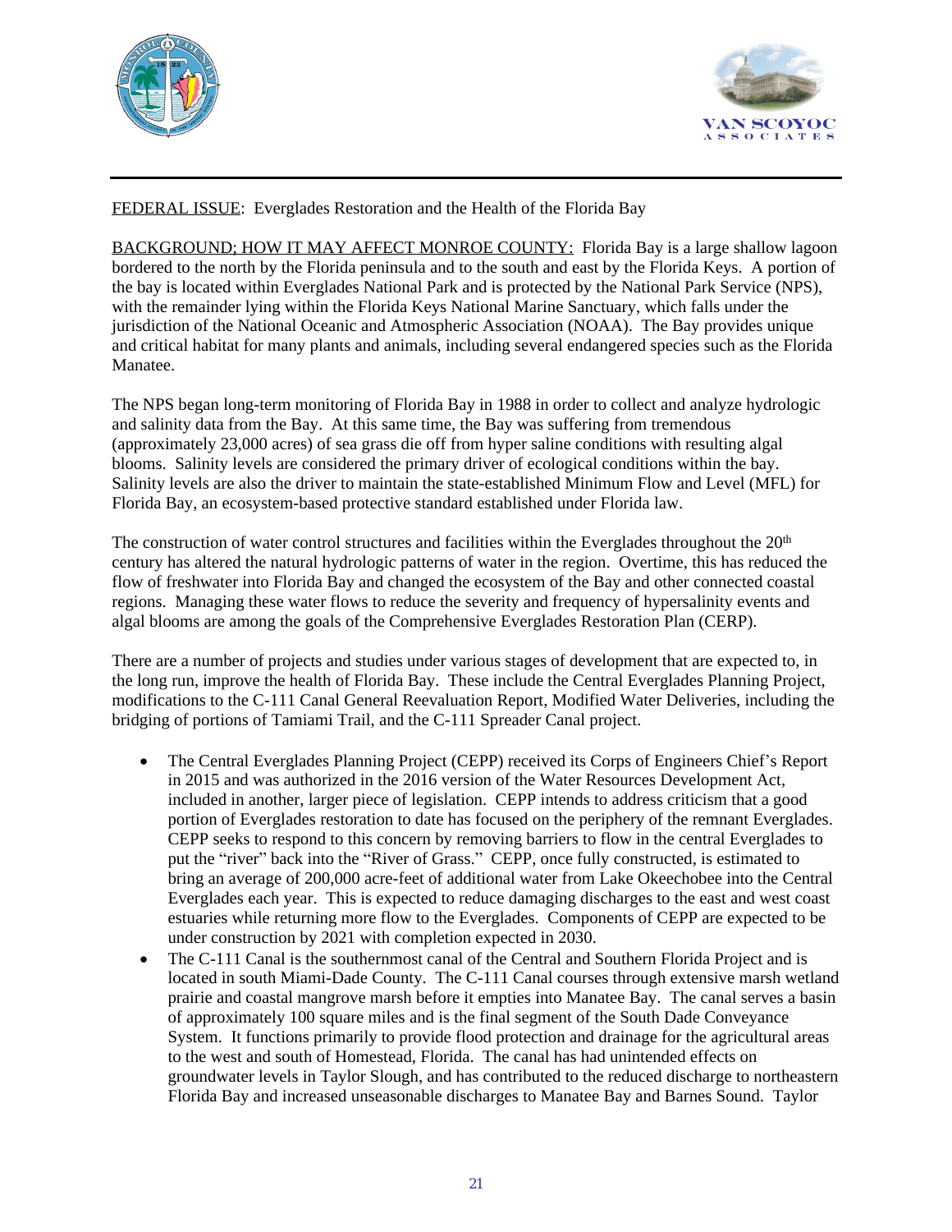FEDERAL ISSUE: Everglades Restoration and the Health of the Florida Bay

BACKGROUND; HOW IT MAY AFFECT MONROE COUNTY: Florida Bay is a large shallow lagoon bordered to the north by the Florida peninsula and to the south and east by the Florida Keys. A portion of the bay is located within Everglades National Park and is protected by the National Park Service (NPS), with the remainder lying within the Florida Keys National Marine Sanctuary, which falls under the jurisdiction of the National Oceanic and Atmospheric Association (NOAA). The Bay provides unique and critical habitat for many plants and animals, including several endangered species such as the Florida Manatee.

The NPS began long-term monitoring of Florida Bay in 1988 in order to collect and analyze hydrologic and salinity data from the Bay. At this same time, the Bay was suffering from tremendous (approximately 23,000 acres) of sea grass die off from hyper saline conditions with resulting algal blooms. Salinity levels are considered the primary driver of ecological conditions within the bay. Salinity levels are also the driver to maintain the state-established Minimum Flow and Level (MFL) for Florida Bay, an ecosystem-based protective standard established under Florida law.

The construction of water control structures and facilities within the Everglades throughout the 20th century has altered the natural hydrologic patterns of water in the region. Overtime, this has reduced the flow of freshwater into Florida Bay and changed the ecosystem of the Bay and other connected coastal regions. Managing these water flows to reduce the severity and frequency of hypersalinity events and algal blooms are among the goals of the Comprehensive Everglades Restoration Plan (CERP).

There are a number of projects and studies under various stages of development that are expected to, in the long run, improve the health of Florida Bay. These include the Central Everglades Planning Project, modifications to the C-111 Canal General Reevaluation Report, Modified Water Deliveries, including the bridging of portions of Tamiami Trail, and the C-111 Spreader Canal project.

- The Central Everglades Planning Project (CEPP) received its Corps of Engineers Chief's Report in 2015 and was authorized in the 2016 version of the Water Resources Development Act, included in another, larger piece of legislation. CEPP intends to address criticism that a good portion of Everglades restoration to date has focused on the periphery of the remnant Everglades. CEPP seeks to respond to this concern by removing barriers to flow in the central Everglades to put the "river" back into the "River of Grass." CEPP, once fully constructed, is estimated to bring an average of 200,000 acre-feet of additional water from Lake Okeechobee into the Central Everglades each year. This is expected to reduce damaging discharges to the east and west coast estuaries while returning more flow to the Everglades. Components of CEPP are expected to be under construction by 2021 with completion expected in 2030.
- The C-111 Canal is the southernmost canal of the Central and Southern Florida Project and is located in south Miami-Dade County. The C-111 Canal courses through extensive marsh wetland prairie and coastal mangrove marsh before it empties into Manatee Bay. The canal serves a basin of approximately 100 square miles and is the final segment of the South Dade Conveyance System. It functions primarily to provide flood protection and drainage for the agricultural areas to the west and south of Homestead, Florida. The canal has had unintended effects on groundwater levels in Taylor Slough, and has contributed to the reduced discharge to northeastern Florida Bay and increased unseasonable discharges to Manatee Bay and Barnes Sound. Taylor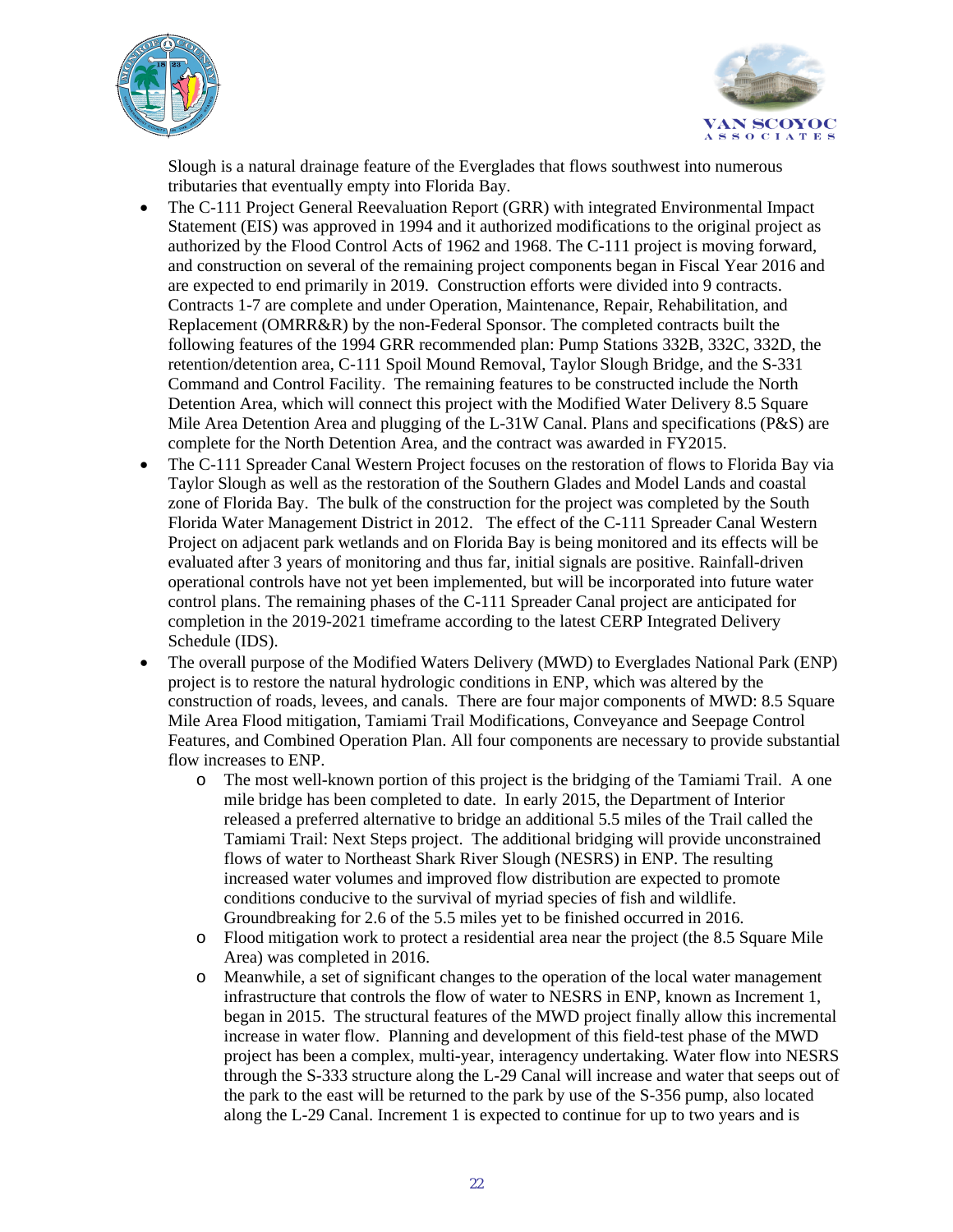Slough is a natural drainage feature of the Everglades that flows southwest into numerous tributaries that eventually empty into Florida Bay.

- The C-111 Project General Reevaluation Report (GRR) with integrated Environmental Impact Statement (EIS) was approved in 1994 and it authorized modifications to the original project as authorized by the Flood Control Acts of 1962 and 1968. The C-111 project is moving forward, and construction on several of the remaining project components began in Fiscal Year 2016 and are expected to end primarily in 2019. Construction efforts were divided into 9 contracts. Contracts 1-7 are complete and under Operation, Maintenance, Repair, Rehabilitation, and Replacement (OMRR&R) by the non-Federal Sponsor. The completed contracts built the following features of the 1994 GRR recommended plan: Pump Stations 332B, 332C, 332D, the retention/detention area, C-111 Spoil Mound Removal, Taylor Slough Bridge, and the S-331 Command and Control Facility. The remaining features to be constructed include the North Detention Area, which will connect this project with the Modified Water Delivery 8.5 Square Mile Area Detention Area and plugging of the L-31W Canal. Plans and specifications (P&S) are complete for the North Detention Area, and the contract was awarded in FY2015.
- The C-111 Spreader Canal Western Project focuses on the restoration of flows to Florida Bay via Taylor Slough as well as the restoration of the Southern Glades and Model Lands and coastal zone of Florida Bay. The bulk of the construction for the project was completed by the South Florida Water Management District in 2012. The effect of the C-111 Spreader Canal Western Project on adjacent park wetlands and on Florida Bay is being monitored and its effects will be evaluated after 3 years of monitoring and thus far, initial signals are positive. Rainfall-driven operational controls have not yet been implemented, but will be incorporated into future water control plans. The remaining phases of the C-111 Spreader Canal project are anticipated for completion in the 2019-2021 timeframe according to the latest CERP Integrated Delivery Schedule (IDS).
- The overall purpose of the Modified Waters Delivery (MWD) to Everglades National Park (ENP) project is to restore the natural hydrologic conditions in ENP, which was altered by the construction of roads, levees, and canals. There are four major components of MWD: 8.5 Square Mile Area Flood mitigation, Tamiami Trail Modifications, Conveyance and Seepage Control Features, and Combined Operation Plan. All four components are necessary to provide substantial flow increases to ENP.
  - The most well-known portion of this project is the bridging of the Tamiami Trail. A one mile bridge has been completed to date. In early 2015, the Department of Interior released a preferred alternative to bridge an additional 5.5 miles of the Trail called the Tamiami Trail: Next Steps project. The additional bridging will provide unconstrained flows of water to Northeast Shark River Slough (NESRS) in ENP. The resulting increased water volumes and improved flow distribution are expected to promote conditions conducive to the survival of myriad species of fish and wildlife. Groundbreaking for 2.6 of the 5.5 miles yet to be finished occurred in 2016.
  - Flood mitigation work to protect a residential area near the project (the 8.5 Square Mile Area) was completed in 2016.
  - Meanwhile, a set of significant changes to the operation of the local water management infrastructure that controls the flow of water to NESRS in ENP, known as Increment 1, began in 2015. The structural features of the MWD project finally allow this incremental increase in water flow. Planning and development of this field-test phase of the MWD project has been a complex, multi-year, interagency undertaking. Water flow into NESRS through the S-333 structure along the L-29 Canal will increase and water that seeps out of the park to the east will be returned to the park by use of the S-356 pump, also located along the L-29 Canal. Increment 1 is expected to continue for up to two years and is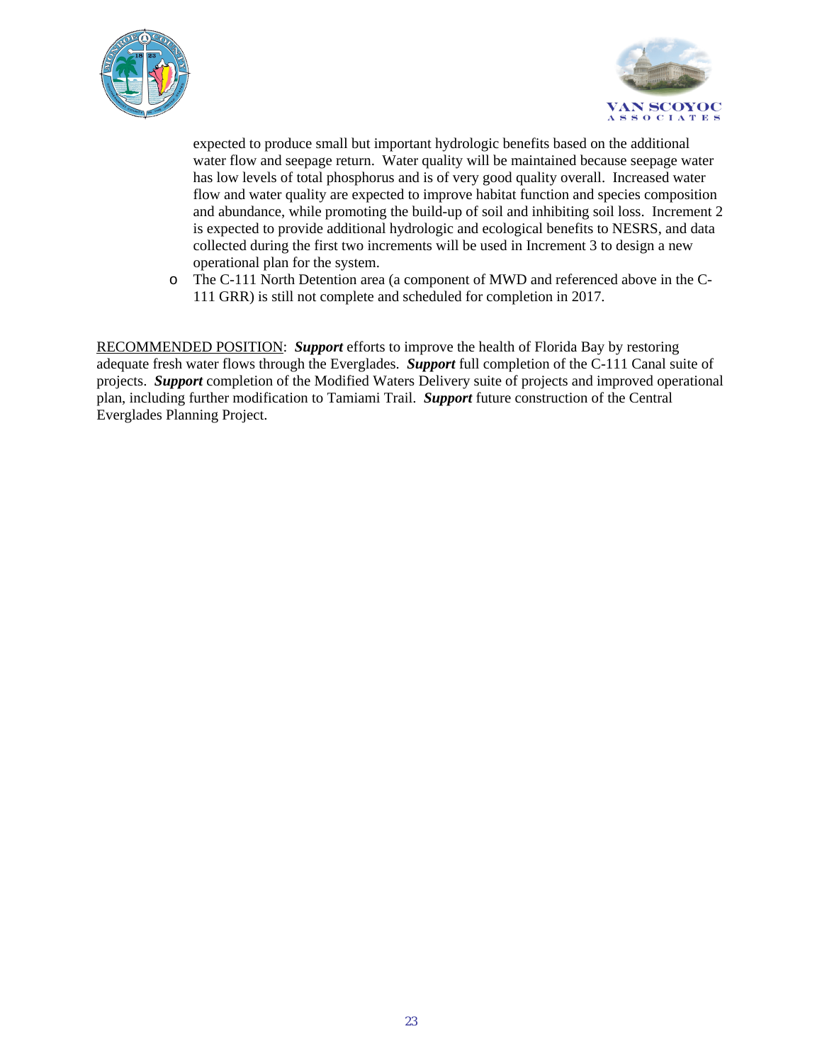expected to produce small but important hydrologic benefits based on the additional water flow and seepage return. Water quality will be maintained because seepage water has low levels of total phosphorus and is of very good quality overall. Increased water flow and water quality are expected to improve habitat function and species composition and abundance, while promoting the build-up of soil and inhibiting soil loss. Increment 2 is expected to provide additional hydrologic and ecological benefits to NESRS, and data collected during the first two increments will be used in Increment 3 to design a new operational plan for the system.

- The C-111 North Detention area (a component of MWD and referenced above in the C-111 GRR) is still not complete and scheduled for completion in 2017.

RECOMMENDED POSITION: ***Support*** efforts to improve the health of Florida Bay by restoring adequate fresh water flows through the Everglades. ***Support*** full completion of the C-111 Canal suite of projects. ***Support*** completion of the Modified Waters Delivery suite of projects and improved operational plan, including further modification to Tamiami Trail. ***Support*** future construction of the Central Everglades Planning Project.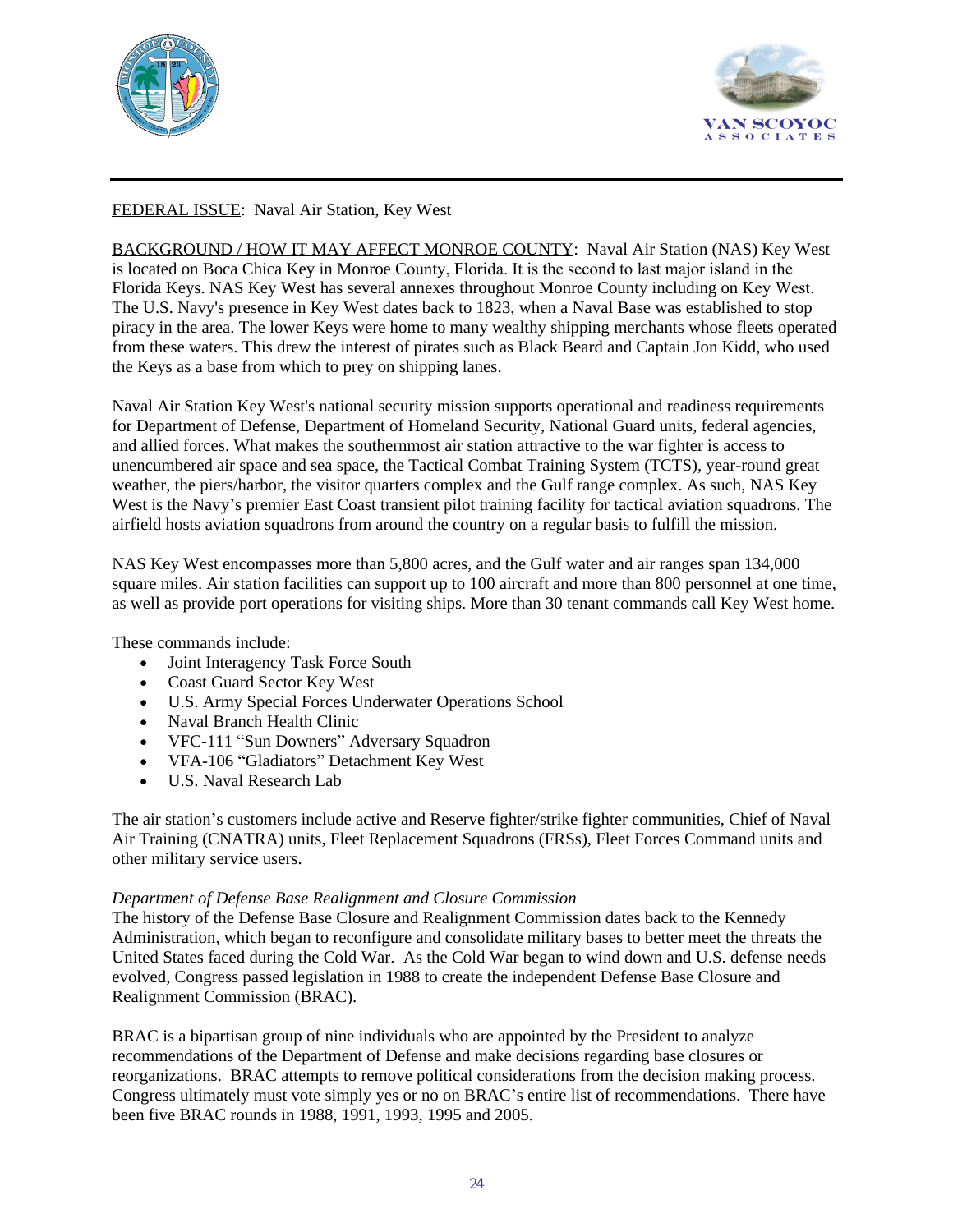FEDERAL ISSUE: Naval Air Station, Key West

BACKGROUND / HOW IT MAY AFFECT MONROE COUNTY: Naval Air Station (NAS) Key West is located on Boca Chica Key in Monroe County, Florida. It is the second to last major island in the Florida Keys. NAS Key West has several annexes throughout Monroe County including on Key West. The U.S. Navy's presence in Key West dates back to 1823, when a Naval Base was established to stop piracy in the area. The lower Keys were home to many wealthy shipping merchants whose fleets operated from these waters. This drew the interest of pirates such as Black Beard and Captain Jon Kidd, who used the Keys as a base from which to prey on shipping lanes.

Naval Air Station Key West's national security mission supports operational and readiness requirements for Department of Defense, Department of Homeland Security, National Guard units, federal agencies, and allied forces. What makes the southernmost air station attractive to the war fighter is access to unencumbered air space and sea space, the Tactical Combat Training System (TCTS), year-round great weather, the piers/harbor, the visitor quarters complex and the Gulf range complex. As such, NAS Key West is the Navy's premier East Coast transient pilot training facility for tactical aviation squadrons. The airfield hosts aviation squadrons from around the country on a regular basis to fulfill the mission.

NAS Key West encompasses more than 5,800 acres, and the Gulf water and air ranges span 134,000 square miles. Air station facilities can support up to 100 aircraft and more than 800 personnel at one time, as well as provide port operations for visiting ships. More than 30 tenant commands call Key West home.

These commands include:

- Joint Interagency Task Force South
- Coast Guard Sector Key West
- U.S. Army Special Forces Underwater Operations School
- Naval Branch Health Clinic
- VFC-111 "Sun Downers" Adversary Squadron
- VFA-106 "Gladiators" Detachment Key West
- U.S. Naval Research Lab

The air station's customers include active and Reserve fighter/strike fighter communities, Chief of Naval Air Training (CNATRA) units, Fleet Replacement Squadrons (FRSs), Fleet Forces Command units and other military service users.

*Department of Defense Base Realignment and Closure Commission*

The history of the Defense Base Closure and Realignment Commission dates back to the Kennedy Administration, which began to reconfigure and consolidate military bases to better meet the threats the United States faced during the Cold War. As the Cold War began to wind down and U.S. defense needs evolved, Congress passed legislation in 1988 to create the independent Defense Base Closure and Realignment Commission (BRAC).

BRAC is a bipartisan group of nine individuals who are appointed by the President to analyze recommendations of the Department of Defense and make decisions regarding base closures or reorganizations. BRAC attempts to remove political considerations from the decision making process. Congress ultimately must vote simply yes or no on BRAC's entire list of recommendations. There have been five BRAC rounds in 1988, 1991, 1993, 1995 and 2005.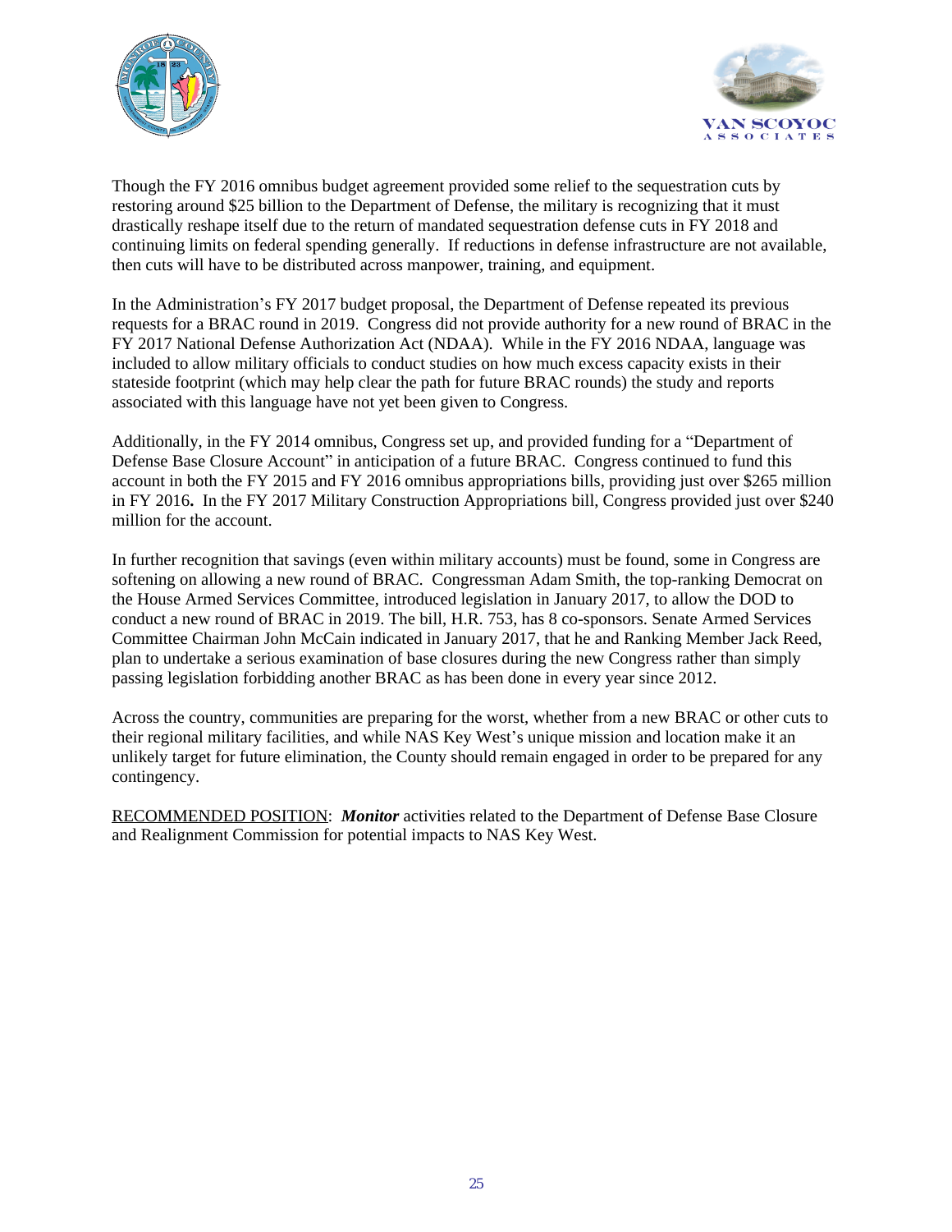Though the FY 2016 omnibus budget agreement provided some relief to the sequestration cuts by restoring around $25 billion to the Department of Defense, the military is recognizing that it must drastically reshape itself due to the return of mandated sequestration defense cuts in FY 2018 and continuing limits on federal spending generally. If reductions in defense infrastructure are not available, then cuts will have to be distributed across manpower, training, and equipment.

In the Administration's FY 2017 budget proposal, the Department of Defense repeated its previous requests for a BRAC round in 2019. Congress did not provide authority for a new round of BRAC in the FY 2017 National Defense Authorization Act (NDAA). While in the FY 2016 NDAA, language was included to allow military officials to conduct studies on how much excess capacity exists in their stateside footprint (which may help clear the path for future BRAC rounds) the study and reports associated with this language have not yet been given to Congress.

Additionally, in the FY 2014 omnibus, Congress set up, and provided funding for a "Department of Defense Base Closure Account" in anticipation of a future BRAC. Congress continued to fund this account in both the FY 2015 and FY 2016 omnibus appropriations bills, providing just over $265 million in FY 2016**.** In the FY 2017 Military Construction Appropriations bill, Congress provided just over $240 million for the account.

In further recognition that savings (even within military accounts) must be found, some in Congress are softening on allowing a new round of BRAC. Congressman Adam Smith, the top-ranking Democrat on the House Armed Services Committee, introduced legislation in January 2017, to allow the DOD to conduct a new round of BRAC in 2019. The bill, H.R. 753, has 8 co-sponsors. Senate Armed Services Committee Chairman John McCain indicated in January 2017, that he and Ranking Member Jack Reed, plan to undertake a serious examination of base closures during the new Congress rather than simply passing legislation forbidding another BRAC as has been done in every year since 2012.

Across the country, communities are preparing for the worst, whether from a new BRAC or other cuts to their regional military facilities, and while NAS Key West's unique mission and location make it an unlikely target for future elimination, the County should remain engaged in order to be prepared for any contingency.

<u>RECOMMENDED POSITION</u>: ***Monitor*** activities related to the Department of Defense Base Closure and Realignment Commission for potential impacts to NAS Key West.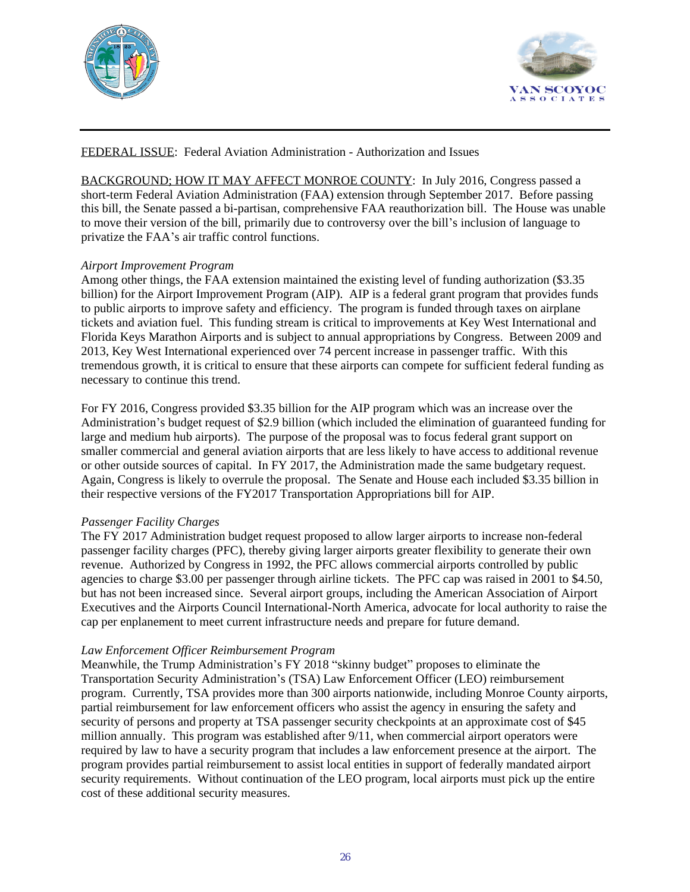FEDERAL ISSUE: Federal Aviation Administration - Authorization and Issues

BACKGROUND; HOW IT MAY AFFECT MONROE COUNTY: In July 2016, Congress passed a short-term Federal Aviation Administration (FAA) extension through September 2017. Before passing this bill, the Senate passed a bi-partisan, comprehensive FAA reauthorization bill. The House was unable to move their version of the bill, primarily due to controversy over the bill's inclusion of language to privatize the FAA's air traffic control functions.

*Airport Improvement Program*

Among other things, the FAA extension maintained the existing level of funding authorization ($3.35 billion) for the Airport Improvement Program (AIP). AIP is a federal grant program that provides funds to public airports to improve safety and efficiency. The program is funded through taxes on airplane tickets and aviation fuel. This funding stream is critical to improvements at Key West International and Florida Keys Marathon Airports and is subject to annual appropriations by Congress. Between 2009 and 2013, Key West International experienced over 74 percent increase in passenger traffic. With this tremendous growth, it is critical to ensure that these airports can compete for sufficient federal funding as necessary to continue this trend.

For FY 2016, Congress provided $3.35 billion for the AIP program which was an increase over the Administration's budget request of $2.9 billion (which included the elimination of guaranteed funding for large and medium hub airports). The purpose of the proposal was to focus federal grant support on smaller commercial and general aviation airports that are less likely to have access to additional revenue or other outside sources of capital. In FY 2017, the Administration made the same budgetary request. Again, Congress is likely to overrule the proposal. The Senate and House each included $3.35 billion in their respective versions of the FY2017 Transportation Appropriations bill for AIP.

*Passenger Facility Charges*

The FY 2017 Administration budget request proposed to allow larger airports to increase non-federal passenger facility charges (PFC), thereby giving larger airports greater flexibility to generate their own revenue. Authorized by Congress in 1992, the PFC allows commercial airports controlled by public agencies to charge $3.00 per passenger through airline tickets. The PFC cap was raised in 2001 to $4.50, but has not been increased since. Several airport groups, including the American Association of Airport Executives and the Airports Council International-North America, advocate for local authority to raise the cap per enplanement to meet current infrastructure needs and prepare for future demand.

*Law Enforcement Officer Reimbursement Program*

Meanwhile, the Trump Administration's FY 2018 "skinny budget" proposes to eliminate the Transportation Security Administration's (TSA) Law Enforcement Officer (LEO) reimbursement program. Currently, TSA provides more than 300 airports nationwide, including Monroe County airports, partial reimbursement for law enforcement officers who assist the agency in ensuring the safety and security of persons and property at TSA passenger security checkpoints at an approximate cost of $45 million annually. This program was established after 9/11, when commercial airport operators were required by law to have a security program that includes a law enforcement presence at the airport. The program provides partial reimbursement to assist local entities in support of federally mandated airport security requirements. Without continuation of the LEO program, local airports must pick up the entire cost of these additional security measures.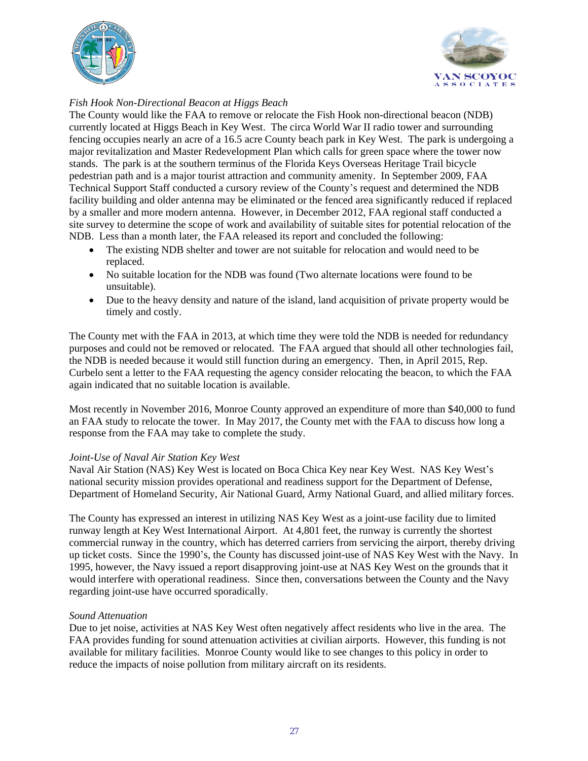*Fish Hook Non-Directional Beacon at Higgs Beach*

The County would like the FAA to remove or relocate the Fish Hook non-directional beacon (NDB) currently located at Higgs Beach in Key West. The circa World War II radio tower and surrounding fencing occupies nearly an acre of a 16.5 acre County beach park in Key West. The park is undergoing a major revitalization and Master Redevelopment Plan which calls for green space where the tower now stands. The park is at the southern terminus of the Florida Keys Overseas Heritage Trail bicycle pedestrian path and is a major tourist attraction and community amenity. In September 2009, FAA Technical Support Staff conducted a cursory review of the County's request and determined the NDB facility building and older antenna may be eliminated or the fenced area significantly reduced if replaced by a smaller and more modern antenna. However, in December 2012, FAA regional staff conducted a site survey to determine the scope of work and availability of suitable sites for potential relocation of the NDB. Less than a month later, the FAA released its report and concluded the following:

- The existing NDB shelter and tower are not suitable for relocation and would need to be replaced.
- No suitable location for the NDB was found (Two alternate locations were found to be unsuitable).
- Due to the heavy density and nature of the island, land acquisition of private property would be timely and costly.

The County met with the FAA in 2013, at which time they were told the NDB is needed for redundancy purposes and could not be removed or relocated. The FAA argued that should all other technologies fail, the NDB is needed because it would still function during an emergency. Then, in April 2015, Rep. Curbelo sent a letter to the FAA requesting the agency consider relocating the beacon, to which the FAA again indicated that no suitable location is available.

Most recently in November 2016, Monroe County approved an expenditure of more than $40,000 to fund an FAA study to relocate the tower. In May 2017, the County met with the FAA to discuss how long a response from the FAA may take to complete the study.

*Joint-Use of Naval Air Station Key West*

Naval Air Station (NAS) Key West is located on Boca Chica Key near Key West. NAS Key West's national security mission provides operational and readiness support for the Department of Defense, Department of Homeland Security, Air National Guard, Army National Guard, and allied military forces.

The County has expressed an interest in utilizing NAS Key West as a joint-use facility due to limited runway length at Key West International Airport. At 4,801 feet, the runway is currently the shortest commercial runway in the country, which has deterred carriers from servicing the airport, thereby driving up ticket costs. Since the 1990's, the County has discussed joint-use of NAS Key West with the Navy. In 1995, however, the Navy issued a report disapproving joint-use at NAS Key West on the grounds that it would interfere with operational readiness. Since then, conversations between the County and the Navy regarding joint-use have occurred sporadically.

*Sound Attenuation*

Due to jet noise, activities at NAS Key West often negatively affect residents who live in the area. The FAA provides funding for sound attenuation activities at civilian airports. However, this funding is not available for military facilities. Monroe County would like to see changes to this policy in order to reduce the impacts of noise pollution from military aircraft on its residents.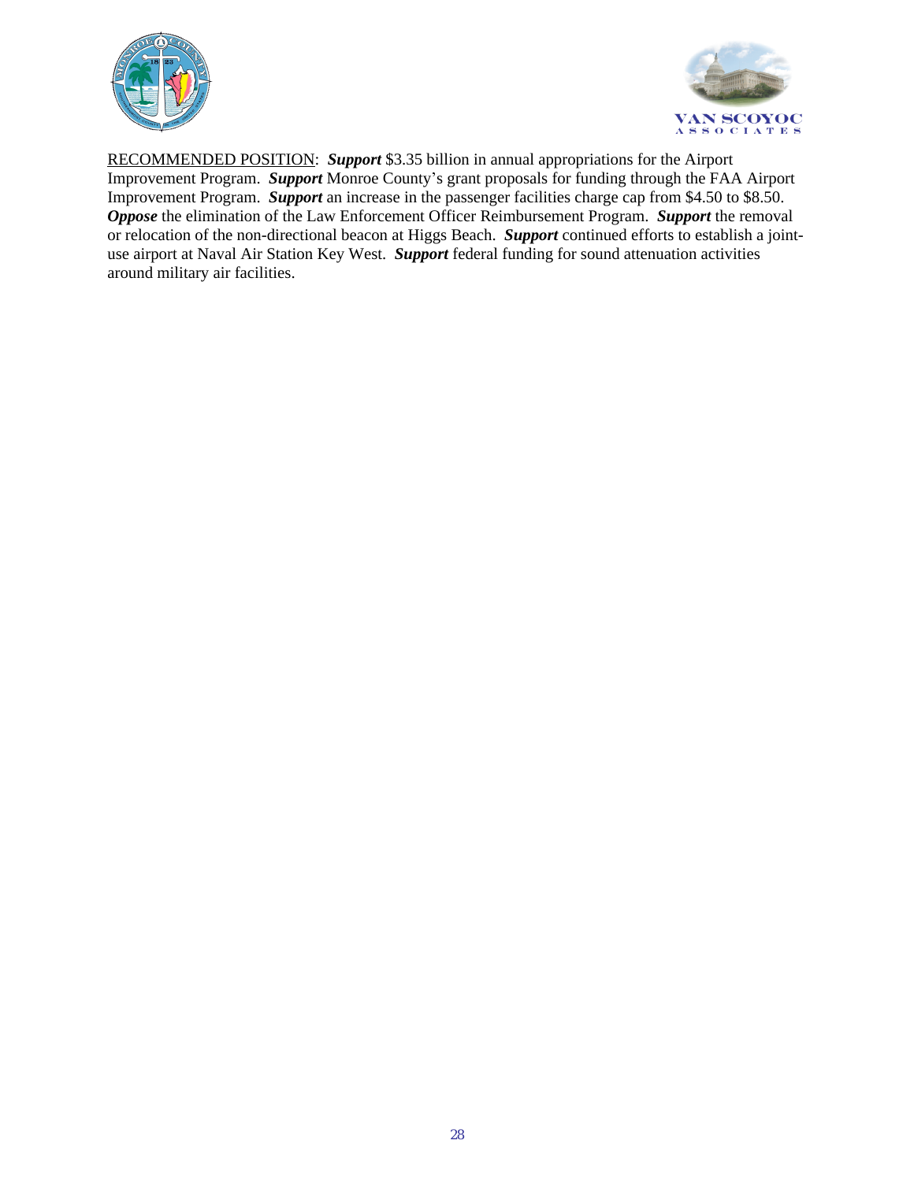<u>RECOMMENDED POSITION</u>: ***Support*** $3.35 billion in annual appropriations for the Airport Improvement Program. ***Support*** Monroe County's grant proposals for funding through the FAA Airport Improvement Program. ***Support*** an increase in the passenger facilities charge cap from $4.50 to $8.50. ***Oppose*** the elimination of the Law Enforcement Officer Reimbursement Program. ***Support*** the removal or relocation of the non-directional beacon at Higgs Beach. ***Support*** continued efforts to establish a joint-use airport at Naval Air Station Key West. ***Support*** federal funding for sound attenuation activities around military air facilities.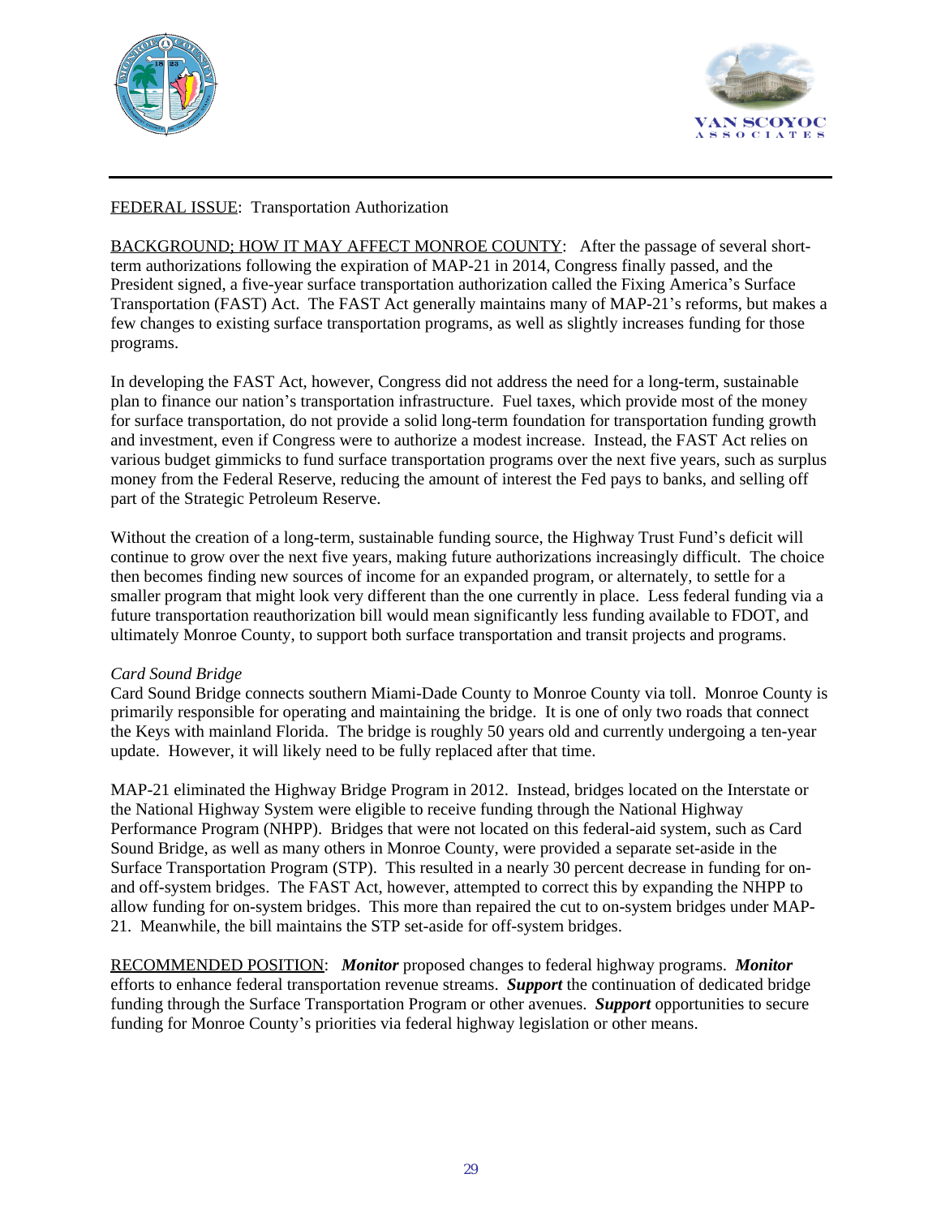FEDERAL ISSUE: Transportation Authorization

BACKGROUND; HOW IT MAY AFFECT MONROE COUNTY: After the passage of several short-term authorizations following the expiration of MAP-21 in 2014, Congress finally passed, and the President signed, a five-year surface transportation authorization called the Fixing America's Surface Transportation (FAST) Act. The FAST Act generally maintains many of MAP-21's reforms, but makes a few changes to existing surface transportation programs, as well as slightly increases funding for those programs.

In developing the FAST Act, however, Congress did not address the need for a long-term, sustainable plan to finance our nation's transportation infrastructure. Fuel taxes, which provide most of the money for surface transportation, do not provide a solid long-term foundation for transportation funding growth and investment, even if Congress were to authorize a modest increase. Instead, the FAST Act relies on various budget gimmicks to fund surface transportation programs over the next five years, such as surplus money from the Federal Reserve, reducing the amount of interest the Fed pays to banks, and selling off part of the Strategic Petroleum Reserve.

Without the creation of a long-term, sustainable funding source, the Highway Trust Fund's deficit will continue to grow over the next five years, making future authorizations increasingly difficult. The choice then becomes finding new sources of income for an expanded program, or alternately, to settle for a smaller program that might look very different than the one currently in place. Less federal funding via a future transportation reauthorization bill would mean significantly less funding available to FDOT, and ultimately Monroe County, to support both surface transportation and transit projects and programs.

*Card Sound Bridge*

Card Sound Bridge connects southern Miami-Dade County to Monroe County via toll. Monroe County is primarily responsible for operating and maintaining the bridge. It is one of only two roads that connect the Keys with mainland Florida. The bridge is roughly 50 years old and currently undergoing a ten-year update. However, it will likely need to be fully replaced after that time.

MAP-21 eliminated the Highway Bridge Program in 2012. Instead, bridges located on the Interstate or the National Highway System were eligible to receive funding through the National Highway Performance Program (NHPP). Bridges that were not located on this federal-aid system, such as Card Sound Bridge, as well as many others in Monroe County, were provided a separate set-aside in the Surface Transportation Program (STP). This resulted in a nearly 30 percent decrease in funding for on- and off-system bridges. The FAST Act, however, attempted to correct this by expanding the NHPP to allow funding for on-system bridges. This more than repaired the cut to on-system bridges under MAP-21. Meanwhile, the bill maintains the STP set-aside for off-system bridges.

RECOMMENDED POSITION: ***Monitor*** proposed changes to federal highway programs. ***Monitor*** efforts to enhance federal transportation revenue streams. ***Support*** the continuation of dedicated bridge funding through the Surface Transportation Program or other avenues. ***Support*** opportunities to secure funding for Monroe County's priorities via federal highway legislation or other means.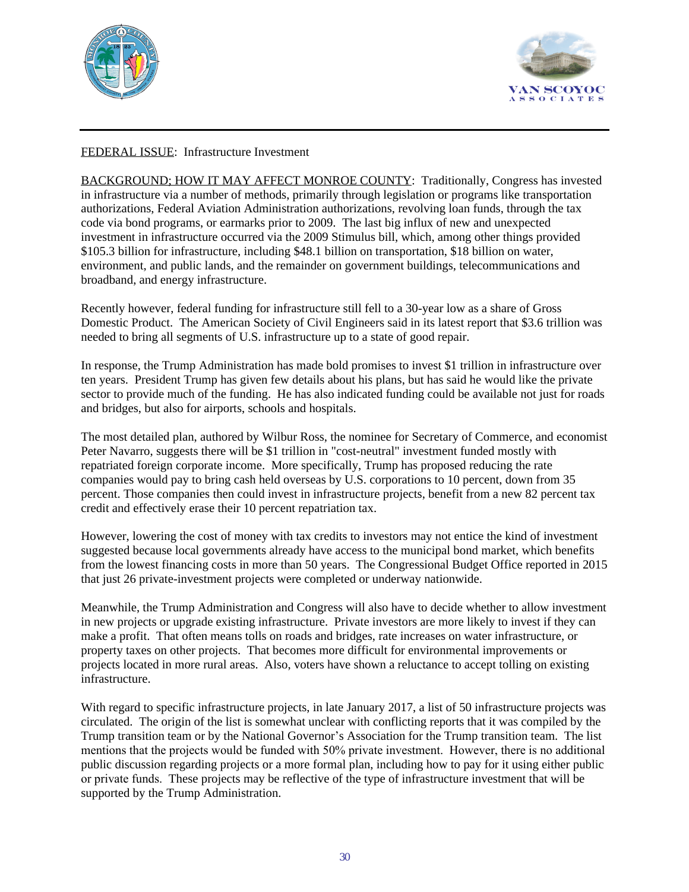FEDERAL ISSUE: Infrastructure Investment

BACKGROUND; HOW IT MAY AFFECT MONROE COUNTY: Traditionally, Congress has invested in infrastructure via a number of methods, primarily through legislation or programs like transportation authorizations, Federal Aviation Administration authorizations, revolving loan funds, through the tax code via bond programs, or earmarks prior to 2009. The last big influx of new and unexpected investment in infrastructure occurred via the 2009 Stimulus bill, which, among other things provided $105.3 billion for infrastructure, including $48.1 billion on transportation, $18 billion on water, environment, and public lands, and the remainder on government buildings, telecommunications and broadband, and energy infrastructure.

Recently however, federal funding for infrastructure still fell to a 30-year low as a share of Gross Domestic Product. The American Society of Civil Engineers said in its latest report that $3.6 trillion was needed to bring all segments of U.S. infrastructure up to a state of good repair.

In response, the Trump Administration has made bold promises to invest $1 trillion in infrastructure over ten years. President Trump has given few details about his plans, but has said he would like the private sector to provide much of the funding. He has also indicated funding could be available not just for roads and bridges, but also for airports, schools and hospitals.

The most detailed plan, authored by Wilbur Ross, the nominee for Secretary of Commerce, and economist Peter Navarro, suggests there will be $1 trillion in "cost-neutral" investment funded mostly with repatriated foreign corporate income. More specifically, Trump has proposed reducing the rate companies would pay to bring cash held overseas by U.S. corporations to 10 percent, down from 35 percent. Those companies then could invest in infrastructure projects, benefit from a new 82 percent tax credit and effectively erase their 10 percent repatriation tax.

However, lowering the cost of money with tax credits to investors may not entice the kind of investment suggested because local governments already have access to the municipal bond market, which benefits from the lowest financing costs in more than 50 years. The Congressional Budget Office reported in 2015 that just 26 private-investment projects were completed or underway nationwide.

Meanwhile, the Trump Administration and Congress will also have to decide whether to allow investment in new projects or upgrade existing infrastructure. Private investors are more likely to invest if they can make a profit. That often means tolls on roads and bridges, rate increases on water infrastructure, or property taxes on other projects. That becomes more difficult for environmental improvements or projects located in more rural areas. Also, voters have shown a reluctance to accept tolling on existing infrastructure.

With regard to specific infrastructure projects, in late January 2017, a list of 50 infrastructure projects was circulated. The origin of the list is somewhat unclear with conflicting reports that it was compiled by the Trump transition team or by the National Governor's Association for the Trump transition team. The list mentions that the projects would be funded with 50% private investment. However, there is no additional public discussion regarding projects or a more formal plan, including how to pay for it using either public or private funds. These projects may be reflective of the type of infrastructure investment that will be supported by the Trump Administration.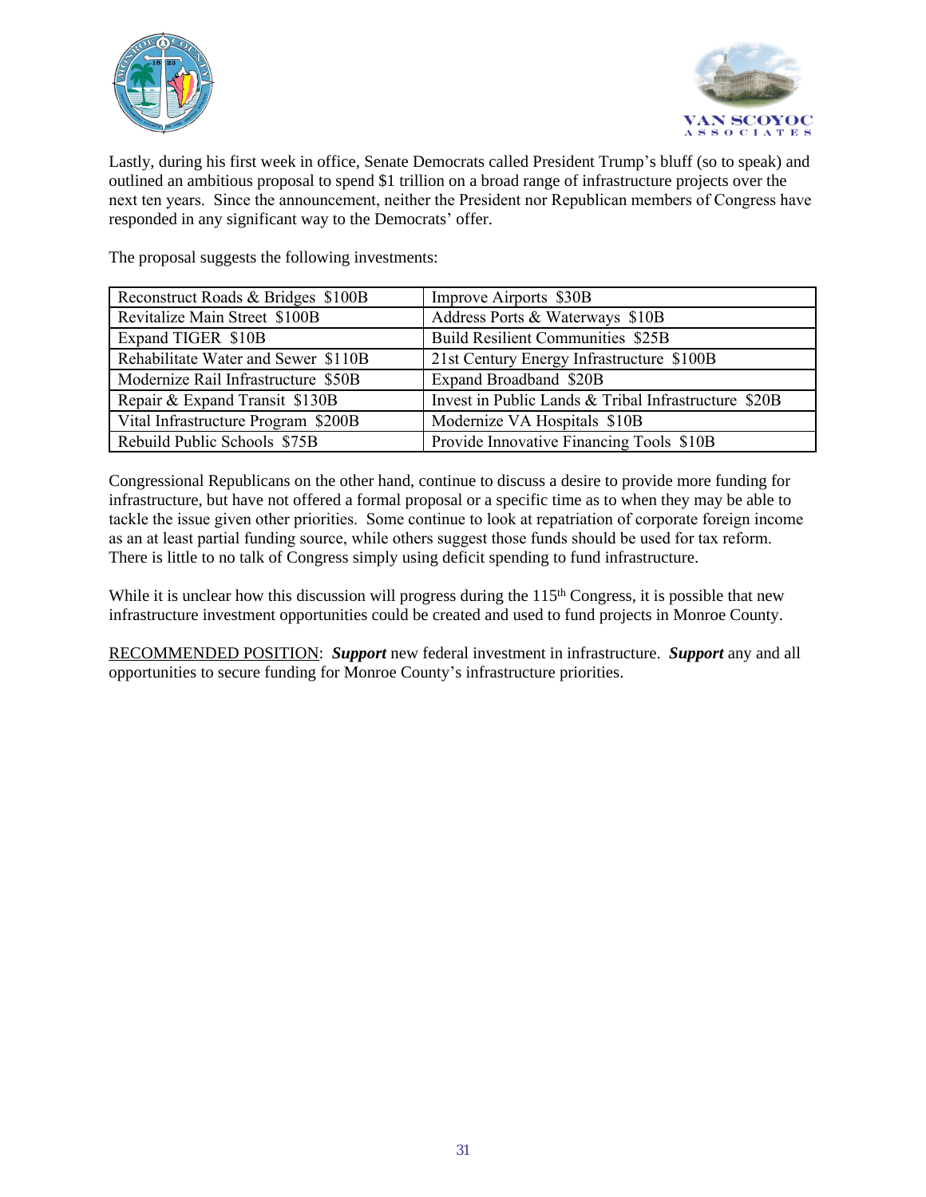Lastly, during his first week in office, Senate Democrats called President Trump's bluff (so to speak) and outlined an ambitious proposal to spend $1 trillion on a broad range of infrastructure projects over the next ten years. Since the announcement, neither the President nor Republican members of Congress have responded in any significant way to the Democrats' offer.

The proposal suggests the following investments:

| | |
|---|---|
| Reconstruct Roads & Bridges $100B | Improve Airports $30B |
| Revitalize Main Street $100B | Address Ports & Waterways $10B |
| Expand TIGER $10B | Build Resilient Communities $25B |
| Rehabilitate Water and Sewer $110B | 21st Century Energy Infrastructure $100B |
| Modernize Rail Infrastructure $50B | Expand Broadband $20B |
| Repair & Expand Transit $130B | Invest in Public Lands & Tribal Infrastructure $20B |
| Vital Infrastructure Program $200B | Modernize VA Hospitals $10B |
| Rebuild Public Schools $75B | Provide Innovative Financing Tools $10B |

Congressional Republicans on the other hand, continue to discuss a desire to provide more funding for infrastructure, but have not offered a formal proposal or a specific time as to when they may be able to tackle the issue given other priorities. Some continue to look at repatriation of corporate foreign income as an at least partial funding source, while others suggest those funds should be used for tax reform. There is little to no talk of Congress simply using deficit spending to fund infrastructure.

While it is unclear how this discussion will progress during the 115th Congress, it is possible that new infrastructure investment opportunities could be created and used to fund projects in Monroe County.

RECOMMENDED POSITION: ***Support*** new federal investment in infrastructure. ***Support*** any and all opportunities to secure funding for Monroe County's infrastructure priorities.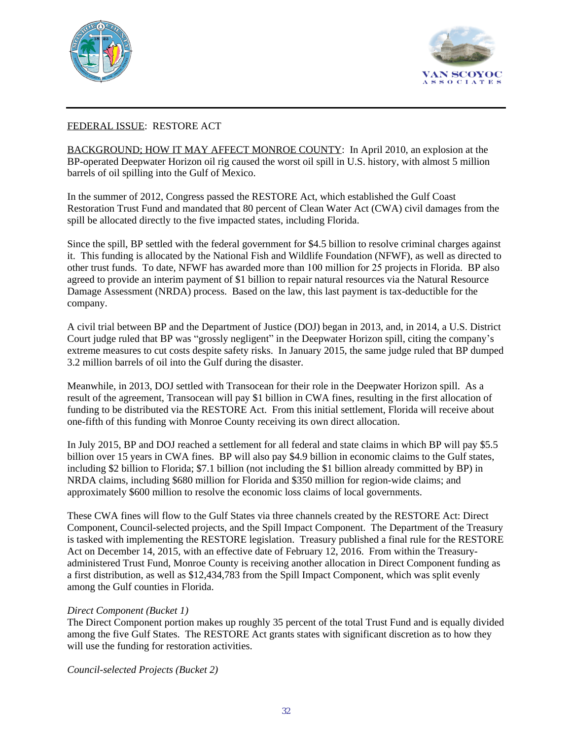FEDERAL ISSUE: RESTORE ACT

BACKGROUND; HOW IT MAY AFFECT MONROE COUNTY: In April 2010, an explosion at the BP-operated Deepwater Horizon oil rig caused the worst oil spill in U.S. history, with almost 5 million barrels of oil spilling into the Gulf of Mexico.

In the summer of 2012, Congress passed the RESTORE Act, which established the Gulf Coast Restoration Trust Fund and mandated that 80 percent of Clean Water Act (CWA) civil damages from the spill be allocated directly to the five impacted states, including Florida.

Since the spill, BP settled with the federal government for $4.5 billion to resolve criminal charges against it. This funding is allocated by the National Fish and Wildlife Foundation (NFWF), as well as directed to other trust funds. To date, NFWF has awarded more than 100 million for 25 projects in Florida. BP also agreed to provide an interim payment of $1 billion to repair natural resources via the Natural Resource Damage Assessment (NRDA) process. Based on the law, this last payment is tax-deductible for the company.

A civil trial between BP and the Department of Justice (DOJ) began in 2013, and, in 2014, a U.S. District Court judge ruled that BP was "grossly negligent" in the Deepwater Horizon spill, citing the company's extreme measures to cut costs despite safety risks. In January 2015, the same judge ruled that BP dumped 3.2 million barrels of oil into the Gulf during the disaster.

Meanwhile, in 2013, DOJ settled with Transocean for their role in the Deepwater Horizon spill. As a result of the agreement, Transocean will pay $1 billion in CWA fines, resulting in the first allocation of funding to be distributed via the RESTORE Act. From this initial settlement, Florida will receive about one-fifth of this funding with Monroe County receiving its own direct allocation.

In July 2015, BP and DOJ reached a settlement for all federal and state claims in which BP will pay $5.5 billion over 15 years in CWA fines. BP will also pay $4.9 billion in economic claims to the Gulf states, including $2 billion to Florida; $7.1 billion (not including the $1 billion already committed by BP) in NRDA claims, including $680 million for Florida and $350 million for region-wide claims; and approximately $600 million to resolve the economic loss claims of local governments.

These CWA fines will flow to the Gulf States via three channels created by the RESTORE Act: Direct Component, Council-selected projects, and the Spill Impact Component. The Department of the Treasury is tasked with implementing the RESTORE legislation. Treasury published a final rule for the RESTORE Act on December 14, 2015, with an effective date of February 12, 2016. From within the Treasury-administered Trust Fund, Monroe County is receiving another allocation in Direct Component funding as a first distribution, as well as $12,434,783 from the Spill Impact Component, which was split evenly among the Gulf counties in Florida.

*Direct Component (Bucket 1)*

The Direct Component portion makes up roughly 35 percent of the total Trust Fund and is equally divided among the five Gulf States. The RESTORE Act grants states with significant discretion as to how they will use the funding for restoration activities.

*Council-selected Projects (Bucket 2)*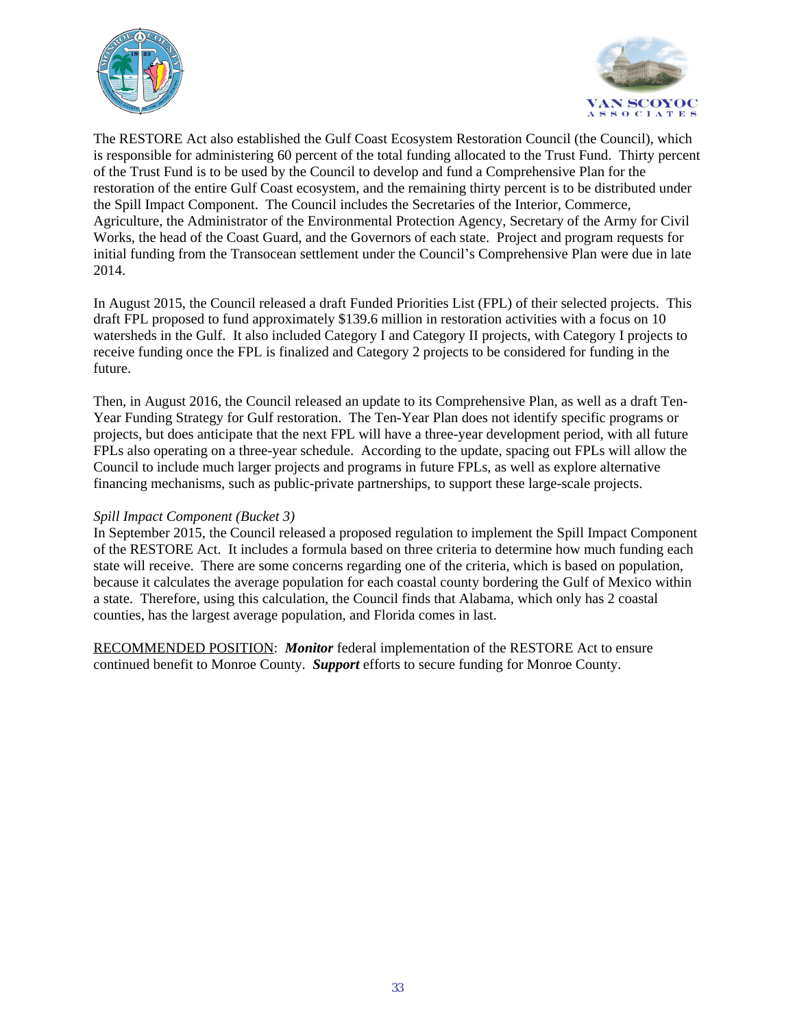The RESTORE Act also established the Gulf Coast Ecosystem Restoration Council (the Council), which is responsible for administering 60 percent of the total funding allocated to the Trust Fund. Thirty percent of the Trust Fund is to be used by the Council to develop and fund a Comprehensive Plan for the restoration of the entire Gulf Coast ecosystem, and the remaining thirty percent is to be distributed under the Spill Impact Component. The Council includes the Secretaries of the Interior, Commerce, Agriculture, the Administrator of the Environmental Protection Agency, Secretary of the Army for Civil Works, the head of the Coast Guard, and the Governors of each state. Project and program requests for initial funding from the Transocean settlement under the Council's Comprehensive Plan were due in late 2014.

In August 2015, the Council released a draft Funded Priorities List (FPL) of their selected projects. This draft FPL proposed to fund approximately $139.6 million in restoration activities with a focus on 10 watersheds in the Gulf. It also included Category I and Category II projects, with Category I projects to receive funding once the FPL is finalized and Category 2 projects to be considered for funding in the future.

Then, in August 2016, the Council released an update to its Comprehensive Plan, as well as a draft Ten-Year Funding Strategy for Gulf restoration. The Ten-Year Plan does not identify specific programs or projects, but does anticipate that the next FPL will have a three-year development period, with all future FPLs also operating on a three-year schedule. According to the update, spacing out FPLs will allow the Council to include much larger projects and programs in future FPLs, as well as explore alternative financing mechanisms, such as public-private partnerships, to support these large-scale projects.

*Spill Impact Component (Bucket 3)*

In September 2015, the Council released a proposed regulation to implement the Spill Impact Component of the RESTORE Act. It includes a formula based on three criteria to determine how much funding each state will receive. There are some concerns regarding one of the criteria, which is based on population, because it calculates the average population for each coastal county bordering the Gulf of Mexico within a state. Therefore, using this calculation, the Council finds that Alabama, which only has 2 coastal counties, has the largest average population, and Florida comes in last.

<u>RECOMMENDED POSITION</u>: ***Monitor*** federal implementation of the RESTORE Act to ensure continued benefit to Monroe County. ***Support*** efforts to secure funding for Monroe County.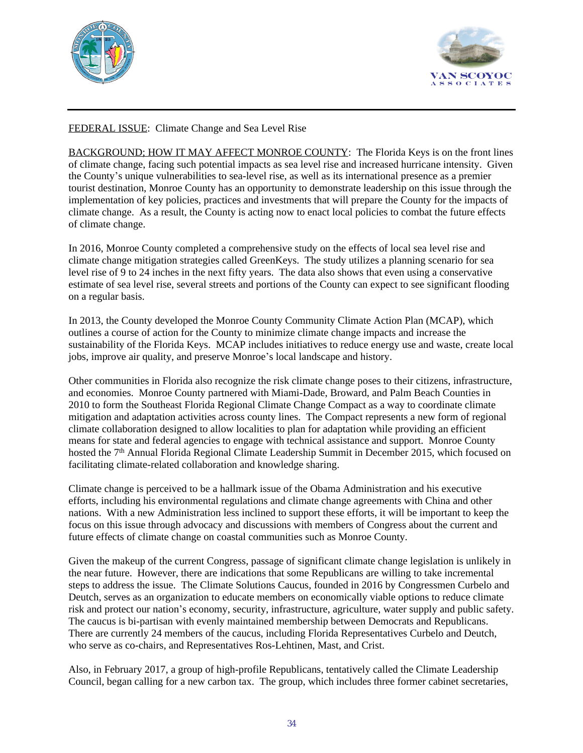FEDERAL ISSUE: Climate Change and Sea Level Rise

BACKGROUND; HOW IT MAY AFFECT MONROE COUNTY: The Florida Keys is on the front lines of climate change, facing such potential impacts as sea level rise and increased hurricane intensity. Given the County's unique vulnerabilities to sea-level rise, as well as its international presence as a premier tourist destination, Monroe County has an opportunity to demonstrate leadership on this issue through the implementation of key policies, practices and investments that will prepare the County for the impacts of climate change. As a result, the County is acting now to enact local policies to combat the future effects of climate change.

In 2016, Monroe County completed a comprehensive study on the effects of local sea level rise and climate change mitigation strategies called GreenKeys. The study utilizes a planning scenario for sea level rise of 9 to 24 inches in the next fifty years. The data also shows that even using a conservative estimate of sea level rise, several streets and portions of the County can expect to see significant flooding on a regular basis.

In 2013, the County developed the Monroe County Community Climate Action Plan (MCAP), which outlines a course of action for the County to minimize climate change impacts and increase the sustainability of the Florida Keys. MCAP includes initiatives to reduce energy use and waste, create local jobs, improve air quality, and preserve Monroe's local landscape and history.

Other communities in Florida also recognize the risk climate change poses to their citizens, infrastructure, and economies. Monroe County partnered with Miami-Dade, Broward, and Palm Beach Counties in 2010 to form the Southeast Florida Regional Climate Change Compact as a way to coordinate climate mitigation and adaptation activities across county lines. The Compact represents a new form of regional climate collaboration designed to allow localities to plan for adaptation while providing an efficient means for state and federal agencies to engage with technical assistance and support. Monroe County hosted the 7th Annual Florida Regional Climate Leadership Summit in December 2015, which focused on facilitating climate-related collaboration and knowledge sharing.

Climate change is perceived to be a hallmark issue of the Obama Administration and his executive efforts, including his environmental regulations and climate change agreements with China and other nations. With a new Administration less inclined to support these efforts, it will be important to keep the focus on this issue through advocacy and discussions with members of Congress about the current and future effects of climate change on coastal communities such as Monroe County.

Given the makeup of the current Congress, passage of significant climate change legislation is unlikely in the near future. However, there are indications that some Republicans are willing to take incremental steps to address the issue. The Climate Solutions Caucus, founded in 2016 by Congressmen Curbelo and Deutch, serves as an organization to educate members on economically viable options to reduce climate risk and protect our nation's economy, security, infrastructure, agriculture, water supply and public safety. The caucus is bi-partisan with evenly maintained membership between Democrats and Republicans. There are currently 24 members of the caucus, including Florida Representatives Curbelo and Deutch, who serve as co-chairs, and Representatives Ros-Lehtinen, Mast, and Crist.

Also, in February 2017, a group of high-profile Republicans, tentatively called the Climate Leadership Council, began calling for a new carbon tax. The group, which includes three former cabinet secretaries,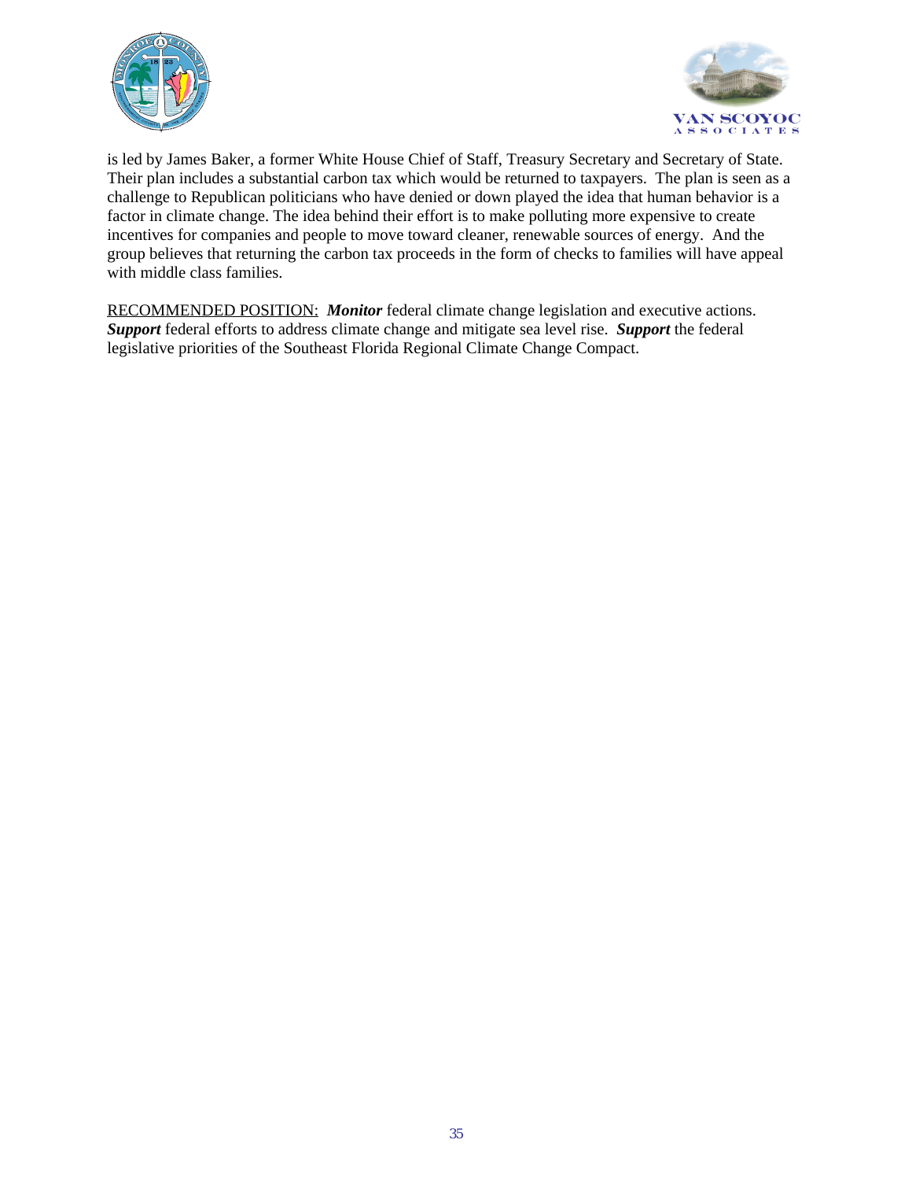is led by James Baker, a former White House Chief of Staff, Treasury Secretary and Secretary of State. Their plan includes a substantial carbon tax which would be returned to taxpayers. The plan is seen as a challenge to Republican politicians who have denied or down played the idea that human behavior is a factor in climate change. The idea behind their effort is to make polluting more expensive to create incentives for companies and people to move toward cleaner, renewable sources of energy. And the group believes that returning the carbon tax proceeds in the form of checks to families will have appeal with middle class families.

<u>RECOMMENDED POSITION:</u> ***Monitor*** federal climate change legislation and executive actions. ***Support*** federal efforts to address climate change and mitigate sea level rise. ***Support*** the federal legislative priorities of the Southeast Florida Regional Climate Change Compact.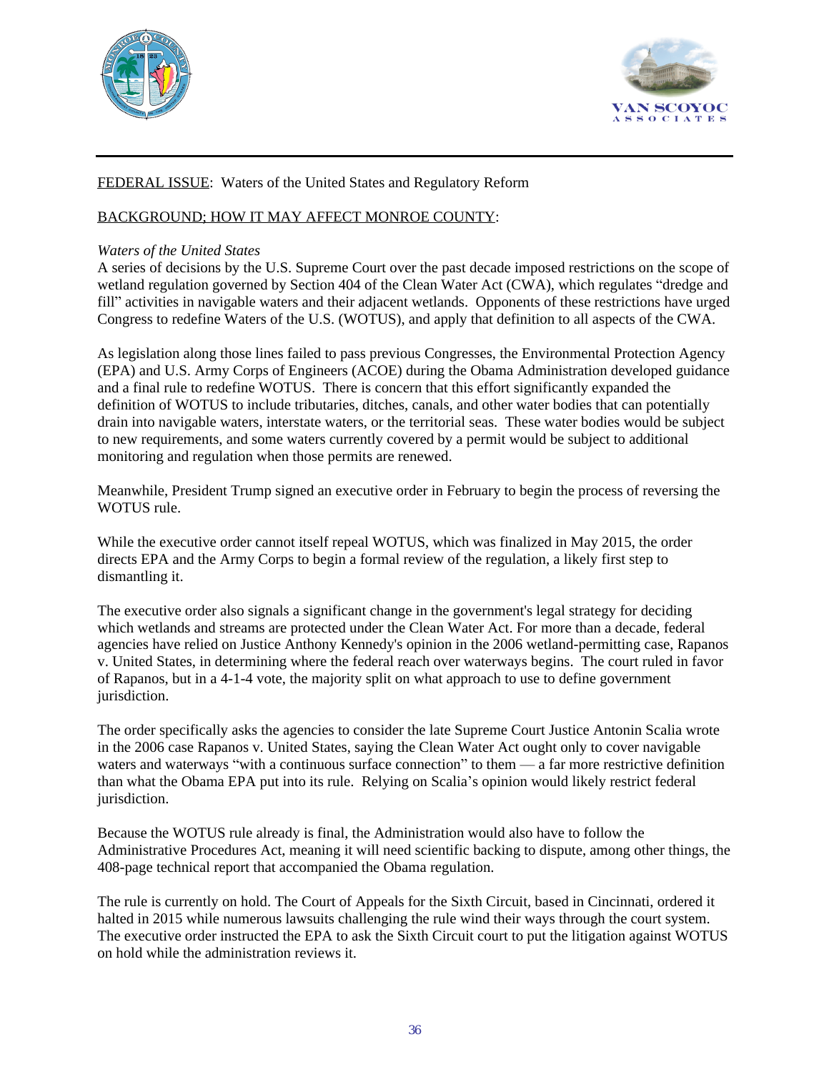FEDERAL ISSUE: Waters of the United States and Regulatory Reform

BACKGROUND; HOW IT MAY AFFECT MONROE COUNTY:

*Waters of the United States*

A series of decisions by the U.S. Supreme Court over the past decade imposed restrictions on the scope of wetland regulation governed by Section 404 of the Clean Water Act (CWA), which regulates "dredge and fill" activities in navigable waters and their adjacent wetlands. Opponents of these restrictions have urged Congress to redefine Waters of the U.S. (WOTUS), and apply that definition to all aspects of the CWA.

As legislation along those lines failed to pass previous Congresses, the Environmental Protection Agency (EPA) and U.S. Army Corps of Engineers (ACOE) during the Obama Administration developed guidance and a final rule to redefine WOTUS. There is concern that this effort significantly expanded the definition of WOTUS to include tributaries, ditches, canals, and other water bodies that can potentially drain into navigable waters, interstate waters, or the territorial seas. These water bodies would be subject to new requirements, and some waters currently covered by a permit would be subject to additional monitoring and regulation when those permits are renewed.

Meanwhile, President Trump signed an executive order in February to begin the process of reversing the WOTUS rule.

While the executive order cannot itself repeal WOTUS, which was finalized in May 2015, the order directs EPA and the Army Corps to begin a formal review of the regulation, a likely first step to dismantling it.

The executive order also signals a significant change in the government's legal strategy for deciding which wetlands and streams are protected under the Clean Water Act. For more than a decade, federal agencies have relied on Justice Anthony Kennedy's opinion in the 2006 wetland-permitting case, Rapanos v. United States, in determining where the federal reach over waterways begins. The court ruled in favor of Rapanos, but in a 4-1-4 vote, the majority split on what approach to use to define government jurisdiction.

The order specifically asks the agencies to consider the late Supreme Court Justice Antonin Scalia wrote in the 2006 case Rapanos v. United States, saying the Clean Water Act ought only to cover navigable waters and waterways "with a continuous surface connection" to them — a far more restrictive definition than what the Obama EPA put into its rule. Relying on Scalia's opinion would likely restrict federal jurisdiction.

Because the WOTUS rule already is final, the Administration would also have to follow the Administrative Procedures Act, meaning it will need scientific backing to dispute, among other things, the 408-page technical report that accompanied the Obama regulation.

The rule is currently on hold. The Court of Appeals for the Sixth Circuit, based in Cincinnati, ordered it halted in 2015 while numerous lawsuits challenging the rule wind their ways through the court system. The executive order instructed the EPA to ask the Sixth Circuit court to put the litigation against WOTUS on hold while the administration reviews it.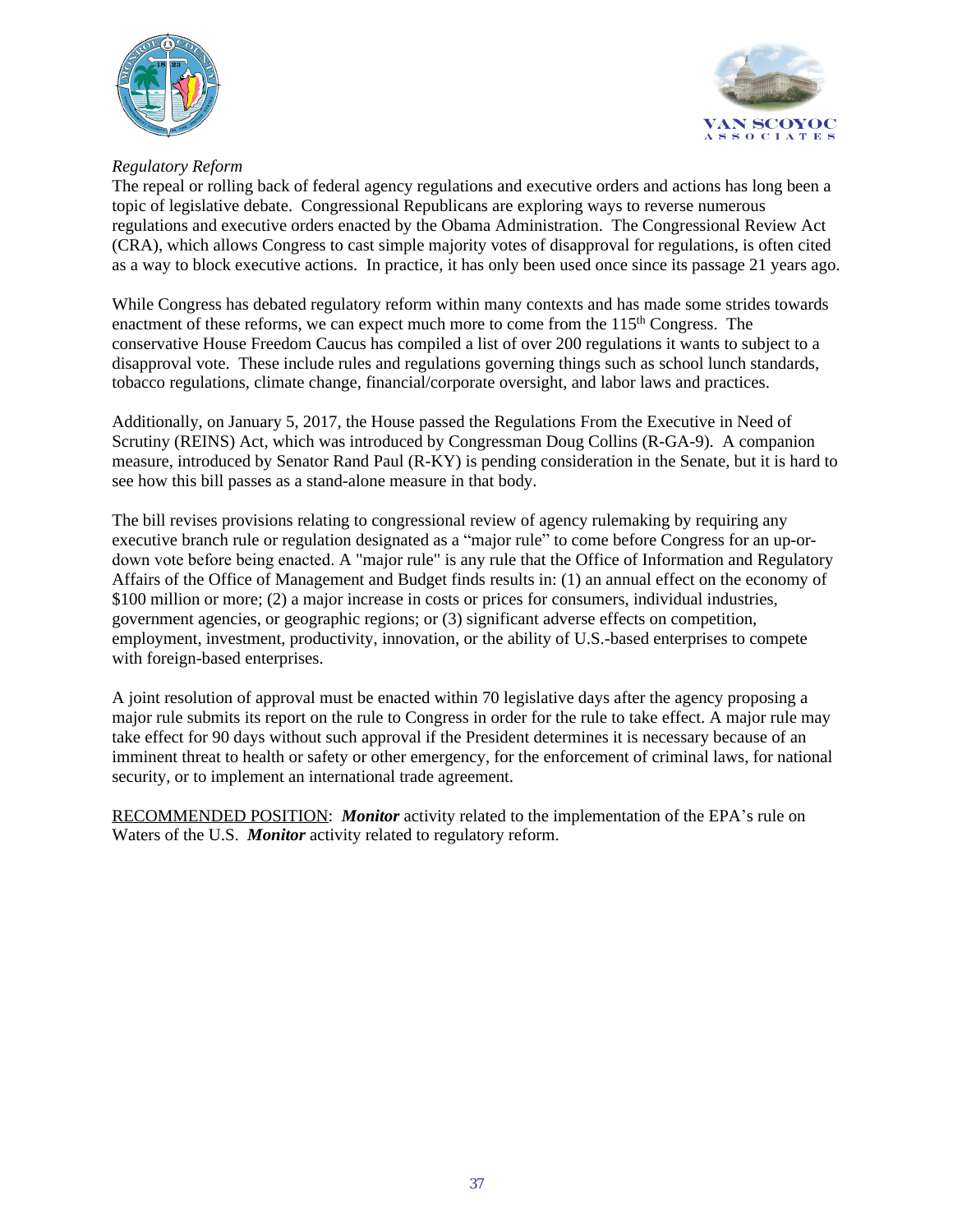*Regulatory Reform*

The repeal or rolling back of federal agency regulations and executive orders and actions has long been a topic of legislative debate. Congressional Republicans are exploring ways to reverse numerous regulations and executive orders enacted by the Obama Administration. The Congressional Review Act (CRA), which allows Congress to cast simple majority votes of disapproval for regulations, is often cited as a way to block executive actions. In practice, it has only been used once since its passage 21 years ago.

While Congress has debated regulatory reform within many contexts and has made some strides towards enactment of these reforms, we can expect much more to come from the 115th Congress. The conservative House Freedom Caucus has compiled a list of over 200 regulations it wants to subject to a disapproval vote. These include rules and regulations governing things such as school lunch standards, tobacco regulations, climate change, financial/corporate oversight, and labor laws and practices.

Additionally, on January 5, 2017, the House passed the Regulations From the Executive in Need of Scrutiny (REINS) Act, which was introduced by Congressman Doug Collins (R-GA-9). A companion measure, introduced by Senator Rand Paul (R-KY) is pending consideration in the Senate, but it is hard to see how this bill passes as a stand-alone measure in that body.

The bill revises provisions relating to congressional review of agency rulemaking by requiring any executive branch rule or regulation designated as a "major rule" to come before Congress for an up-or-down vote before being enacted. A "major rule" is any rule that the Office of Information and Regulatory Affairs of the Office of Management and Budget finds results in: (1) an annual effect on the economy of $100 million or more; (2) a major increase in costs or prices for consumers, individual industries, government agencies, or geographic regions; or (3) significant adverse effects on competition, employment, investment, productivity, innovation, or the ability of U.S.-based enterprises to compete with foreign-based enterprises.

A joint resolution of approval must be enacted within 70 legislative days after the agency proposing a major rule submits its report on the rule to Congress in order for the rule to take effect. A major rule may take effect for 90 days without such approval if the President determines it is necessary because of an imminent threat to health or safety or other emergency, for the enforcement of criminal laws, for national security, or to implement an international trade agreement.

RECOMMENDED POSITION: ***Monitor*** activity related to the implementation of the EPA's rule on Waters of the U.S. ***Monitor*** activity related to regulatory reform.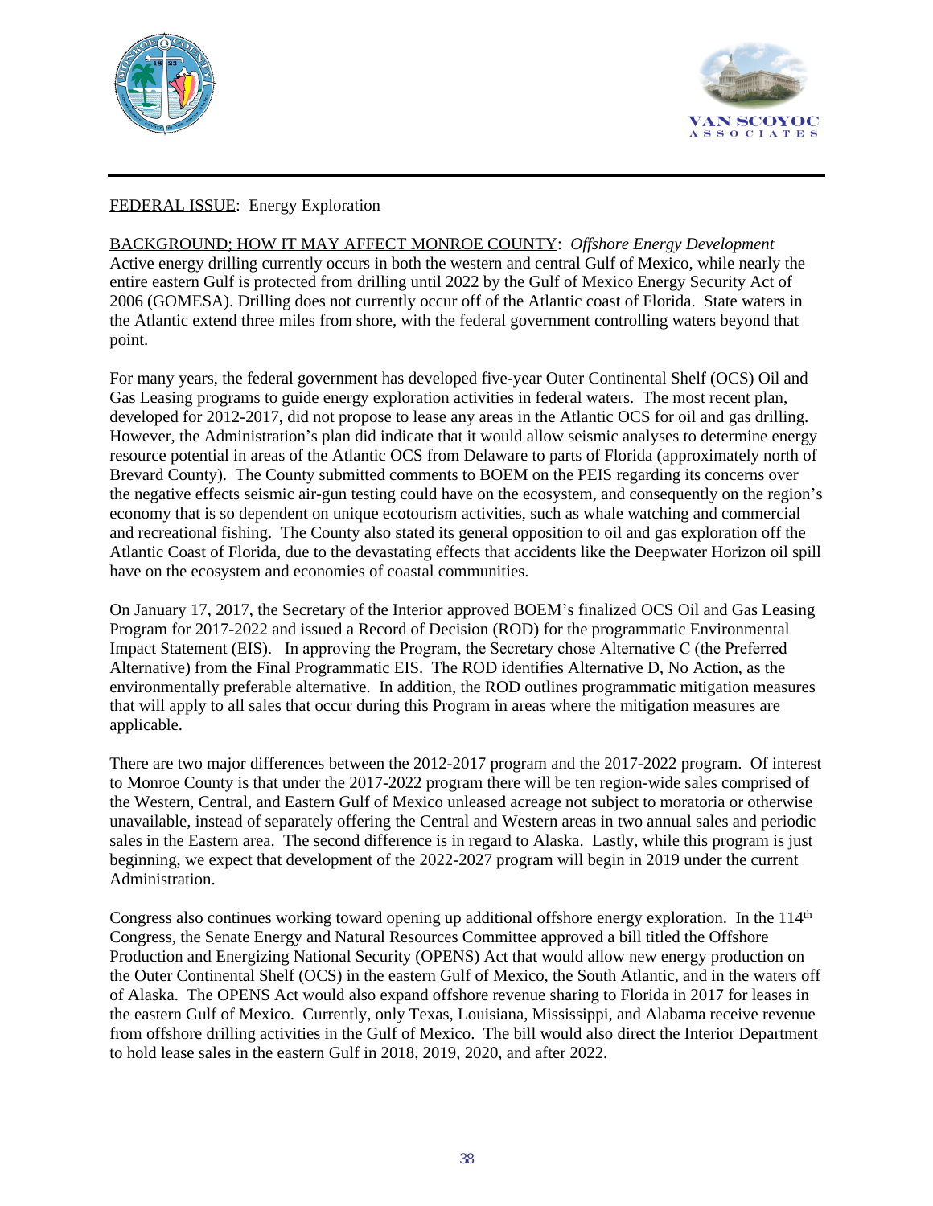<u>FEDERAL ISSUE</u>: Energy Exploration

<u>BACKGROUND; HOW IT MAY AFFECT MONROE COUNTY</u>: *Offshore Energy Development*
Active energy drilling currently occurs in both the western and central Gulf of Mexico, while nearly the entire eastern Gulf is protected from drilling until 2022 by the Gulf of Mexico Energy Security Act of 2006 (GOMESA). Drilling does not currently occur off of the Atlantic coast of Florida. State waters in the Atlantic extend three miles from shore, with the federal government controlling waters beyond that point.

For many years, the federal government has developed five-year Outer Continental Shelf (OCS) Oil and Gas Leasing programs to guide energy exploration activities in federal waters. The most recent plan, developed for 2012-2017, did not propose to lease any areas in the Atlantic OCS for oil and gas drilling. However, the Administration's plan did indicate that it would allow seismic analyses to determine energy resource potential in areas of the Atlantic OCS from Delaware to parts of Florida (approximately north of Brevard County). The County submitted comments to BOEM on the PEIS regarding its concerns over the negative effects seismic air-gun testing could have on the ecosystem, and consequently on the region's economy that is so dependent on unique ecotourism activities, such as whale watching and commercial and recreational fishing. The County also stated its general opposition to oil and gas exploration off the Atlantic Coast of Florida, due to the devastating effects that accidents like the Deepwater Horizon oil spill have on the ecosystem and economies of coastal communities.

On January 17, 2017, the Secretary of the Interior approved BOEM's finalized OCS Oil and Gas Leasing Program for 2017-2022 and issued a Record of Decision (ROD) for the programmatic Environmental Impact Statement (EIS). In approving the Program, the Secretary chose Alternative C (the Preferred Alternative) from the Final Programmatic EIS. The ROD identifies Alternative D, No Action, as the environmentally preferable alternative. In addition, the ROD outlines programmatic mitigation measures that will apply to all sales that occur during this Program in areas where the mitigation measures are applicable.

There are two major differences between the 2012-2017 program and the 2017-2022 program. Of interest to Monroe County is that under the 2017-2022 program there will be ten region-wide sales comprised of the Western, Central, and Eastern Gulf of Mexico unleased acreage not subject to moratoria or otherwise unavailable, instead of separately offering the Central and Western areas in two annual sales and periodic sales in the Eastern area. The second difference is in regard to Alaska. Lastly, while this program is just beginning, we expect that development of the 2022-2027 program will begin in 2019 under the current Administration.

Congress also continues working toward opening up additional offshore energy exploration. In the 114th Congress, the Senate Energy and Natural Resources Committee approved a bill titled the Offshore Production and Energizing National Security (OPENS) Act that would allow new energy production on the Outer Continental Shelf (OCS) in the eastern Gulf of Mexico, the South Atlantic, and in the waters off of Alaska. The OPENS Act would also expand offshore revenue sharing to Florida in 2017 for leases in the eastern Gulf of Mexico. Currently, only Texas, Louisiana, Mississippi, and Alabama receive revenue from offshore drilling activities in the Gulf of Mexico. The bill would also direct the Interior Department to hold lease sales in the eastern Gulf in 2018, 2019, 2020, and after 2022.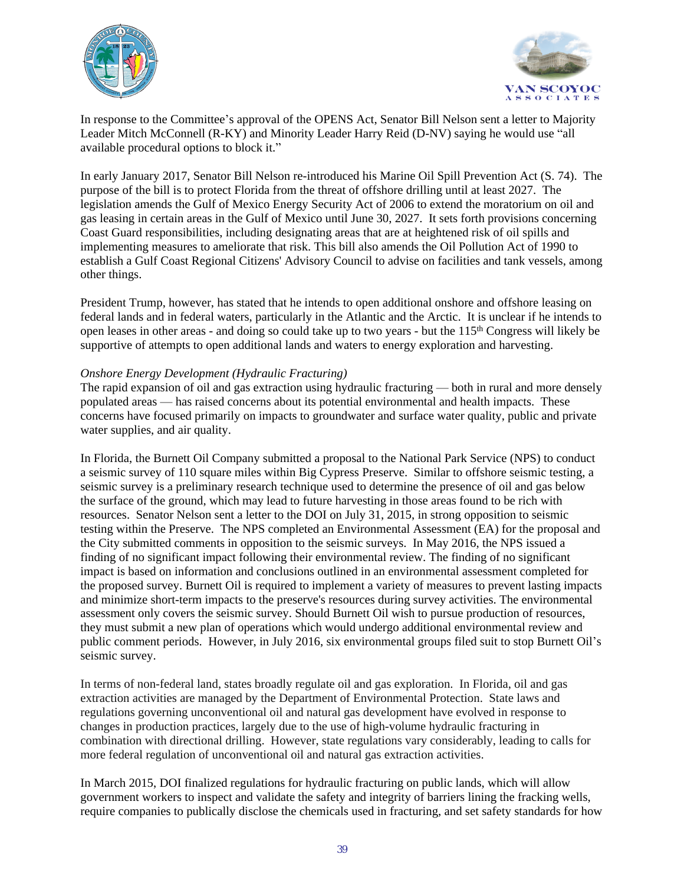In response to the Committee's approval of the OPENS Act, Senator Bill Nelson sent a letter to Majority Leader Mitch McConnell (R-KY) and Minority Leader Harry Reid (D-NV) saying he would use "all available procedural options to block it."

In early January 2017, Senator Bill Nelson re-introduced his Marine Oil Spill Prevention Act (S. 74). The purpose of the bill is to protect Florida from the threat of offshore drilling until at least 2027. The legislation amends the Gulf of Mexico Energy Security Act of 2006 to extend the moratorium on oil and gas leasing in certain areas in the Gulf of Mexico until June 30, 2027. It sets forth provisions concerning Coast Guard responsibilities, including designating areas that are at heightened risk of oil spills and implementing measures to ameliorate that risk. This bill also amends the Oil Pollution Act of 1990 to establish a Gulf Coast Regional Citizens' Advisory Council to advise on facilities and tank vessels, among other things.

President Trump, however, has stated that he intends to open additional onshore and offshore leasing on federal lands and in federal waters, particularly in the Atlantic and the Arctic. It is unclear if he intends to open leases in other areas - and doing so could take up to two years - but the 115th Congress will likely be supportive of attempts to open additional lands and waters to energy exploration and harvesting.

*Onshore Energy Development (Hydraulic Fracturing)*

The rapid expansion of oil and gas extraction using hydraulic fracturing — both in rural and more densely populated areas — has raised concerns about its potential environmental and health impacts. These concerns have focused primarily on impacts to groundwater and surface water quality, public and private water supplies, and air quality.

In Florida, the Burnett Oil Company submitted a proposal to the National Park Service (NPS) to conduct a seismic survey of 110 square miles within Big Cypress Preserve. Similar to offshore seismic testing, a seismic survey is a preliminary research technique used to determine the presence of oil and gas below the surface of the ground, which may lead to future harvesting in those areas found to be rich with resources. Senator Nelson sent a letter to the DOI on July 31, 2015, in strong opposition to seismic testing within the Preserve. The NPS completed an Environmental Assessment (EA) for the proposal and the City submitted comments in opposition to the seismic surveys. In May 2016, the NPS issued a finding of no significant impact following their environmental review. The finding of no significant impact is based on information and conclusions outlined in an environmental assessment completed for the proposed survey. Burnett Oil is required to implement a variety of measures to prevent lasting impacts and minimize short-term impacts to the preserve's resources during survey activities. The environmental assessment only covers the seismic survey. Should Burnett Oil wish to pursue production of resources, they must submit a new plan of operations which would undergo additional environmental review and public comment periods. However, in July 2016, six environmental groups filed suit to stop Burnett Oil's seismic survey.

In terms of non-federal land, states broadly regulate oil and gas exploration. In Florida, oil and gas extraction activities are managed by the Department of Environmental Protection. State laws and regulations governing unconventional oil and natural gas development have evolved in response to changes in production practices, largely due to the use of high-volume hydraulic fracturing in combination with directional drilling. However, state regulations vary considerably, leading to calls for more federal regulation of unconventional oil and natural gas extraction activities.

In March 2015, DOI finalized regulations for hydraulic fracturing on public lands, which will allow government workers to inspect and validate the safety and integrity of barriers lining the fracking wells, require companies to publically disclose the chemicals used in fracturing, and set safety standards for how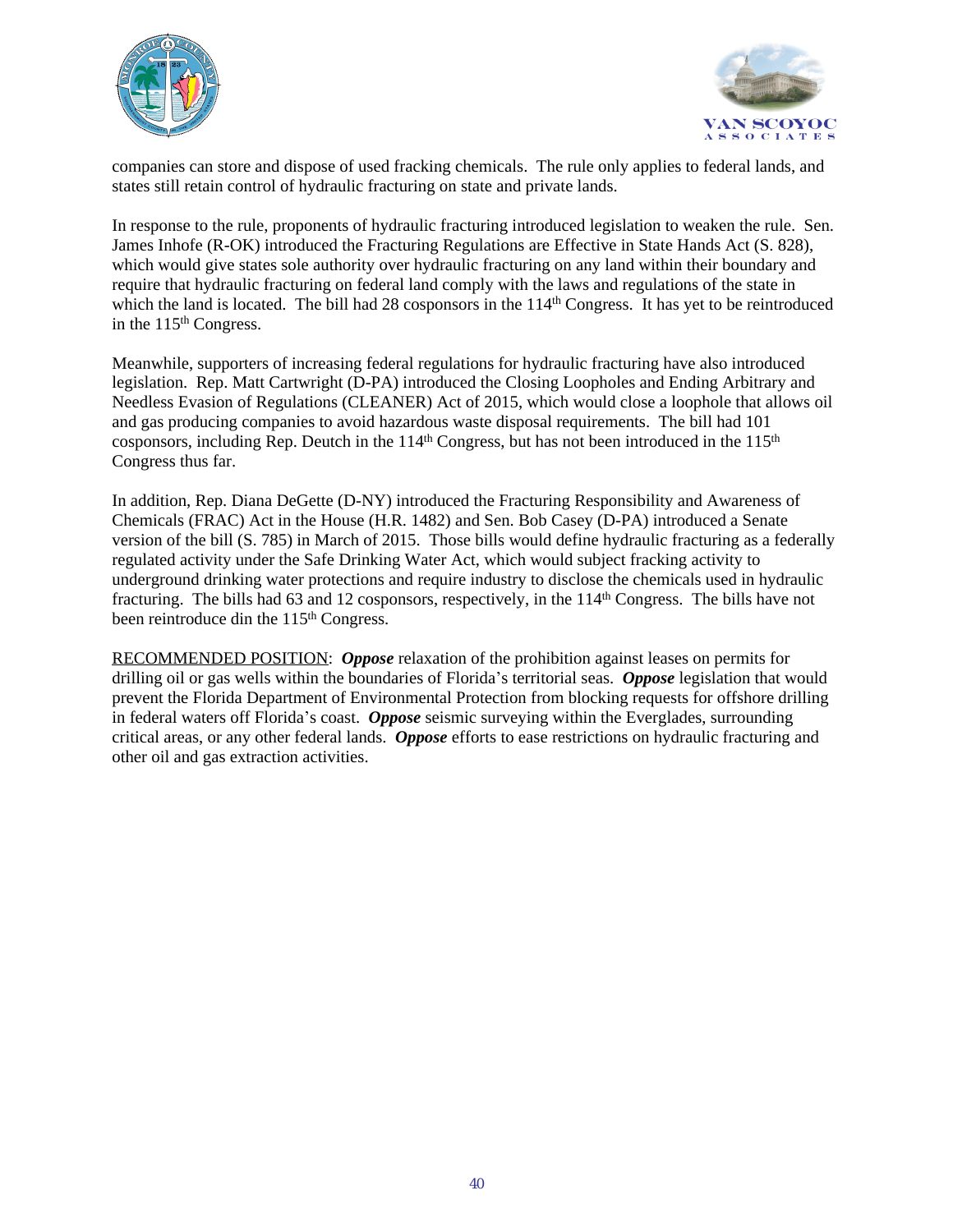companies can store and dispose of used fracking chemicals. The rule only applies to federal lands, and states still retain control of hydraulic fracturing on state and private lands.

In response to the rule, proponents of hydraulic fracturing introduced legislation to weaken the rule. Sen. James Inhofe (R-OK) introduced the Fracturing Regulations are Effective in State Hands Act (S. 828), which would give states sole authority over hydraulic fracturing on any land within their boundary and require that hydraulic fracturing on federal land comply with the laws and regulations of the state in which the land is located. The bill had 28 cosponsors in the 114th Congress. It has yet to be reintroduced in the 115th Congress.

Meanwhile, supporters of increasing federal regulations for hydraulic fracturing have also introduced legislation. Rep. Matt Cartwright (D-PA) introduced the Closing Loopholes and Ending Arbitrary and Needless Evasion of Regulations (CLEANER) Act of 2015, which would close a loophole that allows oil and gas producing companies to avoid hazardous waste disposal requirements. The bill had 101 cosponsors, including Rep. Deutch in the 114th Congress, but has not been introduced in the 115th Congress thus far.

In addition, Rep. Diana DeGette (D-NY) introduced the Fracturing Responsibility and Awareness of Chemicals (FRAC) Act in the House (H.R. 1482) and Sen. Bob Casey (D-PA) introduced a Senate version of the bill (S. 785) in March of 2015. Those bills would define hydraulic fracturing as a federally regulated activity under the Safe Drinking Water Act, which would subject fracking activity to underground drinking water protections and require industry to disclose the chemicals used in hydraulic fracturing. The bills had 63 and 12 cosponsors, respectively, in the 114th Congress. The bills have not been reintroduce din the 115th Congress.

RECOMMENDED POSITION: ***Oppose*** relaxation of the prohibition against leases on permits for drilling oil or gas wells within the boundaries of Florida's territorial seas. ***Oppose*** legislation that would prevent the Florida Department of Environmental Protection from blocking requests for offshore drilling in federal waters off Florida's coast. ***Oppose*** seismic surveying within the Everglades, surrounding critical areas, or any other federal lands. ***Oppose*** efforts to ease restrictions on hydraulic fracturing and other oil and gas extraction activities.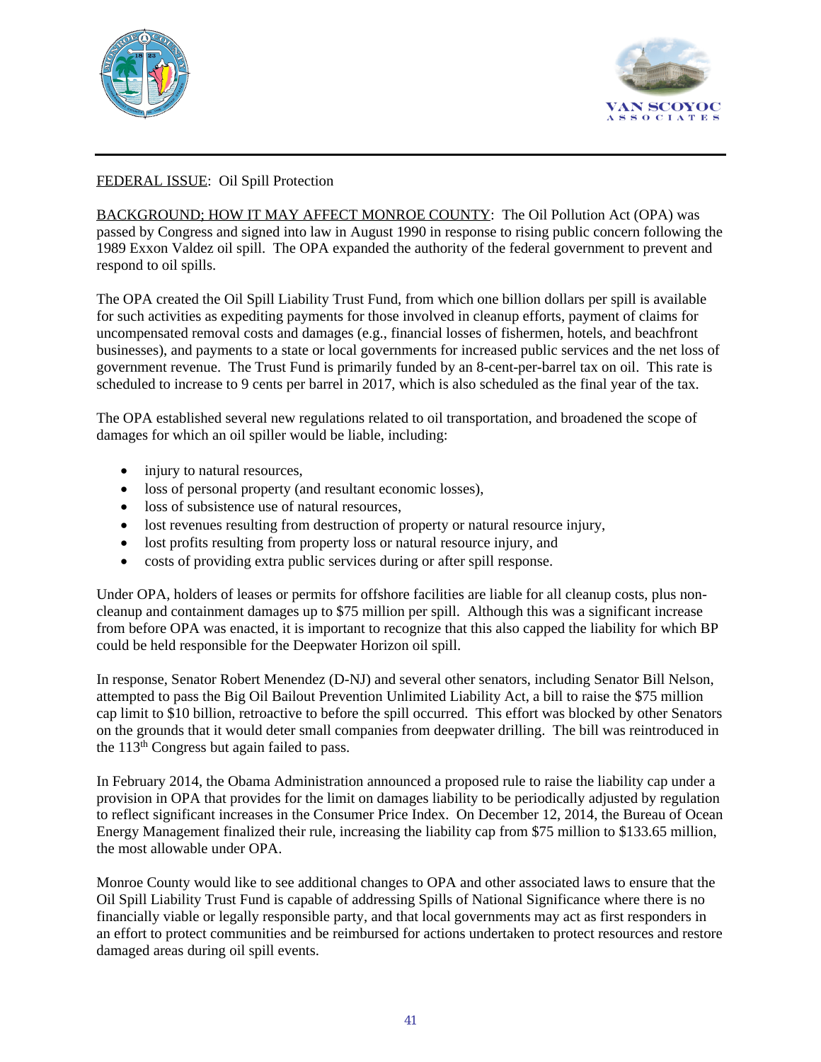FEDERAL ISSUE: Oil Spill Protection

BACKGROUND; HOW IT MAY AFFECT MONROE COUNTY: The Oil Pollution Act (OPA) was passed by Congress and signed into law in August 1990 in response to rising public concern following the 1989 Exxon Valdez oil spill. The OPA expanded the authority of the federal government to prevent and respond to oil spills.

The OPA created the Oil Spill Liability Trust Fund, from which one billion dollars per spill is available for such activities as expediting payments for those involved in cleanup efforts, payment of claims for uncompensated removal costs and damages (e.g., financial losses of fishermen, hotels, and beachfront businesses), and payments to a state or local governments for increased public services and the net loss of government revenue. The Trust Fund is primarily funded by an 8-cent-per-barrel tax on oil. This rate is scheduled to increase to 9 cents per barrel in 2017, which is also scheduled as the final year of the tax.

The OPA established several new regulations related to oil transportation, and broadened the scope of damages for which an oil spiller would be liable, including:

- injury to natural resources,
- loss of personal property (and resultant economic losses),
- loss of subsistence use of natural resources,
- lost revenues resulting from destruction of property or natural resource injury,
- lost profits resulting from property loss or natural resource injury, and
- costs of providing extra public services during or after spill response.

Under OPA, holders of leases or permits for offshore facilities are liable for all cleanup costs, plus non-cleanup and containment damages up to $75 million per spill. Although this was a significant increase from before OPA was enacted, it is important to recognize that this also capped the liability for which BP could be held responsible for the Deepwater Horizon oil spill.

In response, Senator Robert Menendez (D-NJ) and several other senators, including Senator Bill Nelson, attempted to pass the Big Oil Bailout Prevention Unlimited Liability Act, a bill to raise the $75 million cap limit to $10 billion, retroactive to before the spill occurred. This effort was blocked by other Senators on the grounds that it would deter small companies from deepwater drilling. The bill was reintroduced in the 113th Congress but again failed to pass.

In February 2014, the Obama Administration announced a proposed rule to raise the liability cap under a provision in OPA that provides for the limit on damages liability to be periodically adjusted by regulation to reflect significant increases in the Consumer Price Index. On December 12, 2014, the Bureau of Ocean Energy Management finalized their rule, increasing the liability cap from $75 million to $133.65 million, the most allowable under OPA.

Monroe County would like to see additional changes to OPA and other associated laws to ensure that the Oil Spill Liability Trust Fund is capable of addressing Spills of National Significance where there is no financially viable or legally responsible party, and that local governments may act as first responders in an effort to protect communities and be reimbursed for actions undertaken to protect resources and restore damaged areas during oil spill events.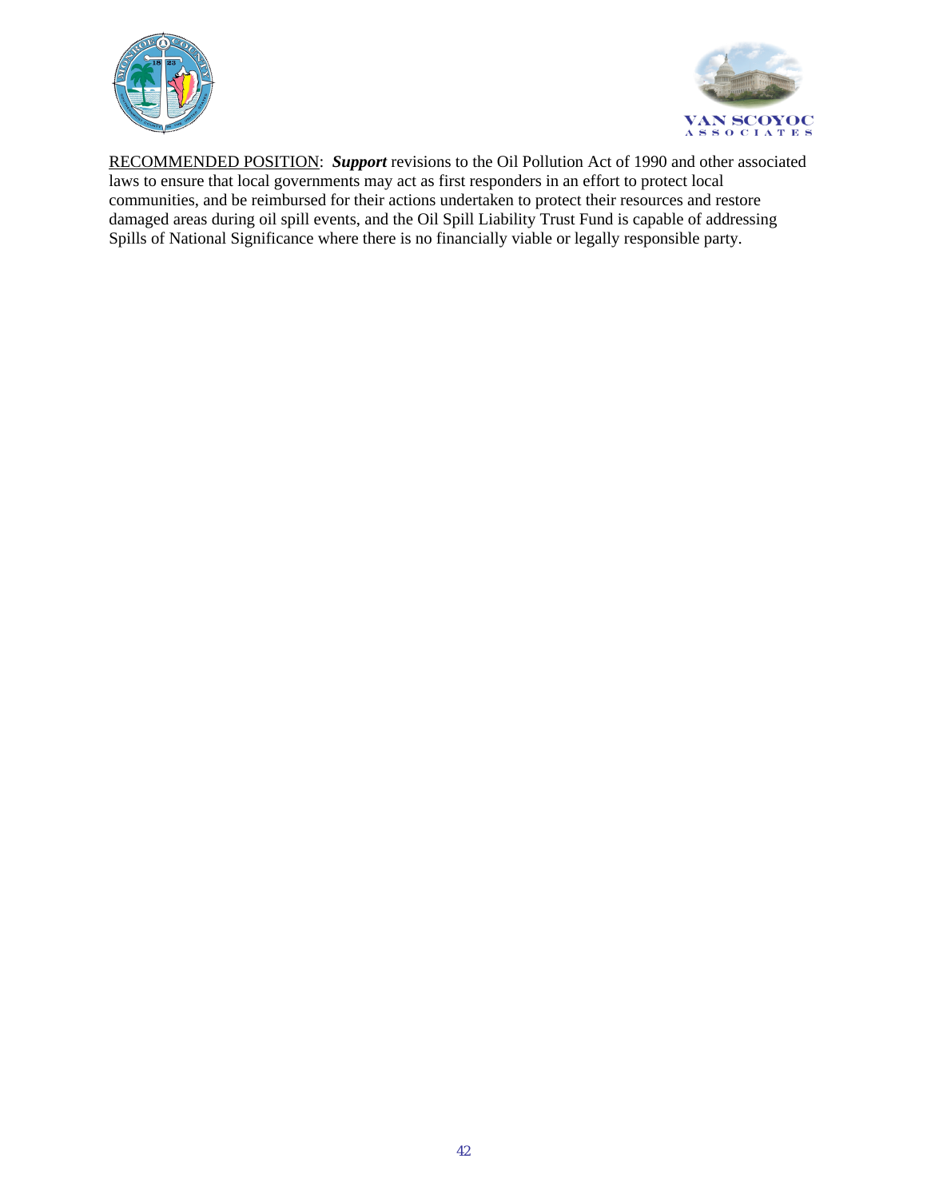<u>RECOMMENDED POSITION</u>: ***Support*** revisions to the Oil Pollution Act of 1990 and other associated laws to ensure that local governments may act as first responders in an effort to protect local communities, and be reimbursed for their actions undertaken to protect their resources and restore damaged areas during oil spill events, and the Oil Spill Liability Trust Fund is capable of addressing Spills of National Significance where there is no financially viable or legally responsible party.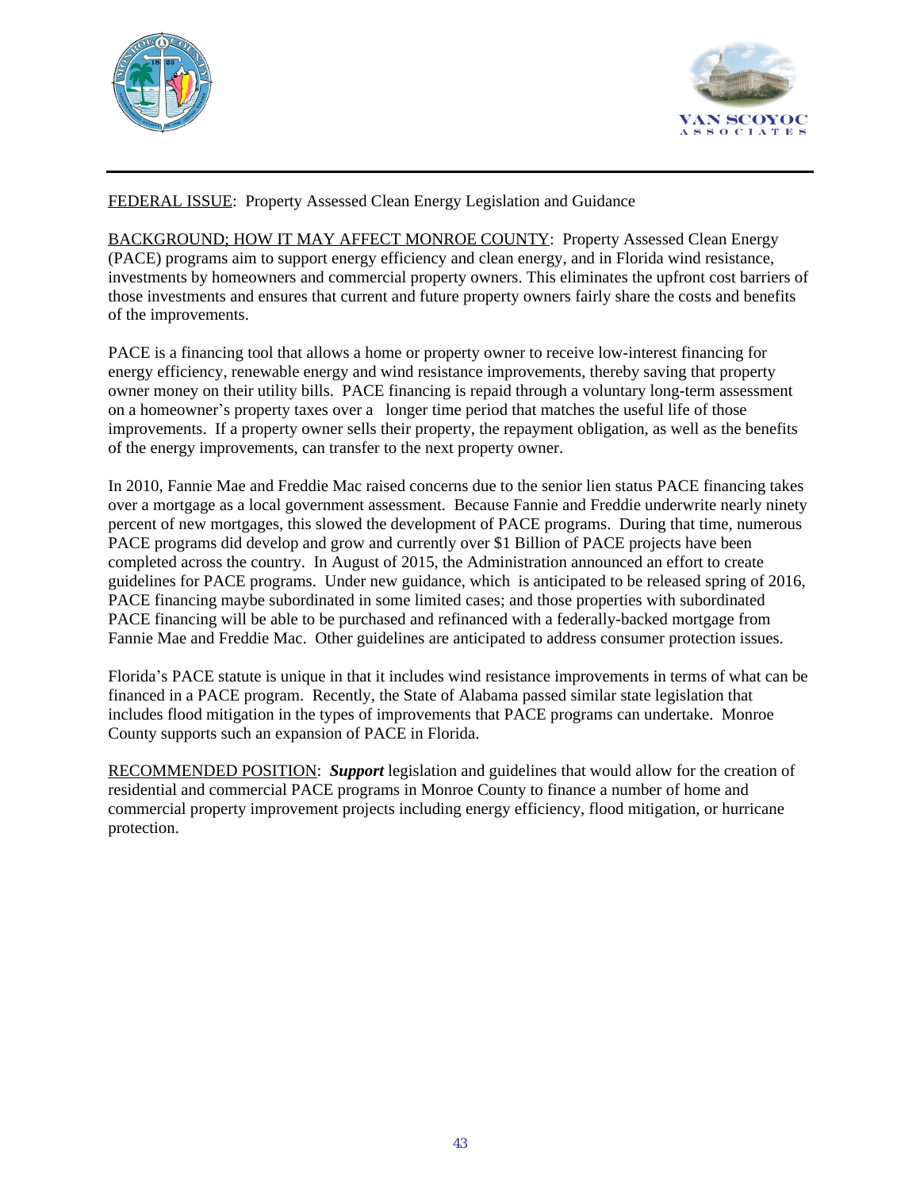FEDERAL ISSUE: Property Assessed Clean Energy Legislation and Guidance

BACKGROUND; HOW IT MAY AFFECT MONROE COUNTY: Property Assessed Clean Energy (PACE) programs aim to support energy efficiency and clean energy, and in Florida wind resistance, investments by homeowners and commercial property owners. This eliminates the upfront cost barriers of those investments and ensures that current and future property owners fairly share the costs and benefits of the improvements.

PACE is a financing tool that allows a home or property owner to receive low-interest financing for energy efficiency, renewable energy and wind resistance improvements, thereby saving that property owner money on their utility bills. PACE financing is repaid through a voluntary long-term assessment on a homeowner's property taxes over a longer time period that matches the useful life of those improvements. If a property owner sells their property, the repayment obligation, as well as the benefits of the energy improvements, can transfer to the next property owner.

In 2010, Fannie Mae and Freddie Mac raised concerns due to the senior lien status PACE financing takes over a mortgage as a local government assessment. Because Fannie and Freddie underwrite nearly ninety percent of new mortgages, this slowed the development of PACE programs. During that time, numerous PACE programs did develop and grow and currently over $1 Billion of PACE projects have been completed across the country. In August of 2015, the Administration announced an effort to create guidelines for PACE programs. Under new guidance, which is anticipated to be released spring of 2016, PACE financing maybe subordinated in some limited cases; and those properties with subordinated PACE financing will be able to be purchased and refinanced with a federally-backed mortgage from Fannie Mae and Freddie Mac. Other guidelines are anticipated to address consumer protection issues.

Florida's PACE statute is unique in that it includes wind resistance improvements in terms of what can be financed in a PACE program. Recently, the State of Alabama passed similar state legislation that includes flood mitigation in the types of improvements that PACE programs can undertake. Monroe County supports such an expansion of PACE in Florida.

RECOMMENDED POSITION: ***Support*** legislation and guidelines that would allow for the creation of residential and commercial PACE programs in Monroe County to finance a number of home and commercial property improvement projects including energy efficiency, flood mitigation, or hurricane protection.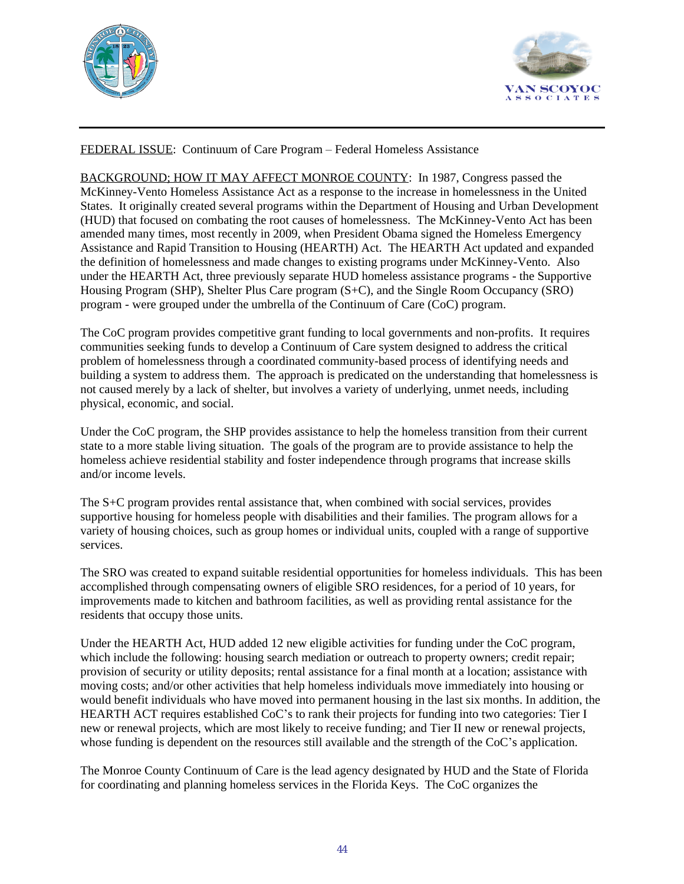FEDERAL ISSUE: Continuum of Care Program – Federal Homeless Assistance

BACKGROUND; HOW IT MAY AFFECT MONROE COUNTY: In 1987, Congress passed the McKinney-Vento Homeless Assistance Act as a response to the increase in homelessness in the United States. It originally created several programs within the Department of Housing and Urban Development (HUD) that focused on combating the root causes of homelessness. The McKinney-Vento Act has been amended many times, most recently in 2009, when President Obama signed the Homeless Emergency Assistance and Rapid Transition to Housing (HEARTH) Act. The HEARTH Act updated and expanded the definition of homelessness and made changes to existing programs under McKinney-Vento. Also under the HEARTH Act, three previously separate HUD homeless assistance programs - the Supportive Housing Program (SHP), Shelter Plus Care program (S+C), and the Single Room Occupancy (SRO) program - were grouped under the umbrella of the Continuum of Care (CoC) program.

The CoC program provides competitive grant funding to local governments and non-profits. It requires communities seeking funds to develop a Continuum of Care system designed to address the critical problem of homelessness through a coordinated community-based process of identifying needs and building a system to address them. The approach is predicated on the understanding that homelessness is not caused merely by a lack of shelter, but involves a variety of underlying, unmet needs, including physical, economic, and social.

Under the CoC program, the SHP provides assistance to help the homeless transition from their current state to a more stable living situation. The goals of the program are to provide assistance to help the homeless achieve residential stability and foster independence through programs that increase skills and/or income levels.

The S+C program provides rental assistance that, when combined with social services, provides supportive housing for homeless people with disabilities and their families. The program allows for a variety of housing choices, such as group homes or individual units, coupled with a range of supportive services.

The SRO was created to expand suitable residential opportunities for homeless individuals. This has been accomplished through compensating owners of eligible SRO residences, for a period of 10 years, for improvements made to kitchen and bathroom facilities, as well as providing rental assistance for the residents that occupy those units.

Under the HEARTH Act, HUD added 12 new eligible activities for funding under the CoC program, which include the following: housing search mediation or outreach to property owners; credit repair; provision of security or utility deposits; rental assistance for a final month at a location; assistance with moving costs; and/or other activities that help homeless individuals move immediately into housing or would benefit individuals who have moved into permanent housing in the last six months. In addition, the HEARTH ACT requires established CoC's to rank their projects for funding into two categories: Tier I new or renewal projects, which are most likely to receive funding; and Tier II new or renewal projects, whose funding is dependent on the resources still available and the strength of the CoC's application.

The Monroe County Continuum of Care is the lead agency designated by HUD and the State of Florida for coordinating and planning homeless services in the Florida Keys. The CoC organizes the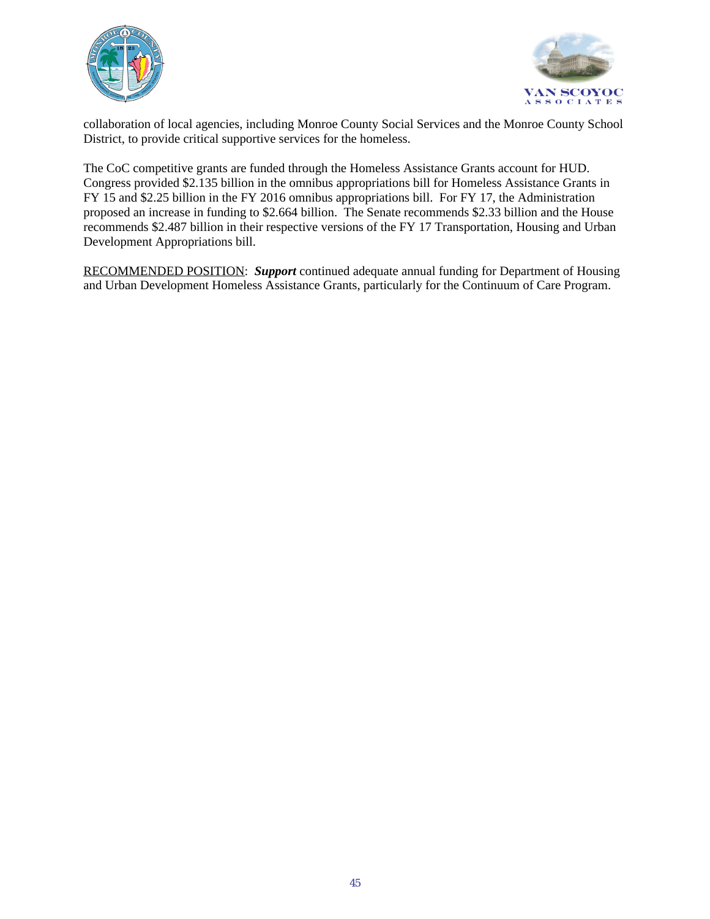collaboration of local agencies, including Monroe County Social Services and the Monroe County School District, to provide critical supportive services for the homeless.

The CoC competitive grants are funded through the Homeless Assistance Grants account for HUD. Congress provided $2.135 billion in the omnibus appropriations bill for Homeless Assistance Grants in FY 15 and $2.25 billion in the FY 2016 omnibus appropriations bill. For FY 17, the Administration proposed an increase in funding to $2.664 billion. The Senate recommends $2.33 billion and the House recommends $2.487 billion in their respective versions of the FY 17 Transportation, Housing and Urban Development Appropriations bill.

<u>RECOMMENDED POSITION</u>: ***Support*** continued adequate annual funding for Department of Housing and Urban Development Homeless Assistance Grants, particularly for the Continuum of Care Program.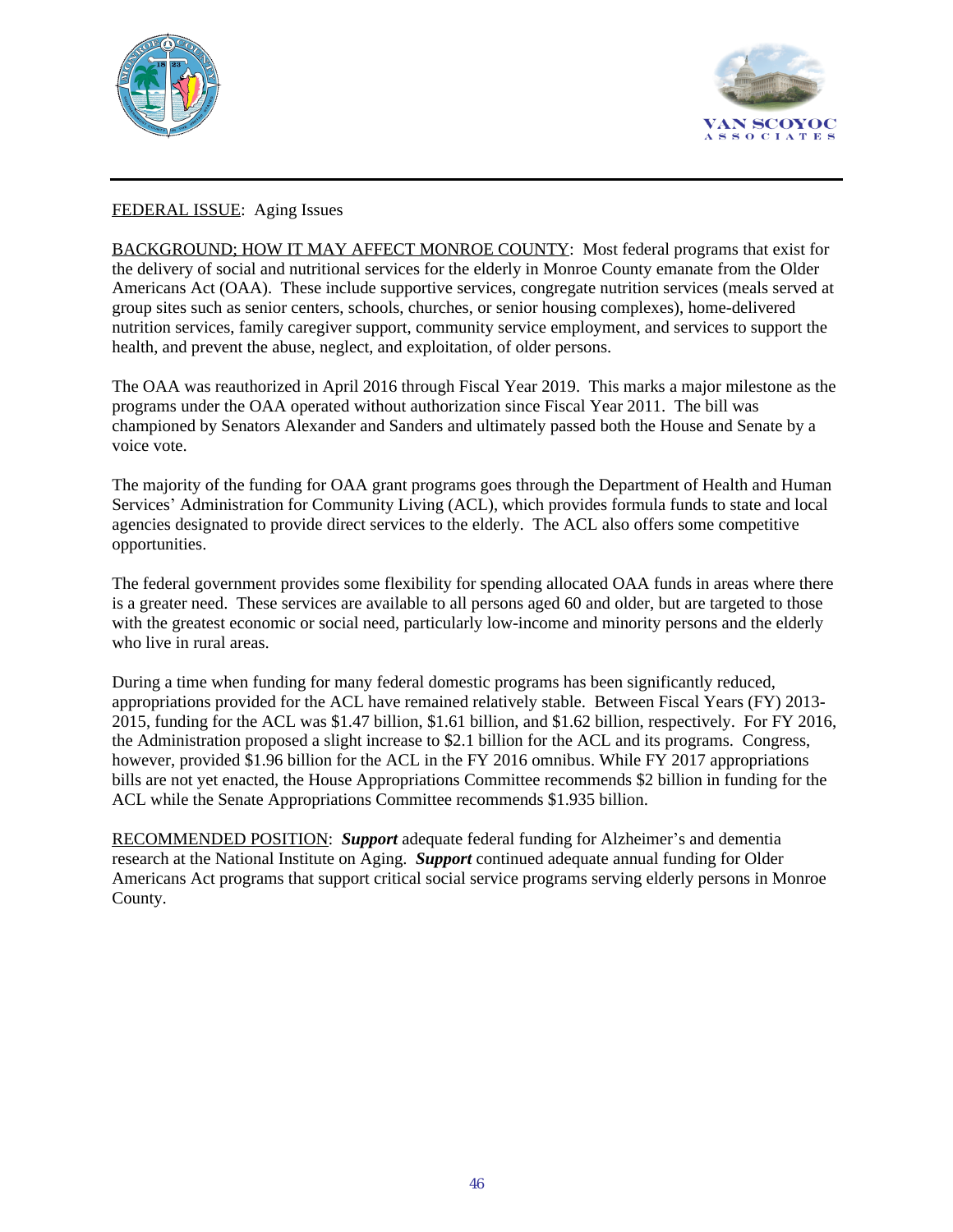FEDERAL ISSUE: Aging Issues

BACKGROUND; HOW IT MAY AFFECT MONROE COUNTY: Most federal programs that exist for the delivery of social and nutritional services for the elderly in Monroe County emanate from the Older Americans Act (OAA). These include supportive services, congregate nutrition services (meals served at group sites such as senior centers, schools, churches, or senior housing complexes), home-delivered nutrition services, family caregiver support, community service employment, and services to support the health, and prevent the abuse, neglect, and exploitation, of older persons.

The OAA was reauthorized in April 2016 through Fiscal Year 2019. This marks a major milestone as the programs under the OAA operated without authorization since Fiscal Year 2011. The bill was championed by Senators Alexander and Sanders and ultimately passed both the House and Senate by a voice vote.

The majority of the funding for OAA grant programs goes through the Department of Health and Human Services' Administration for Community Living (ACL), which provides formula funds to state and local agencies designated to provide direct services to the elderly. The ACL also offers some competitive opportunities.

The federal government provides some flexibility for spending allocated OAA funds in areas where there is a greater need. These services are available to all persons aged 60 and older, but are targeted to those with the greatest economic or social need, particularly low-income and minority persons and the elderly who live in rural areas.

During a time when funding for many federal domestic programs has been significantly reduced, appropriations provided for the ACL have remained relatively stable. Between Fiscal Years (FY) 2013-2015, funding for the ACL was $1.47 billion, $1.61 billion, and $1.62 billion, respectively. For FY 2016, the Administration proposed a slight increase to $2.1 billion for the ACL and its programs. Congress, however, provided $1.96 billion for the ACL in the FY 2016 omnibus. While FY 2017 appropriations bills are not yet enacted, the House Appropriations Committee recommends $2 billion in funding for the ACL while the Senate Appropriations Committee recommends $1.935 billion.

RECOMMENDED POSITION: ***Support*** adequate federal funding for Alzheimer's and dementia research at the National Institute on Aging. ***Support*** continued adequate annual funding for Older Americans Act programs that support critical social service programs serving elderly persons in Monroe County.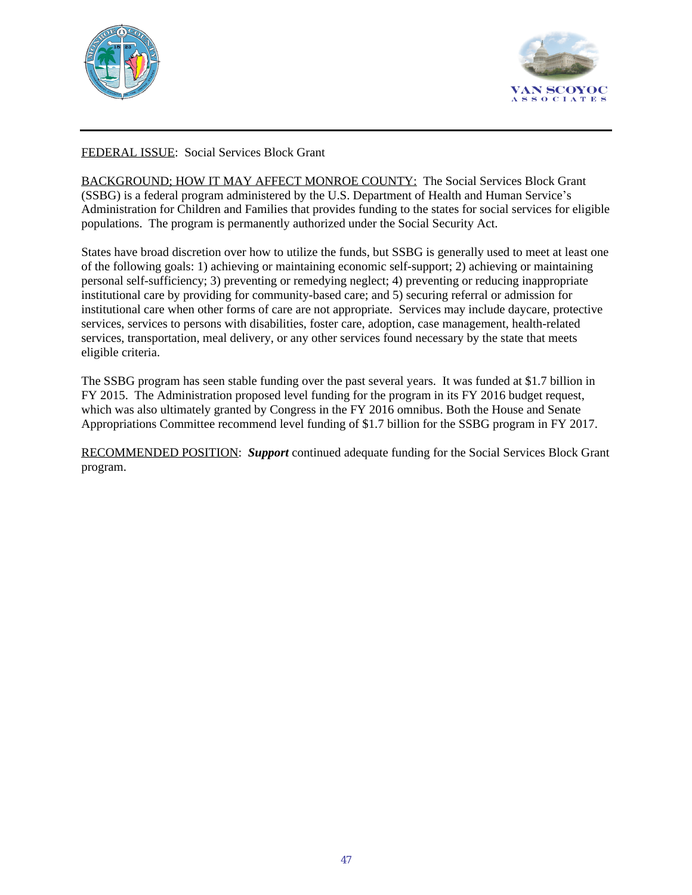FEDERAL ISSUE: Social Services Block Grant

BACKGROUND; HOW IT MAY AFFECT MONROE COUNTY: The Social Services Block Grant (SSBG) is a federal program administered by the U.S. Department of Health and Human Service's Administration for Children and Families that provides funding to the states for social services for eligible populations. The program is permanently authorized under the Social Security Act.

States have broad discretion over how to utilize the funds, but SSBG is generally used to meet at least one of the following goals: 1) achieving or maintaining economic self-support; 2) achieving or maintaining personal self-sufficiency; 3) preventing or remedying neglect; 4) preventing or reducing inappropriate institutional care by providing for community-based care; and 5) securing referral or admission for institutional care when other forms of care are not appropriate. Services may include daycare, protective services, services to persons with disabilities, foster care, adoption, case management, health-related services, transportation, meal delivery, or any other services found necessary by the state that meets eligible criteria.

The SSBG program has seen stable funding over the past several years. It was funded at $1.7 billion in FY 2015. The Administration proposed level funding for the program in its FY 2016 budget request, which was also ultimately granted by Congress in the FY 2016 omnibus. Both the House and Senate Appropriations Committee recommend level funding of $1.7 billion for the SSBG program in FY 2017.

RECOMMENDED POSITION: ***Support*** continued adequate funding for the Social Services Block Grant program.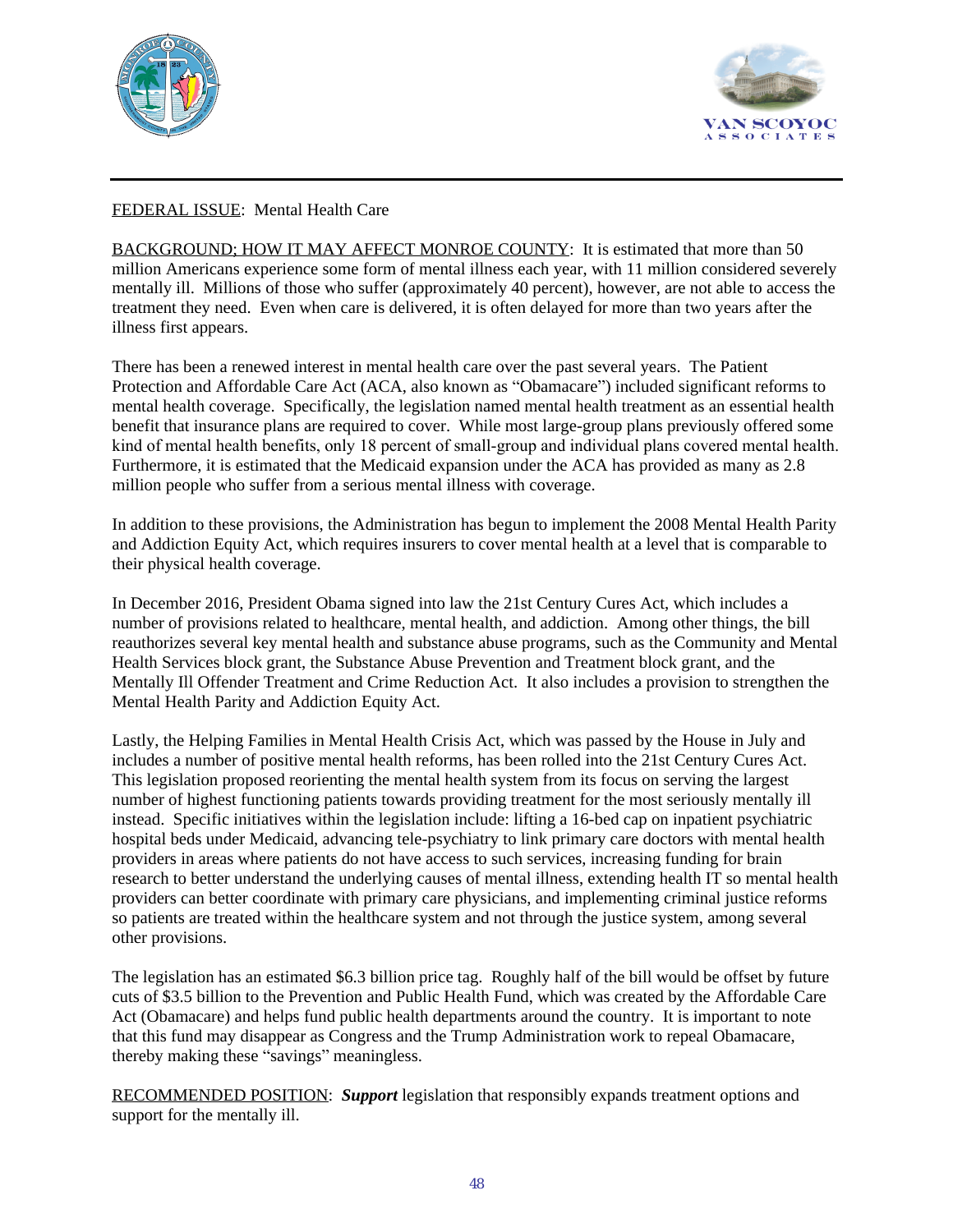FEDERAL ISSUE: Mental Health Care

BACKGROUND; HOW IT MAY AFFECT MONROE COUNTY: It is estimated that more than 50 million Americans experience some form of mental illness each year, with 11 million considered severely mentally ill. Millions of those who suffer (approximately 40 percent), however, are not able to access the treatment they need. Even when care is delivered, it is often delayed for more than two years after the illness first appears.

There has been a renewed interest in mental health care over the past several years. The Patient Protection and Affordable Care Act (ACA, also known as "Obamacare") included significant reforms to mental health coverage. Specifically, the legislation named mental health treatment as an essential health benefit that insurance plans are required to cover. While most large-group plans previously offered some kind of mental health benefits, only 18 percent of small-group and individual plans covered mental health. Furthermore, it is estimated that the Medicaid expansion under the ACA has provided as many as 2.8 million people who suffer from a serious mental illness with coverage.

In addition to these provisions, the Administration has begun to implement the 2008 Mental Health Parity and Addiction Equity Act, which requires insurers to cover mental health at a level that is comparable to their physical health coverage.

In December 2016, President Obama signed into law the 21st Century Cures Act, which includes a number of provisions related to healthcare, mental health, and addiction. Among other things, the bill reauthorizes several key mental health and substance abuse programs, such as the Community and Mental Health Services block grant, the Substance Abuse Prevention and Treatment block grant, and the Mentally Ill Offender Treatment and Crime Reduction Act. It also includes a provision to strengthen the Mental Health Parity and Addiction Equity Act.

Lastly, the Helping Families in Mental Health Crisis Act, which was passed by the House in July and includes a number of positive mental health reforms, has been rolled into the 21st Century Cures Act. This legislation proposed reorienting the mental health system from its focus on serving the largest number of highest functioning patients towards providing treatment for the most seriously mentally ill instead. Specific initiatives within the legislation include: lifting a 16-bed cap on inpatient psychiatric hospital beds under Medicaid, advancing tele-psychiatry to link primary care doctors with mental health providers in areas where patients do not have access to such services, increasing funding for brain research to better understand the underlying causes of mental illness, extending health IT so mental health providers can better coordinate with primary care physicians, and implementing criminal justice reforms so patients are treated within the healthcare system and not through the justice system, among several other provisions.

The legislation has an estimated $6.3 billion price tag. Roughly half of the bill would be offset by future cuts of $3.5 billion to the Prevention and Public Health Fund, which was created by the Affordable Care Act (Obamacare) and helps fund public health departments around the country. It is important to note that this fund may disappear as Congress and the Trump Administration work to repeal Obamacare, thereby making these "savings" meaningless.

RECOMMENDED POSITION: ***Support*** legislation that responsibly expands treatment options and support for the mentally ill.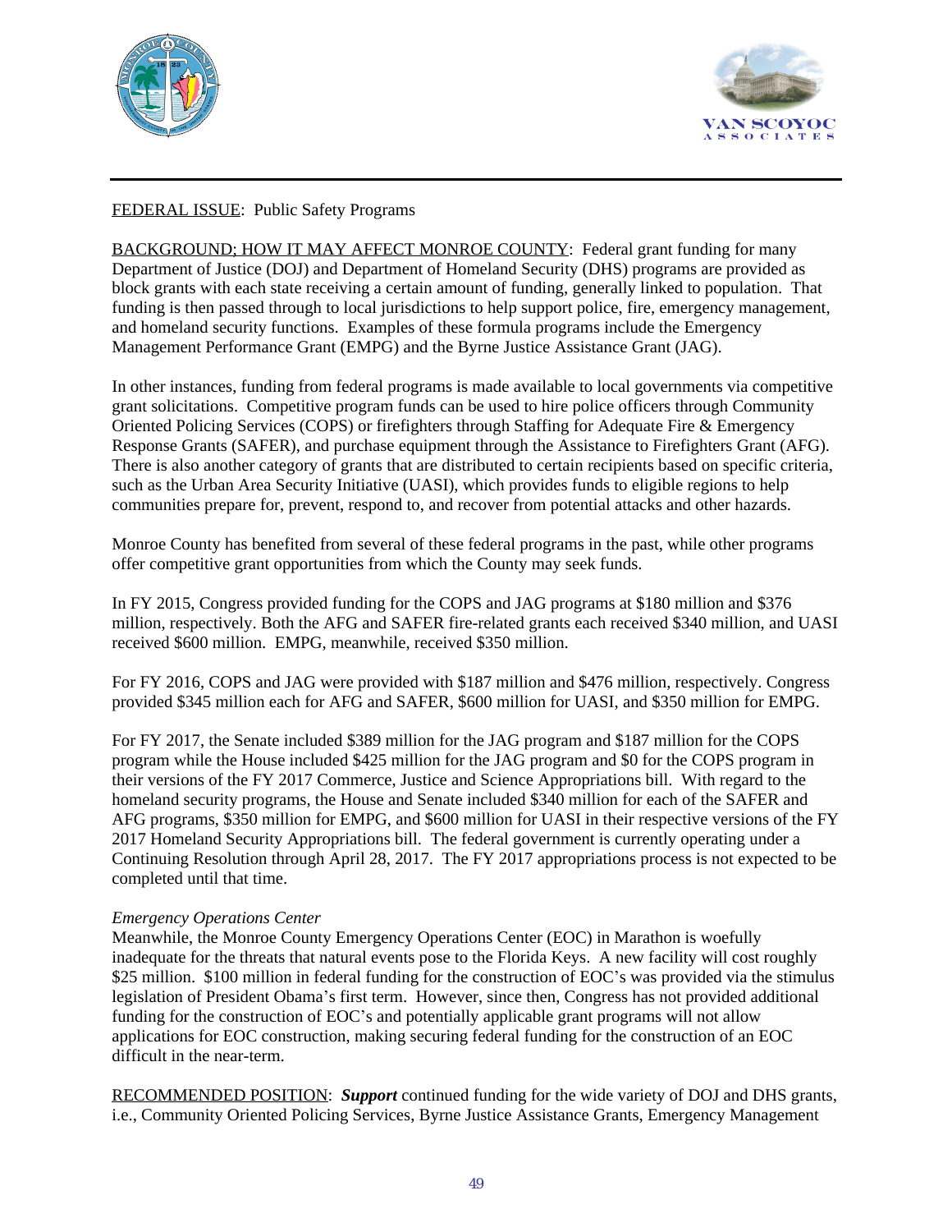FEDERAL ISSUE: Public Safety Programs

BACKGROUND; HOW IT MAY AFFECT MONROE COUNTY: Federal grant funding for many Department of Justice (DOJ) and Department of Homeland Security (DHS) programs are provided as block grants with each state receiving a certain amount of funding, generally linked to population. That funding is then passed through to local jurisdictions to help support police, fire, emergency management, and homeland security functions. Examples of these formula programs include the Emergency Management Performance Grant (EMPG) and the Byrne Justice Assistance Grant (JAG).

In other instances, funding from federal programs is made available to local governments via competitive grant solicitations. Competitive program funds can be used to hire police officers through Community Oriented Policing Services (COPS) or firefighters through Staffing for Adequate Fire & Emergency Response Grants (SAFER), and purchase equipment through the Assistance to Firefighters Grant (AFG). There is also another category of grants that are distributed to certain recipients based on specific criteria, such as the Urban Area Security Initiative (UASI), which provides funds to eligible regions to help communities prepare for, prevent, respond to, and recover from potential attacks and other hazards.

Monroe County has benefited from several of these federal programs in the past, while other programs offer competitive grant opportunities from which the County may seek funds.

In FY 2015, Congress provided funding for the COPS and JAG programs at $180 million and $376 million, respectively. Both the AFG and SAFER fire-related grants each received $340 million, and UASI received $600 million. EMPG, meanwhile, received $350 million.

For FY 2016, COPS and JAG were provided with $187 million and $476 million, respectively. Congress provided $345 million each for AFG and SAFER, $600 million for UASI, and $350 million for EMPG.

For FY 2017, the Senate included $389 million for the JAG program and $187 million for the COPS program while the House included $425 million for the JAG program and $0 for the COPS program in their versions of the FY 2017 Commerce, Justice and Science Appropriations bill. With regard to the homeland security programs, the House and Senate included $340 million for each of the SAFER and AFG programs, $350 million for EMPG, and $600 million for UASI in their respective versions of the FY 2017 Homeland Security Appropriations bill. The federal government is currently operating under a Continuing Resolution through April 28, 2017. The FY 2017 appropriations process is not expected to be completed until that time.

*Emergency Operations Center*

Meanwhile, the Monroe County Emergency Operations Center (EOC) in Marathon is woefully inadequate for the threats that natural events pose to the Florida Keys. A new facility will cost roughly $25 million. $100 million in federal funding for the construction of EOC's was provided via the stimulus legislation of President Obama's first term. However, since then, Congress has not provided additional funding for the construction of EOC's and potentially applicable grant programs will not allow applications for EOC construction, making securing federal funding for the construction of an EOC difficult in the near-term.

RECOMMENDED POSITION: ***Support*** continued funding for the wide variety of DOJ and DHS grants, i.e., Community Oriented Policing Services, Byrne Justice Assistance Grants, Emergency Management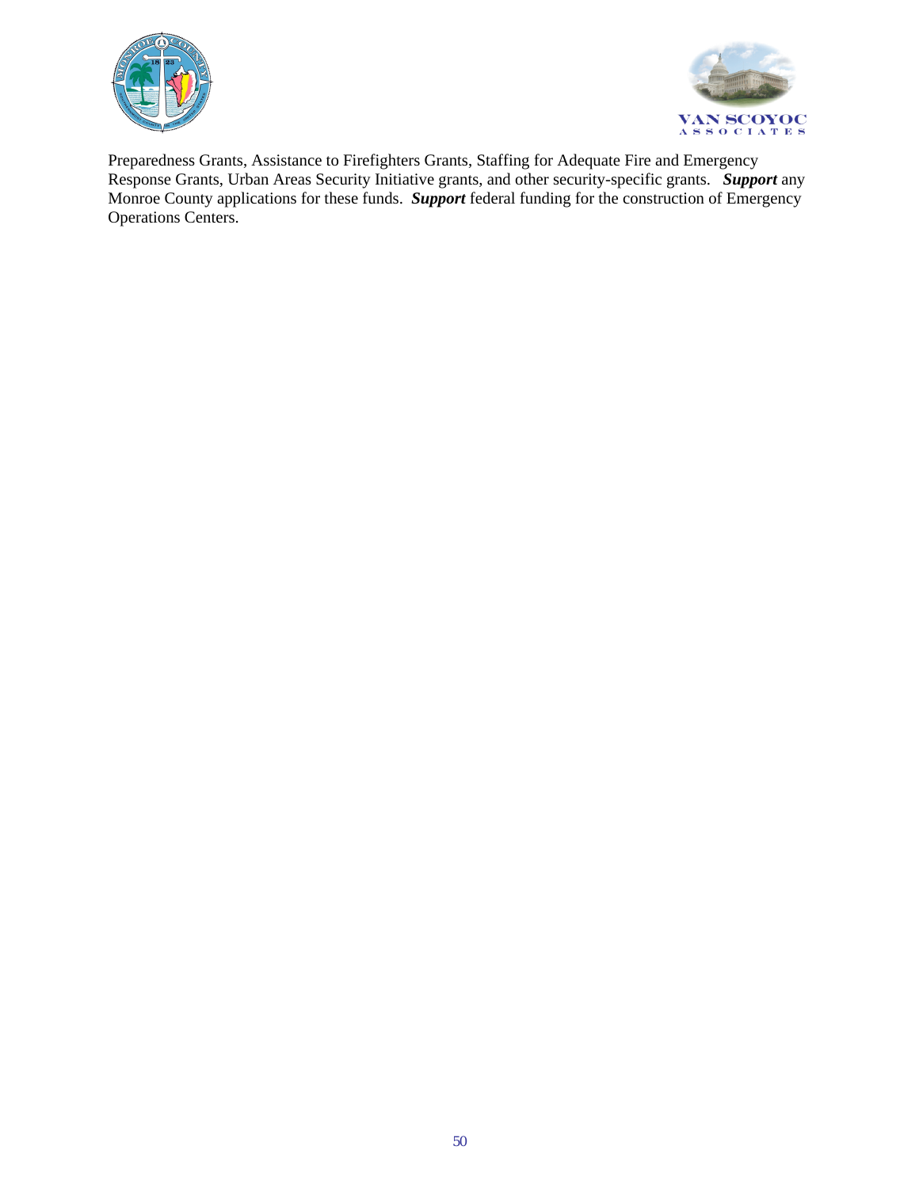Preparedness Grants, Assistance to Firefighters Grants, Staffing for Adequate Fire and Emergency Response Grants, Urban Areas Security Initiative grants, and other security-specific grants. ***Support*** any Monroe County applications for these funds. ***Support*** federal funding for the construction of Emergency Operations Centers.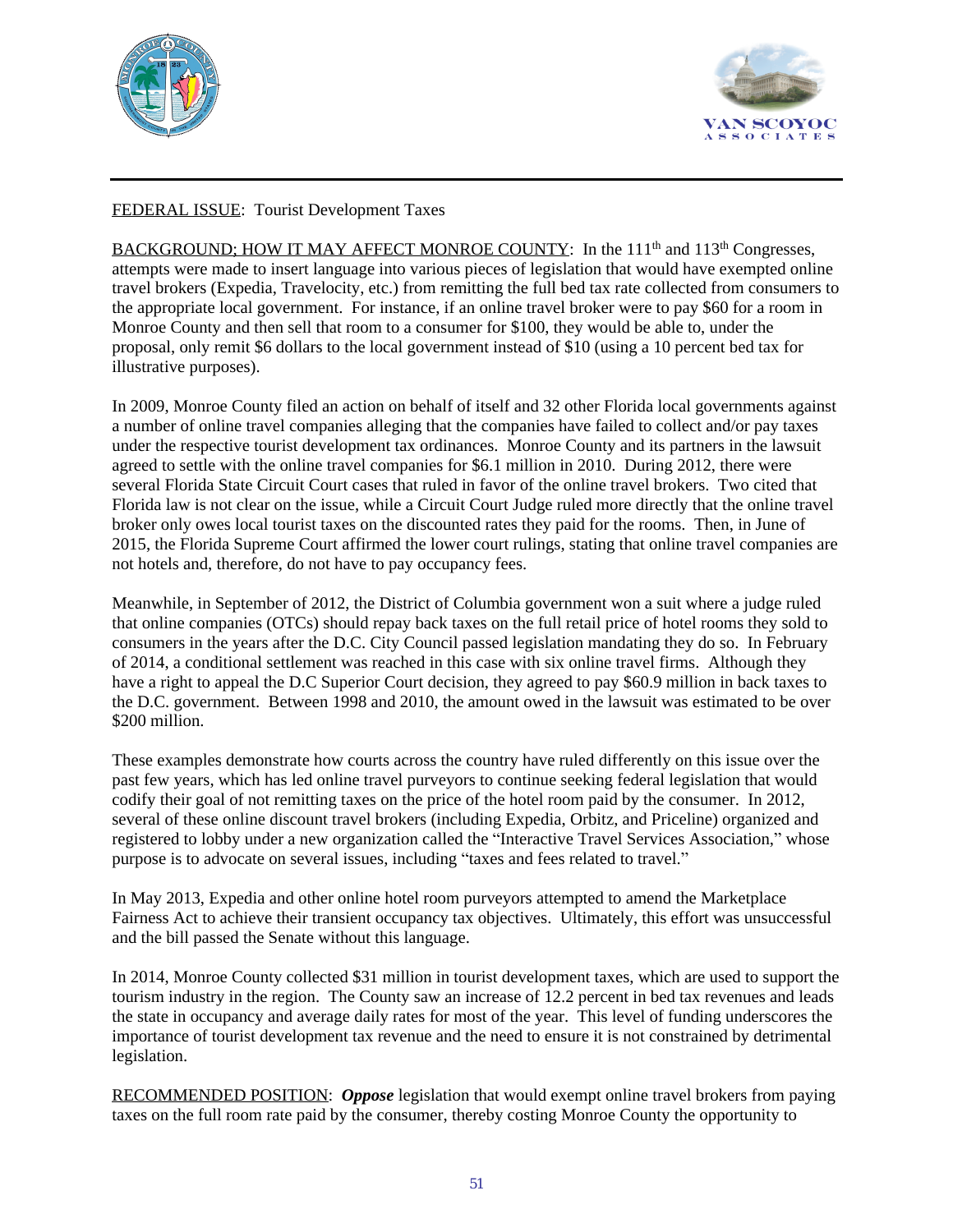FEDERAL ISSUE: Tourist Development Taxes

BACKGROUND; HOW IT MAY AFFECT MONROE COUNTY: In the 111th and 113th Congresses, attempts were made to insert language into various pieces of legislation that would have exempted online travel brokers (Expedia, Travelocity, etc.) from remitting the full bed tax rate collected from consumers to the appropriate local government. For instance, if an online travel broker were to pay $60 for a room in Monroe County and then sell that room to a consumer for $100, they would be able to, under the proposal, only remit $6 dollars to the local government instead of $10 (using a 10 percent bed tax for illustrative purposes).

In 2009, Monroe County filed an action on behalf of itself and 32 other Florida local governments against a number of online travel companies alleging that the companies have failed to collect and/or pay taxes under the respective tourist development tax ordinances. Monroe County and its partners in the lawsuit agreed to settle with the online travel companies for $6.1 million in 2010. During 2012, there were several Florida State Circuit Court cases that ruled in favor of the online travel brokers. Two cited that Florida law is not clear on the issue, while a Circuit Court Judge ruled more directly that the online travel broker only owes local tourist taxes on the discounted rates they paid for the rooms. Then, in June of 2015, the Florida Supreme Court affirmed the lower court rulings, stating that online travel companies are not hotels and, therefore, do not have to pay occupancy fees.

Meanwhile, in September of 2012, the District of Columbia government won a suit where a judge ruled that online companies (OTCs) should repay back taxes on the full retail price of hotel rooms they sold to consumers in the years after the D.C. City Council passed legislation mandating they do so. In February of 2014, a conditional settlement was reached in this case with six online travel firms. Although they have a right to appeal the D.C Superior Court decision, they agreed to pay $60.9 million in back taxes to the D.C. government. Between 1998 and 2010, the amount owed in the lawsuit was estimated to be over $200 million.

These examples demonstrate how courts across the country have ruled differently on this issue over the past few years, which has led online travel purveyors to continue seeking federal legislation that would codify their goal of not remitting taxes on the price of the hotel room paid by the consumer. In 2012, several of these online discount travel brokers (including Expedia, Orbitz, and Priceline) organized and registered to lobby under a new organization called the "Interactive Travel Services Association," whose purpose is to advocate on several issues, including "taxes and fees related to travel."

In May 2013, Expedia and other online hotel room purveyors attempted to amend the Marketplace Fairness Act to achieve their transient occupancy tax objectives. Ultimately, this effort was unsuccessful and the bill passed the Senate without this language.

In 2014, Monroe County collected $31 million in tourist development taxes, which are used to support the tourism industry in the region. The County saw an increase of 12.2 percent in bed tax revenues and leads the state in occupancy and average daily rates for most of the year. This level of funding underscores the importance of tourist development tax revenue and the need to ensure it is not constrained by detrimental legislation.

RECOMMENDED POSITION: ***Oppose*** legislation that would exempt online travel brokers from paying taxes on the full room rate paid by the consumer, thereby costing Monroe County the opportunity to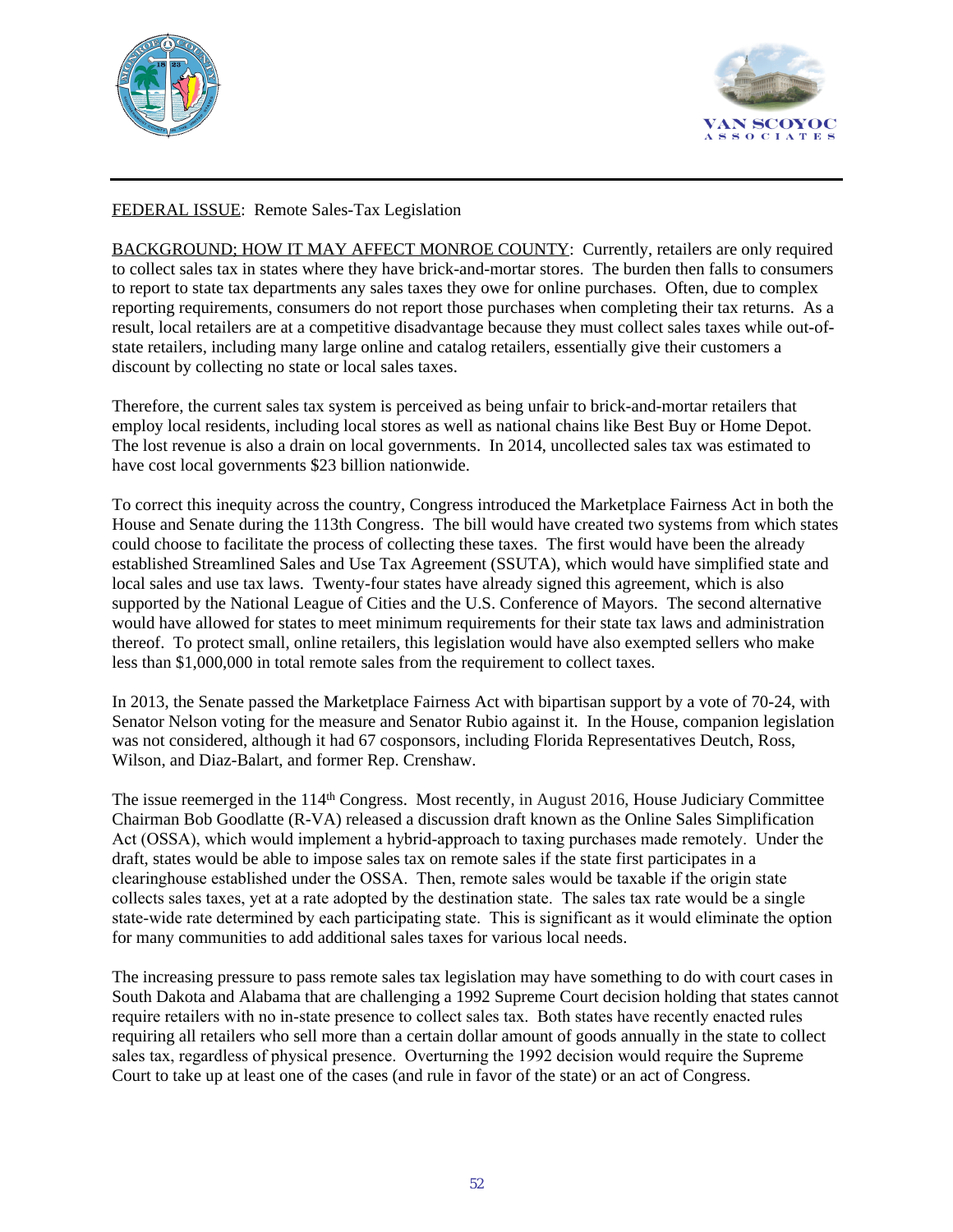FEDERAL ISSUE: Remote Sales-Tax Legislation

BACKGROUND; HOW IT MAY AFFECT MONROE COUNTY: Currently, retailers are only required to collect sales tax in states where they have brick-and-mortar stores. The burden then falls to consumers to report to state tax departments any sales taxes they owe for online purchases. Often, due to complex reporting requirements, consumers do not report those purchases when completing their tax returns. As a result, local retailers are at a competitive disadvantage because they must collect sales taxes while out-of-state retailers, including many large online and catalog retailers, essentially give their customers a discount by collecting no state or local sales taxes.

Therefore, the current sales tax system is perceived as being unfair to brick-and-mortar retailers that employ local residents, including local stores as well as national chains like Best Buy or Home Depot. The lost revenue is also a drain on local governments. In 2014, uncollected sales tax was estimated to have cost local governments $23 billion nationwide.

To correct this inequity across the country, Congress introduced the Marketplace Fairness Act in both the House and Senate during the 113th Congress. The bill would have created two systems from which states could choose to facilitate the process of collecting these taxes. The first would have been the already established Streamlined Sales and Use Tax Agreement (SSUTA), which would have simplified state and local sales and use tax laws. Twenty-four states have already signed this agreement, which is also supported by the National League of Cities and the U.S. Conference of Mayors. The second alternative would have allowed for states to meet minimum requirements for their state tax laws and administration thereof. To protect small, online retailers, this legislation would have also exempted sellers who make less than $1,000,000 in total remote sales from the requirement to collect taxes.

In 2013, the Senate passed the Marketplace Fairness Act with bipartisan support by a vote of 70-24, with Senator Nelson voting for the measure and Senator Rubio against it. In the House, companion legislation was not considered, although it had 67 cosponsors, including Florida Representatives Deutch, Ross, Wilson, and Diaz-Balart, and former Rep. Crenshaw.

The issue reemerged in the 114th Congress. Most recently, in August 2016, House Judiciary Committee Chairman Bob Goodlatte (R-VA) released a discussion draft known as the Online Sales Simplification Act (OSSA), which would implement a hybrid-approach to taxing purchases made remotely. Under the draft, states would be able to impose sales tax on remote sales if the state first participates in a clearinghouse established under the OSSA. Then, remote sales would be taxable if the origin state collects sales taxes, yet at a rate adopted by the destination state. The sales tax rate would be a single state-wide rate determined by each participating state. This is significant as it would eliminate the option for many communities to add additional sales taxes for various local needs.

The increasing pressure to pass remote sales tax legislation may have something to do with court cases in South Dakota and Alabama that are challenging a 1992 Supreme Court decision holding that states cannot require retailers with no in-state presence to collect sales tax. Both states have recently enacted rules requiring all retailers who sell more than a certain dollar amount of goods annually in the state to collect sales tax, regardless of physical presence. Overturning the 1992 decision would require the Supreme Court to take up at least one of the cases (and rule in favor of the state) or an act of Congress.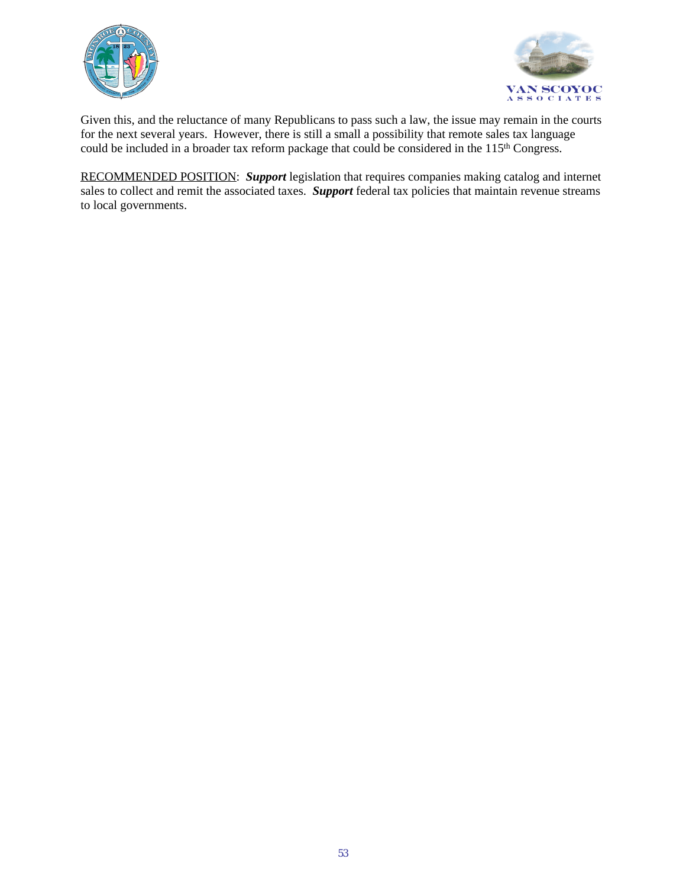Given this, and the reluctance of many Republicans to pass such a law, the issue may remain in the courts for the next several years. However, there is still a small a possibility that remote sales tax language could be included in a broader tax reform package that could be considered in the 115th Congress.

RECOMMENDED POSITION: ***Support*** legislation that requires companies making catalog and internet sales to collect and remit the associated taxes. ***Support*** federal tax policies that maintain revenue streams to local governments.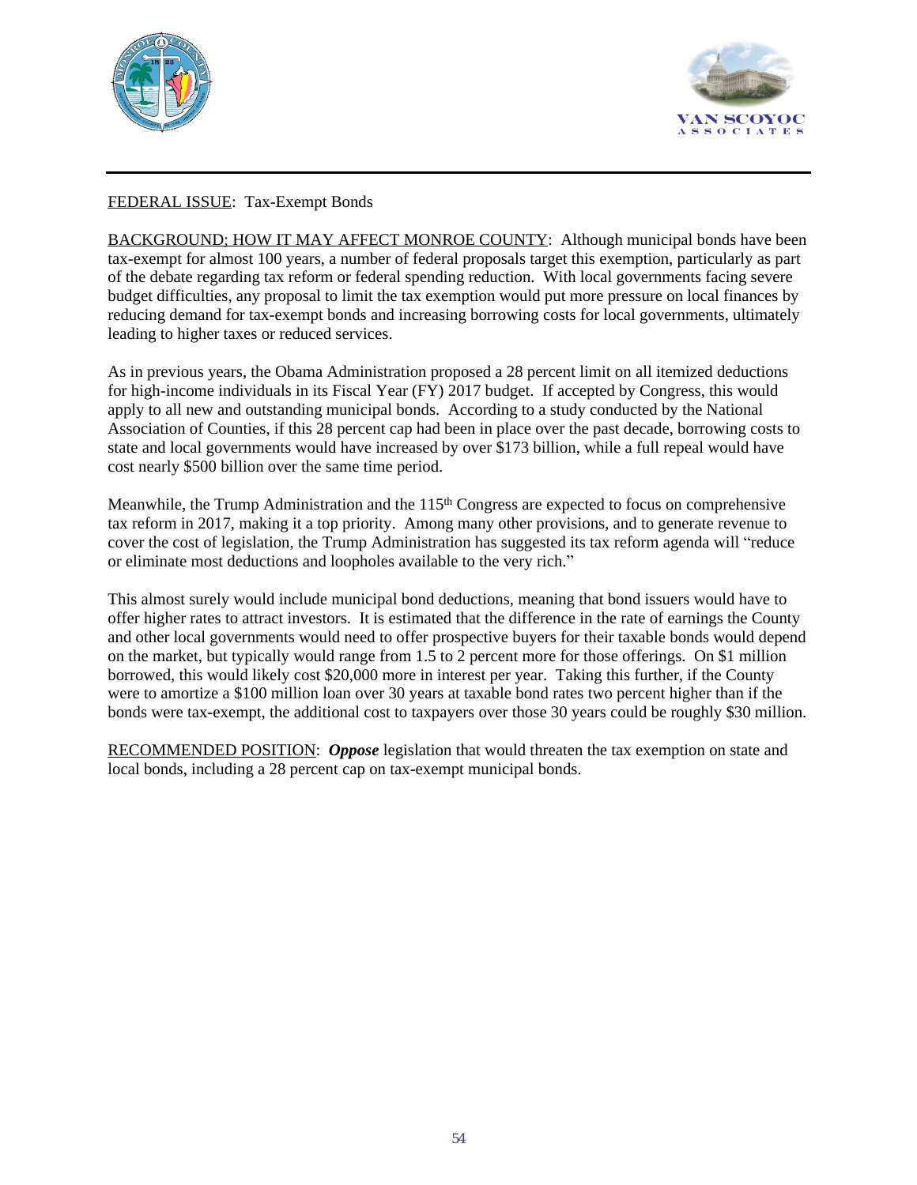FEDERAL ISSUE: Tax-Exempt Bonds

BACKGROUND; HOW IT MAY AFFECT MONROE COUNTY: Although municipal bonds have been tax-exempt for almost 100 years, a number of federal proposals target this exemption, particularly as part of the debate regarding tax reform or federal spending reduction. With local governments facing severe budget difficulties, any proposal to limit the tax exemption would put more pressure on local finances by reducing demand for tax-exempt bonds and increasing borrowing costs for local governments, ultimately leading to higher taxes or reduced services.

As in previous years, the Obama Administration proposed a 28 percent limit on all itemized deductions for high-income individuals in its Fiscal Year (FY) 2017 budget. If accepted by Congress, this would apply to all new and outstanding municipal bonds. According to a study conducted by the National Association of Counties, if this 28 percent cap had been in place over the past decade, borrowing costs to state and local governments would have increased by over $173 billion, while a full repeal would have cost nearly $500 billion over the same time period.

Meanwhile, the Trump Administration and the 115th Congress are expected to focus on comprehensive tax reform in 2017, making it a top priority. Among many other provisions, and to generate revenue to cover the cost of legislation, the Trump Administration has suggested its tax reform agenda will "reduce or eliminate most deductions and loopholes available to the very rich."

This almost surely would include municipal bond deductions, meaning that bond issuers would have to offer higher rates to attract investors. It is estimated that the difference in the rate of earnings the County and other local governments would need to offer prospective buyers for their taxable bonds would depend on the market, but typically would range from 1.5 to 2 percent more for those offerings. On $1 million borrowed, this would likely cost $20,000 more in interest per year. Taking this further, if the County were to amortize a $100 million loan over 30 years at taxable bond rates two percent higher than if the bonds were tax-exempt, the additional cost to taxpayers over those 30 years could be roughly $30 million.

RECOMMENDED POSITION: ***Oppose*** legislation that would threaten the tax exemption on state and local bonds, including a 28 percent cap on tax-exempt municipal bonds.